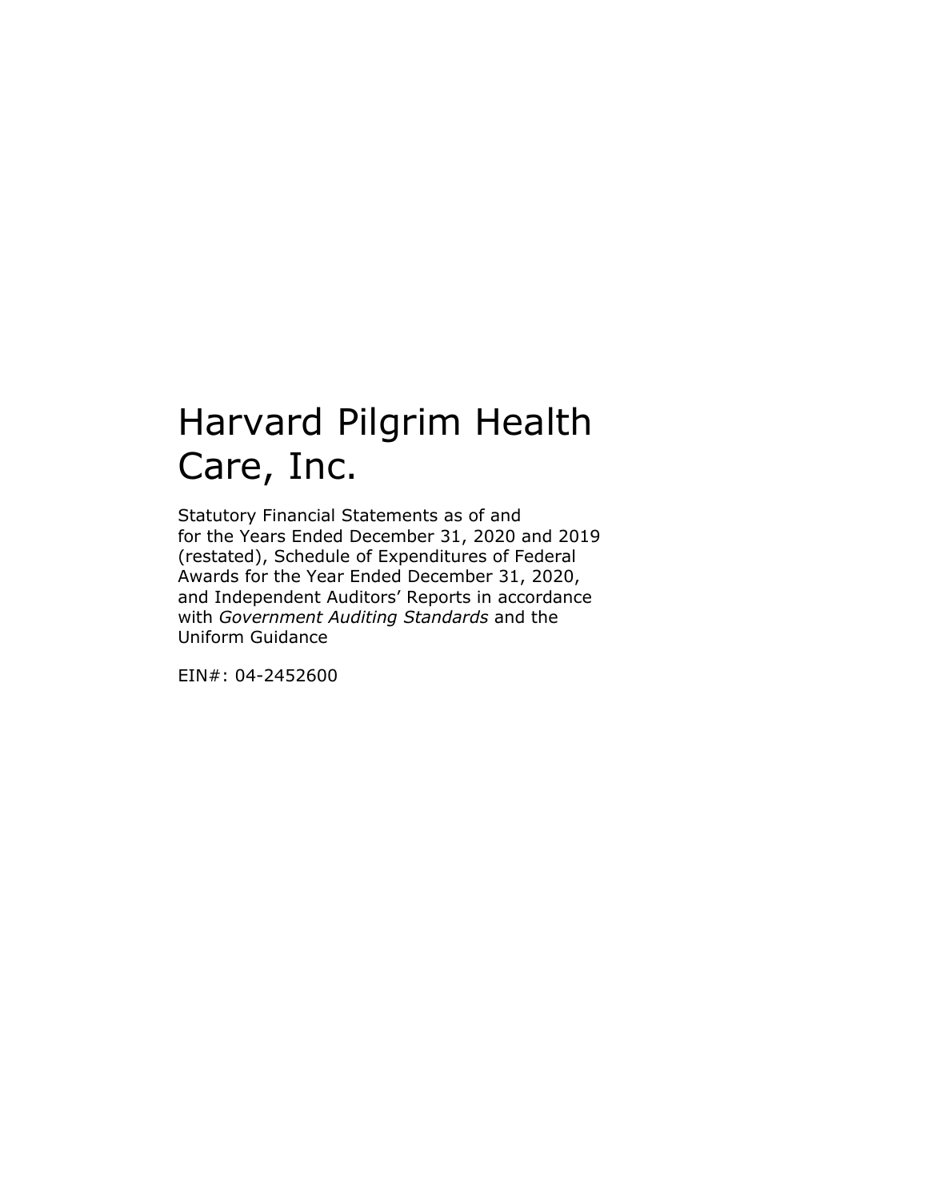# Harvard Pilgrim Health Care, Inc.

Statutory Financial Statements as of and for the Years Ended December 31, 2020 and 2019 (restated), Schedule of Expenditures of Federal Awards for the Year Ended December 31, 2020, and Independent Auditors' Reports in accordance with *Government Auditing Standards* and the Uniform Guidance

EIN#: 04-2452600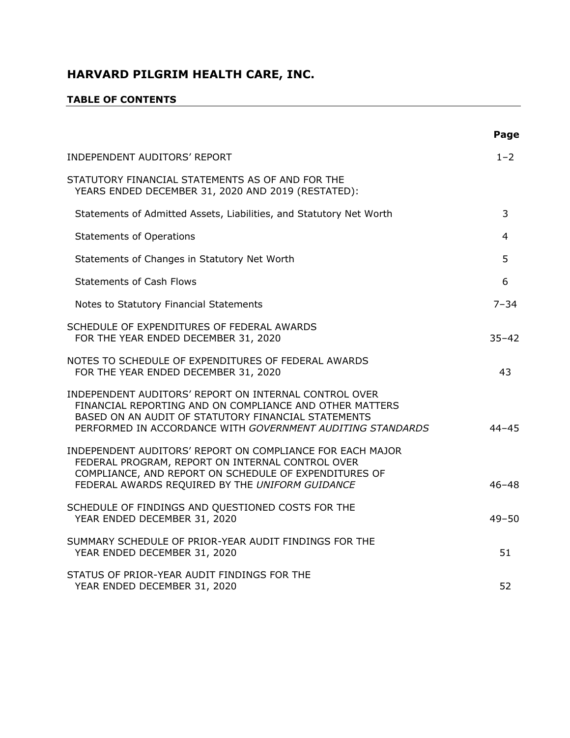# HARVARD PILGRIM HEALTH CARE, INC.

## TABLE OF CONTENTS

| | Page |
|---|---|
| INDEPENDENT AUDITORS' REPORT | 1–2 |
| STATUTORY FINANCIAL STATEMENTS AS OF AND FOR THE YEARS ENDED DECEMBER 31, 2020 AND 2019 (RESTATED): | |
| Statements of Admitted Assets, Liabilities, and Statutory Net Worth | 3 |
| Statements of Operations | 4 |
| Statements of Changes in Statutory Net Worth | 5 |
| Statements of Cash Flows | 6 |
| Notes to Statutory Financial Statements | 7–34 |
| SCHEDULE OF EXPENDITURES OF FEDERAL AWARDS FOR THE YEAR ENDED DECEMBER 31, 2020 | 35–42 |
| NOTES TO SCHEDULE OF EXPENDITURES OF FEDERAL AWARDS FOR THE YEAR ENDED DECEMBER 31, 2020 | 43 |
| INDEPENDENT AUDITORS' REPORT ON INTERNAL CONTROL OVER FINANCIAL REPORTING AND ON COMPLIANCE AND OTHER MATTERS BASED ON AN AUDIT OF STATUTORY FINANCIAL STATEMENTS PERFORMED IN ACCORDANCE WITH *GOVERNMENT AUDITING STANDARDS* | 44–45 |
| INDEPENDENT AUDITORS' REPORT ON COMPLIANCE FOR EACH MAJOR FEDERAL PROGRAM, REPORT ON INTERNAL CONTROL OVER COMPLIANCE, AND REPORT ON SCHEDULE OF EXPENDITURES OF FEDERAL AWARDS REQUIRED BY THE *UNIFORM GUIDANCE* | 46–48 |
| SCHEDULE OF FINDINGS AND QUESTIONED COSTS FOR THE YEAR ENDED DECEMBER 31, 2020 | 49–50 |
| SUMMARY SCHEDULE OF PRIOR-YEAR AUDIT FINDINGS FOR THE YEAR ENDED DECEMBER 31, 2020 | 51 |
| STATUS OF PRIOR-YEAR AUDIT FINDINGS FOR THE YEAR ENDED DECEMBER 31, 2020 | 52 |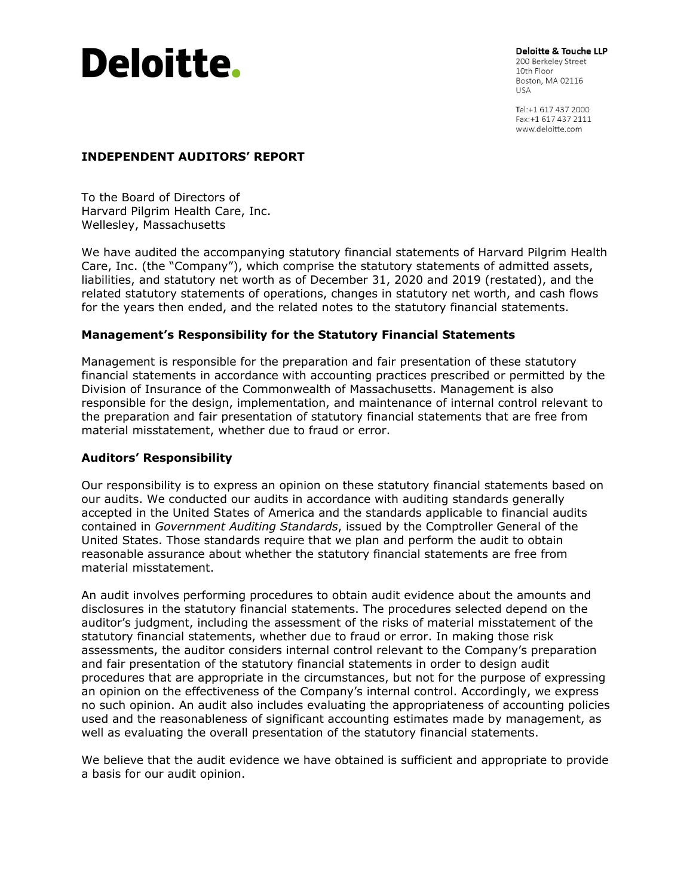**Deloitte.**

**Deloitte & Touche LLP**
200 Berkeley Street
10th Floor
Boston, MA 02116
USA

Tel:+1 617 437 2000
Fax:+1 617 437 2111
www.deloitte.com

## INDEPENDENT AUDITORS' REPORT

To the Board of Directors of
Harvard Pilgrim Health Care, Inc.
Wellesley, Massachusetts

We have audited the accompanying statutory financial statements of Harvard Pilgrim Health Care, Inc. (the "Company"), which comprise the statutory statements of admitted assets, liabilities, and statutory net worth as of December 31, 2020 and 2019 (restated), and the related statutory statements of operations, changes in statutory net worth, and cash flows for the years then ended, and the related notes to the statutory financial statements.

### Management's Responsibility for the Statutory Financial Statements

Management is responsible for the preparation and fair presentation of these statutory financial statements in accordance with accounting practices prescribed or permitted by the Division of Insurance of the Commonwealth of Massachusetts. Management is also responsible for the design, implementation, and maintenance of internal control relevant to the preparation and fair presentation of statutory financial statements that are free from material misstatement, whether due to fraud or error.

### Auditors' Responsibility

Our responsibility is to express an opinion on these statutory financial statements based on our audits. We conducted our audits in accordance with auditing standards generally accepted in the United States of America and the standards applicable to financial audits contained in *Government Auditing Standards*, issued by the Comptroller General of the United States. Those standards require that we plan and perform the audit to obtain reasonable assurance about whether the statutory financial statements are free from material misstatement.

An audit involves performing procedures to obtain audit evidence about the amounts and disclosures in the statutory financial statements. The procedures selected depend on the auditor's judgment, including the assessment of the risks of material misstatement of the statutory financial statements, whether due to fraud or error. In making those risk assessments, the auditor considers internal control relevant to the Company's preparation and fair presentation of the statutory financial statements in order to design audit procedures that are appropriate in the circumstances, but not for the purpose of expressing an opinion on the effectiveness of the Company's internal control. Accordingly, we express no such opinion. An audit also includes evaluating the appropriateness of accounting policies used and the reasonableness of significant accounting estimates made by management, as well as evaluating the overall presentation of the statutory financial statements.

We believe that the audit evidence we have obtained is sufficient and appropriate to provide a basis for our audit opinion.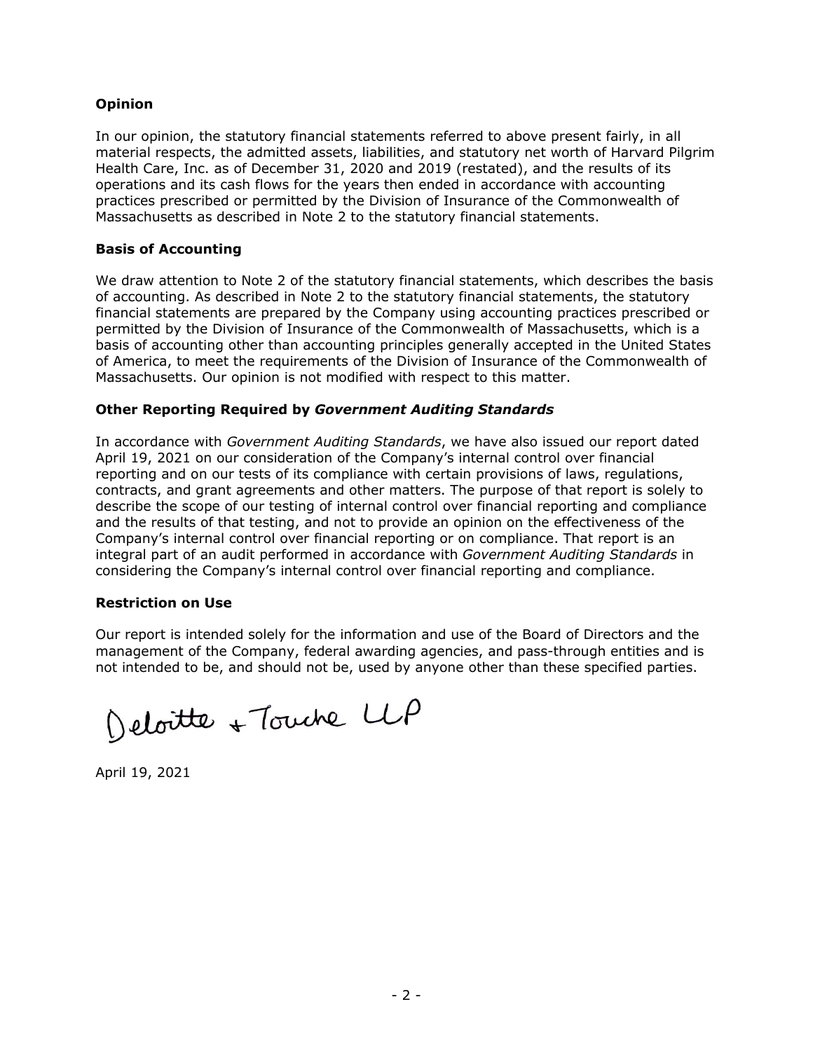## Opinion

In our opinion, the statutory financial statements referred to above present fairly, in all material respects, the admitted assets, liabilities, and statutory net worth of Harvard Pilgrim Health Care, Inc. as of December 31, 2020 and 2019 (restated), and the results of its operations and its cash flows for the years then ended in accordance with accounting practices prescribed or permitted by the Division of Insurance of the Commonwealth of Massachusetts as described in Note 2 to the statutory financial statements.

## Basis of Accounting

We draw attention to Note 2 of the statutory financial statements, which describes the basis of accounting. As described in Note 2 to the statutory financial statements, the statutory financial statements are prepared by the Company using accounting practices prescribed or permitted by the Division of Insurance of the Commonwealth of Massachusetts, which is a basis of accounting other than accounting principles generally accepted in the United States of America, to meet the requirements of the Division of Insurance of the Commonwealth of Massachusetts. Our opinion is not modified with respect to this matter.

## Other Reporting Required by *Government Auditing Standards*

In accordance with *Government Auditing Standards*, we have also issued our report dated April 19, 2021 on our consideration of the Company's internal control over financial reporting and on our tests of its compliance with certain provisions of laws, regulations, contracts, and grant agreements and other matters. The purpose of that report is solely to describe the scope of our testing of internal control over financial reporting and compliance and the results of that testing, and not to provide an opinion on the effectiveness of the Company's internal control over financial reporting or on compliance. That report is an integral part of an audit performed in accordance with *Government Auditing Standards* in considering the Company's internal control over financial reporting and compliance.

## Restriction on Use

Our report is intended solely for the information and use of the Board of Directors and the management of the Company, federal awarding agencies, and pass-through entities and is not intended to be, and should not be, used by anyone other than these specified parties.

Deloitte & Touche LLP

April 19, 2021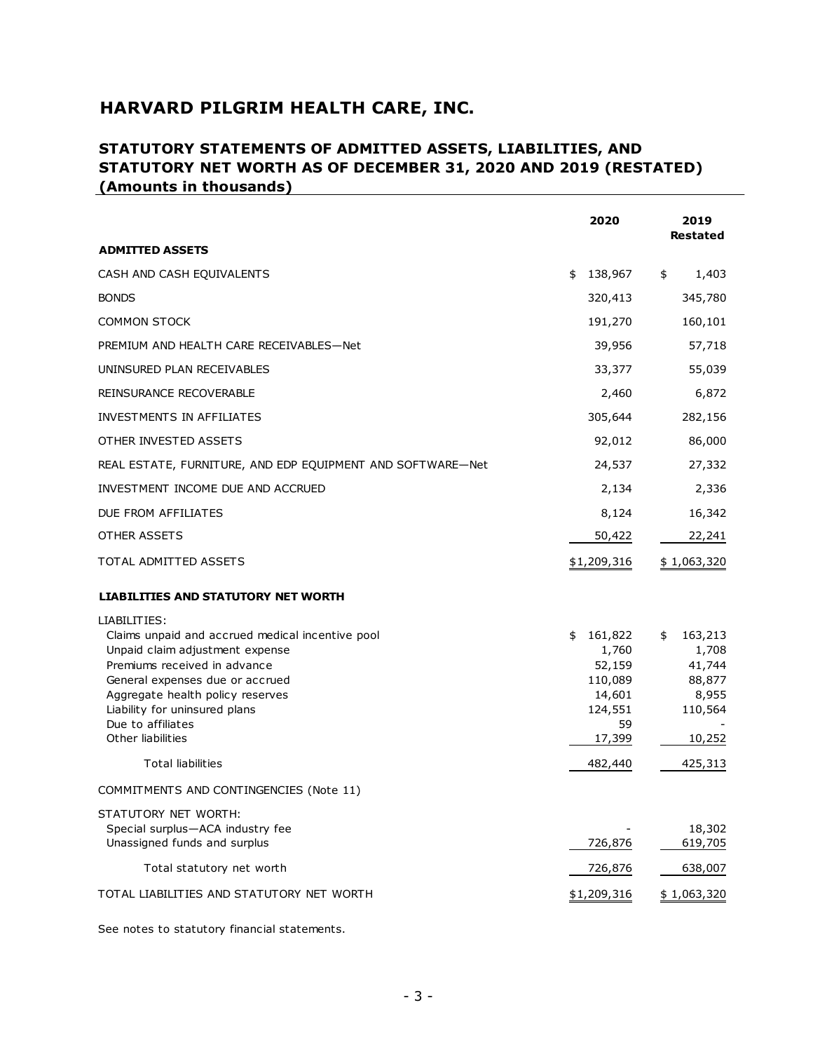# HARVARD PILGRIM HEALTH CARE, INC.

## STATUTORY STATEMENTS OF ADMITTED ASSETS, LIABILITIES, AND STATUTORY NET WORTH AS OF DECEMBER 31, 2020 AND 2019 (RESTATED)
## (Amounts in thousands)

| | 2020 | 2019 Restated |
|---|---|---|
| **ADMITTED ASSETS** | | |
| CASH AND CASH EQUIVALENTS | $ 138,967 | $ 1,403 |
| BONDS | 320,413 | 345,780 |
| COMMON STOCK | 191,270 | 160,101 |
| PREMIUM AND HEALTH CARE RECEIVABLES—Net | 39,956 | 57,718 |
| UNINSURED PLAN RECEIVABLES | 33,377 | 55,039 |
| REINSURANCE RECOVERABLE | 2,460 | 6,872 |
| INVESTMENTS IN AFFILIATES | 305,644 | 282,156 |
| OTHER INVESTED ASSETS | 92,012 | 86,000 |
| REAL ESTATE, FURNITURE, AND EDP EQUIPMENT AND SOFTWARE—Net | 24,537 | 27,332 |
| INVESTMENT INCOME DUE AND ACCRUED | 2,134 | 2,336 |
| DUE FROM AFFILIATES | 8,124 | 16,342 |
| OTHER ASSETS | 50,422 | 22,241 |
| TOTAL ADMITTED ASSETS | $1,209,316 | $ 1,063,320 |
| **LIABILITIES AND STATUTORY NET WORTH** | | |
| LIABILITIES: | | |
| Claims unpaid and accrued medical incentive pool | $ 161,822 | $ 163,213 |
| Unpaid claim adjustment expense | 1,760 | 1,708 |
| Premiums received in advance | 52,159 | 41,744 |
| General expenses due or accrued | 110,089 | 88,877 |
| Aggregate health policy reserves | 14,601 | 8,955 |
| Liability for uninsured plans | 124,551 | 110,564 |
| Due to affiliates | 59 | - |
| Other liabilities | 17,399 | 10,252 |
| Total liabilities | 482,440 | 425,313 |
| COMMITMENTS AND CONTINGENCIES (Note 11) | | |
| STATUTORY NET WORTH: | | |
| Special surplus—ACA industry fee | - | 18,302 |
| Unassigned funds and surplus | 726,876 | 619,705 |
| Total statutory net worth | 726,876 | 638,007 |
| TOTAL LIABILITIES AND STATUTORY NET WORTH | $1,209,316 | $ 1,063,320 |

See notes to statutory financial statements.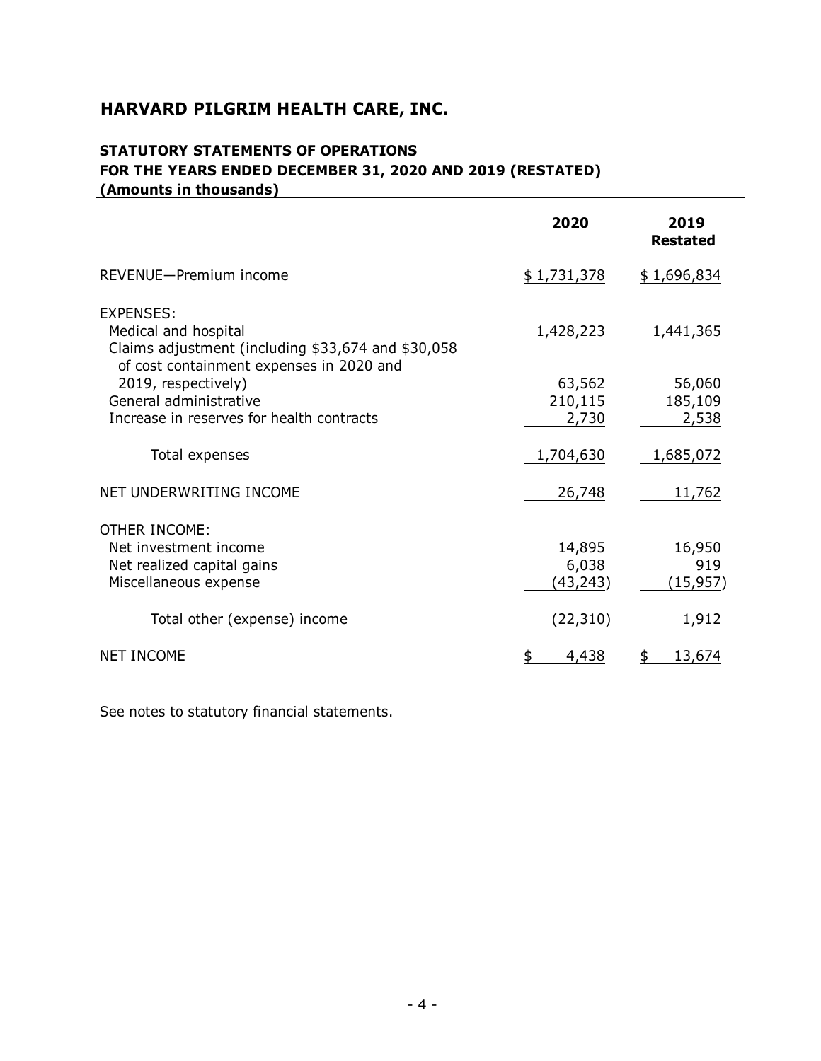# HARVARD PILGRIM HEALTH CARE, INC.

## STATUTORY STATEMENTS OF OPERATIONS
## FOR THE YEARS ENDED DECEMBER 31, 2020 AND 2019 (RESTATED)
## (Amounts in thousands)

| | 2020 | 2019 Restated |
|---|---|---|
| REVENUE—Premium income | $ 1,731,378 | $ 1,696,834 |
| EXPENSES: | | |
| Medical and hospital | 1,428,223 | 1,441,365 |
| Claims adjustment (including $33,674 and $30,058 of cost containment expenses in 2020 and 2019, respectively) | 63,562 | 56,060 |
| General administrative | 210,115 | 185,109 |
| Increase in reserves for health contracts | 2,730 | 2,538 |
| Total expenses | 1,704,630 | 1,685,072 |
| NET UNDERWRITING INCOME | 26,748 | 11,762 |
| OTHER INCOME: | | |
| Net investment income | 14,895 | 16,950 |
| Net realized capital gains | 6,038 | 919 |
| Miscellaneous expense | (43,243) | (15,957) |
| Total other (expense) income | (22,310) | 1,912 |
| NET INCOME | $ 4,438 | $ 13,674 |

See notes to statutory financial statements.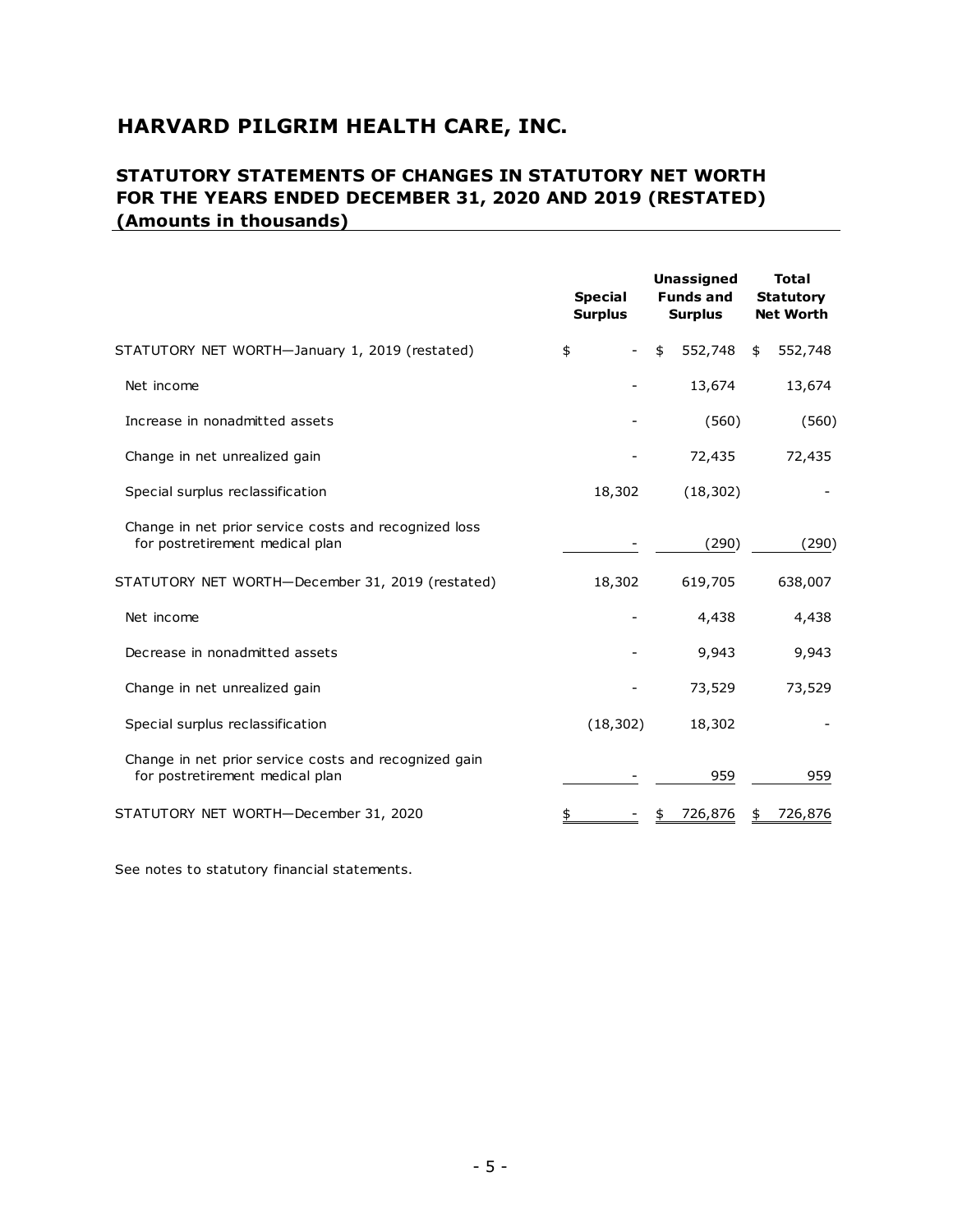# HARVARD PILGRIM HEALTH CARE, INC.

## STATUTORY STATEMENTS OF CHANGES IN STATUTORY NET WORTH FOR THE YEARS ENDED DECEMBER 31, 2020 AND 2019 (RESTATED) (Amounts in thousands)

| | Special Surplus | Unassigned Funds and Surplus | Total Statutory Net Worth |
|---|---|---|---|
| STATUTORY NET WORTH—January 1, 2019 (restated) | $ - | $ 552,748 | $ 552,748 |
| Net income | - | 13,674 | 13,674 |
| Increase in nonadmitted assets | - | (560) | (560) |
| Change in net unrealized gain | - | 72,435 | 72,435 |
| Special surplus reclassification | 18,302 | (18,302) | - |
| Change in net prior service costs and recognized loss for postretirement medical plan | - | (290) | (290) |
| STATUTORY NET WORTH—December 31, 2019 (restated) | 18,302 | 619,705 | 638,007 |
| Net income | - | 4,438 | 4,438 |
| Decrease in nonadmitted assets | - | 9,943 | 9,943 |
| Change in net unrealized gain | - | 73,529 | 73,529 |
| Special surplus reclassification | (18,302) | 18,302 | - |
| Change in net prior service costs and recognized gain for postretirement medical plan | - | 959 | 959 |
| STATUTORY NET WORTH—December 31, 2020 | $ - | $ 726,876 | $ 726,876 |

See notes to statutory financial statements.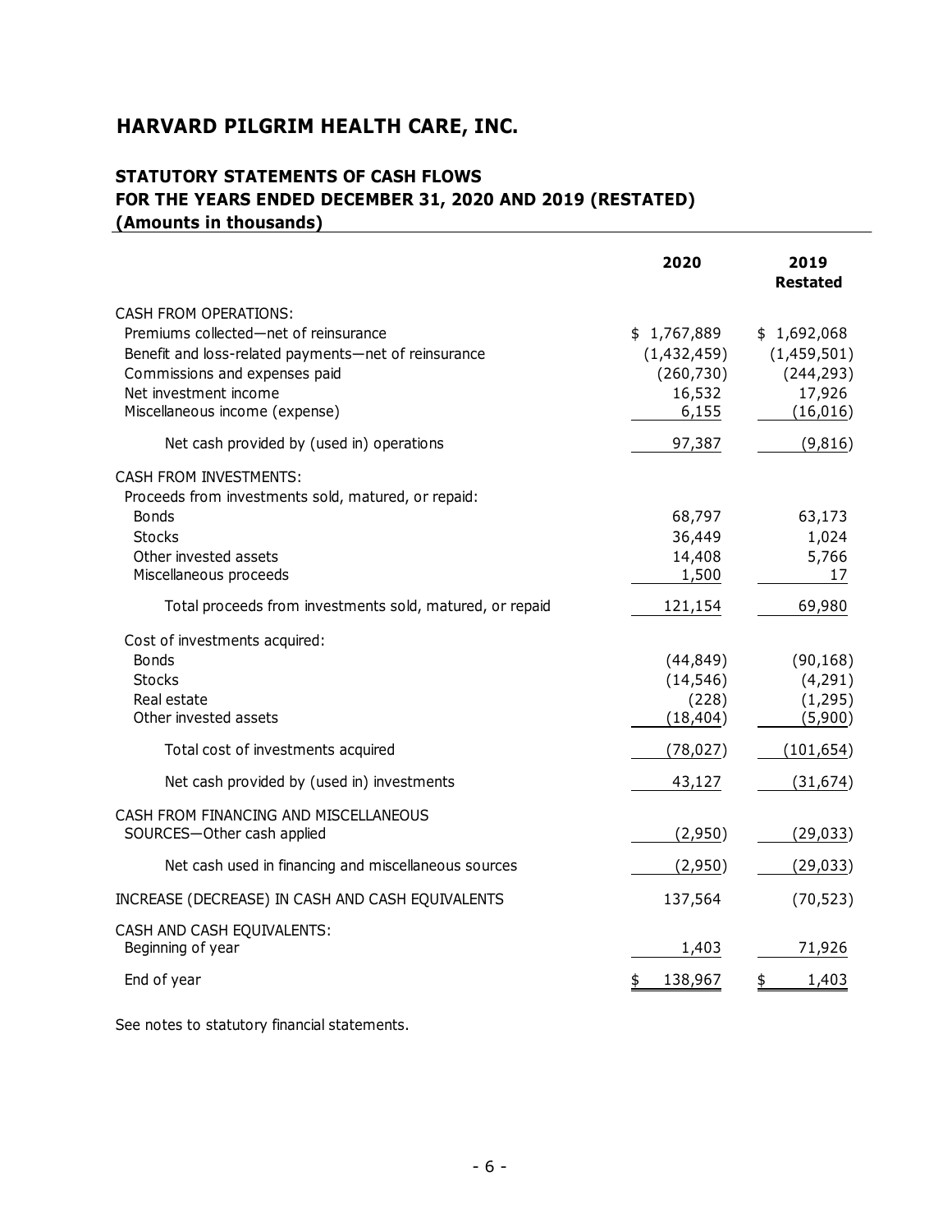# HARVARD PILGRIM HEALTH CARE, INC.

## STATUTORY STATEMENTS OF CASH FLOWS
## FOR THE YEARS ENDED DECEMBER 31, 2020 AND 2019 (RESTATED)
## (Amounts in thousands)

| | 2020 | 2019 Restated |
|---|---|---|
| CASH FROM OPERATIONS: | | |
| Premiums collected—net of reinsurance | $ 1,767,889 | $ 1,692,068 |
| Benefit and loss-related payments—net of reinsurance | (1,432,459) | (1,459,501) |
| Commissions and expenses paid | (260,730) | (244,293) |
| Net investment income | 16,532 | 17,926 |
| Miscellaneous income (expense) | 6,155 | (16,016) |
| Net cash provided by (used in) operations | 97,387 | (9,816) |
| CASH FROM INVESTMENTS: | | |
| Proceeds from investments sold, matured, or repaid: | | |
| Bonds | 68,797 | 63,173 |
| Stocks | 36,449 | 1,024 |
| Other invested assets | 14,408 | 5,766 |
| Miscellaneous proceeds | 1,500 | 17 |
| Total proceeds from investments sold, matured, or repaid | 121,154 | 69,980 |
| Cost of investments acquired: | | |
| Bonds | (44,849) | (90,168) |
| Stocks | (14,546) | (4,291) |
| Real estate | (228) | (1,295) |
| Other invested assets | (18,404) | (5,900) |
| Total cost of investments acquired | (78,027) | (101,654) |
| Net cash provided by (used in) investments | 43,127 | (31,674) |
| CASH FROM FINANCING AND MISCELLANEOUS SOURCES—Other cash applied | (2,950) | (29,033) |
| Net cash used in financing and miscellaneous sources | (2,950) | (29,033) |
| INCREASE (DECREASE) IN CASH AND CASH EQUIVALENTS | 137,564 | (70,523) |
| CASH AND CASH EQUIVALENTS: | | |
| Beginning of year | 1,403 | 71,926 |
| End of year | $ 138,967 | $ 1,403 |

See notes to statutory financial statements.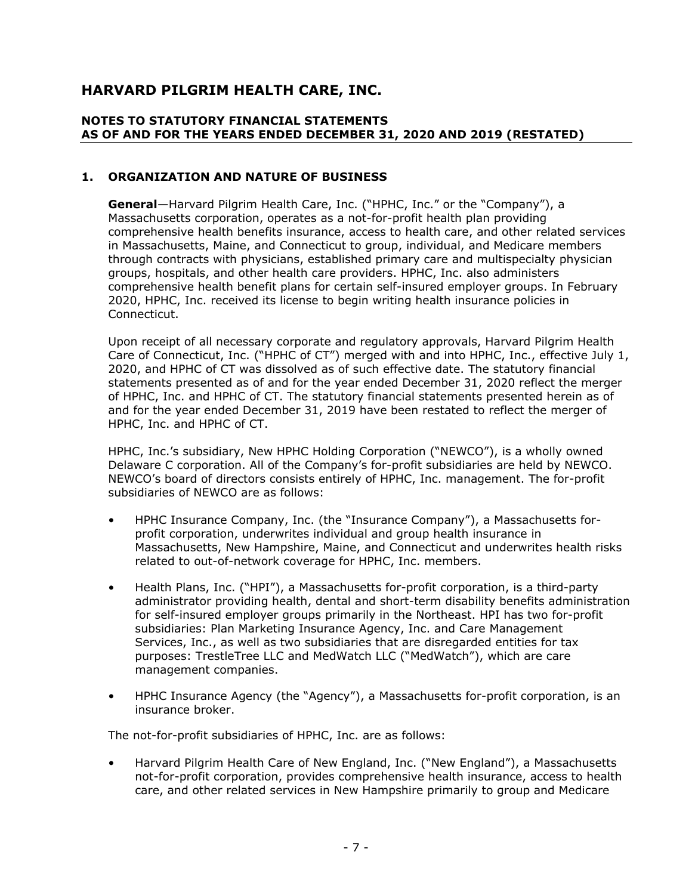# HARVARD PILGRIM HEALTH CARE, INC.

## NOTES TO STATUTORY FINANCIAL STATEMENTS AS OF AND FOR THE YEARS ENDED DECEMBER 31, 2020 AND 2019 (RESTATED)

### 1. ORGANIZATION AND NATURE OF BUSINESS

**General**—Harvard Pilgrim Health Care, Inc. ("HPHC, Inc." or the "Company"), a Massachusetts corporation, operates as a not-for-profit health plan providing comprehensive health benefits insurance, access to health care, and other related services in Massachusetts, Maine, and Connecticut to group, individual, and Medicare members through contracts with physicians, established primary care and multispecialty physician groups, hospitals, and other health care providers. HPHC, Inc. also administers comprehensive health benefit plans for certain self-insured employer groups. In February 2020, HPHC, Inc. received its license to begin writing health insurance policies in Connecticut.

Upon receipt of all necessary corporate and regulatory approvals, Harvard Pilgrim Health Care of Connecticut, Inc. ("HPHC of CT") merged with and into HPHC, Inc., effective July 1, 2020, and HPHC of CT was dissolved as of such effective date. The statutory financial statements presented as of and for the year ended December 31, 2020 reflect the merger of HPHC, Inc. and HPHC of CT. The statutory financial statements presented herein as of and for the year ended December 31, 2019 have been restated to reflect the merger of HPHC, Inc. and HPHC of CT.

HPHC, Inc.'s subsidiary, New HPHC Holding Corporation ("NEWCO"), is a wholly owned Delaware C corporation. All of the Company's for-profit subsidiaries are held by NEWCO. NEWCO's board of directors consists entirely of HPHC, Inc. management. The for-profit subsidiaries of NEWCO are as follows:

- HPHC Insurance Company, Inc. (the "Insurance Company"), a Massachusetts for-profit corporation, underwrites individual and group health insurance in Massachusetts, New Hampshire, Maine, and Connecticut and underwrites health risks related to out-of-network coverage for HPHC, Inc. members.
- Health Plans, Inc. ("HPI"), a Massachusetts for-profit corporation, is a third-party administrator providing health, dental and short-term disability benefits administration for self-insured employer groups primarily in the Northeast. HPI has two for-profit subsidiaries: Plan Marketing Insurance Agency, Inc. and Care Management Services, Inc., as well as two subsidiaries that are disregarded entities for tax purposes: TrestleTree LLC and MedWatch LLC ("MedWatch"), which are care management companies.
- HPHC Insurance Agency (the "Agency"), a Massachusetts for-profit corporation, is an insurance broker.

The not-for-profit subsidiaries of HPHC, Inc. are as follows:

- Harvard Pilgrim Health Care of New England, Inc. ("New England"), a Massachusetts not-for-profit corporation, provides comprehensive health insurance, access to health care, and other related services in New Hampshire primarily to group and Medicare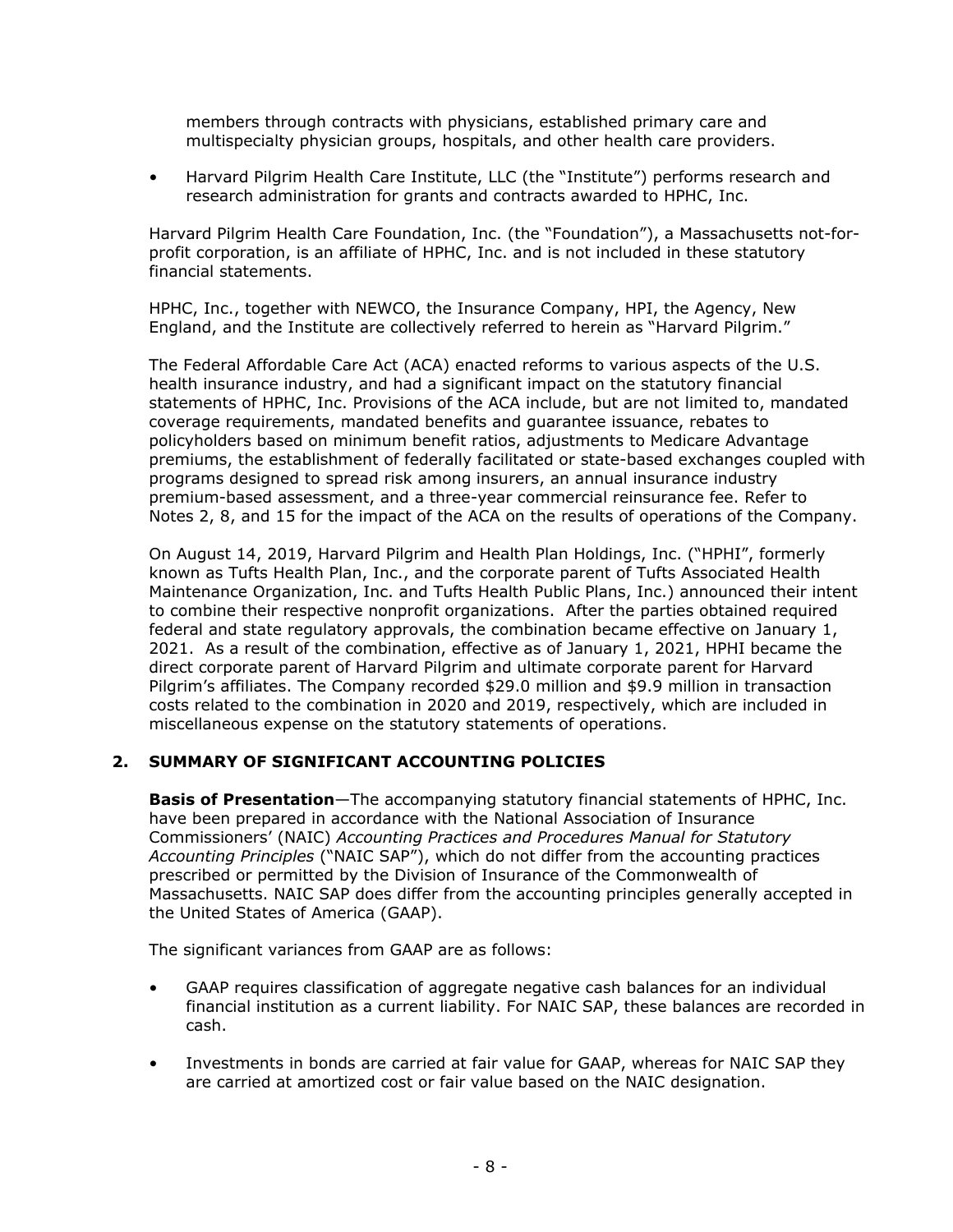members through contracts with physicians, established primary care and multispecialty physician groups, hospitals, and other health care providers.

- Harvard Pilgrim Health Care Institute, LLC (the "Institute") performs research and research administration for grants and contracts awarded to HPHC, Inc.

Harvard Pilgrim Health Care Foundation, Inc. (the "Foundation"), a Massachusetts not-for-profit corporation, is an affiliate of HPHC, Inc. and is not included in these statutory financial statements.

HPHC, Inc., together with NEWCO, the Insurance Company, HPI, the Agency, New England, and the Institute are collectively referred to herein as "Harvard Pilgrim."

The Federal Affordable Care Act (ACA) enacted reforms to various aspects of the U.S. health insurance industry, and had a significant impact on the statutory financial statements of HPHC, Inc. Provisions of the ACA include, but are not limited to, mandated coverage requirements, mandated benefits and guarantee issuance, rebates to policyholders based on minimum benefit ratios, adjustments to Medicare Advantage premiums, the establishment of federally facilitated or state-based exchanges coupled with programs designed to spread risk among insurers, an annual insurance industry premium-based assessment, and a three-year commercial reinsurance fee. Refer to Notes 2, 8, and 15 for the impact of the ACA on the results of operations of the Company.

On August 14, 2019, Harvard Pilgrim and Health Plan Holdings, Inc. ("HPHI", formerly known as Tufts Health Plan, Inc., and the corporate parent of Tufts Associated Health Maintenance Organization, Inc. and Tufts Health Public Plans, Inc.) announced their intent to combine their respective nonprofit organizations. After the parties obtained required federal and state regulatory approvals, the combination became effective on January 1, 2021. As a result of the combination, effective as of January 1, 2021, HPHI became the direct corporate parent of Harvard Pilgrim and ultimate corporate parent for Harvard Pilgrim's affiliates. The Company recorded $29.0 million and $9.9 million in transaction costs related to the combination in 2020 and 2019, respectively, which are included in miscellaneous expense on the statutory statements of operations.

## 2. SUMMARY OF SIGNIFICANT ACCOUNTING POLICIES

**Basis of Presentation**—The accompanying statutory financial statements of HPHC, Inc. have been prepared in accordance with the National Association of Insurance Commissioners' (NAIC) *Accounting Practices and Procedures Manual for Statutory Accounting Principles* ("NAIC SAP"), which do not differ from the accounting practices prescribed or permitted by the Division of Insurance of the Commonwealth of Massachusetts. NAIC SAP does differ from the accounting principles generally accepted in the United States of America (GAAP).

The significant variances from GAAP are as follows:

- GAAP requires classification of aggregate negative cash balances for an individual financial institution as a current liability. For NAIC SAP, these balances are recorded in cash.

- Investments in bonds are carried at fair value for GAAP, whereas for NAIC SAP they are carried at amortized cost or fair value based on the NAIC designation.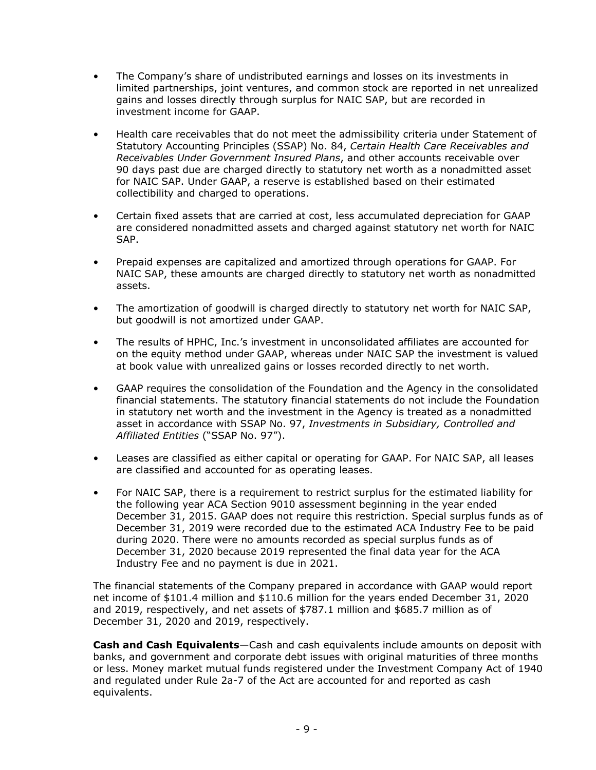- The Company's share of undistributed earnings and losses on its investments in limited partnerships, joint ventures, and common stock are reported in net unrealized gains and losses directly through surplus for NAIC SAP, but are recorded in investment income for GAAP.

- Health care receivables that do not meet the admissibility criteria under Statement of Statutory Accounting Principles (SSAP) No. 84, *Certain Health Care Receivables and Receivables Under Government Insured Plans*, and other accounts receivable over 90 days past due are charged directly to statutory net worth as a nonadmitted asset for NAIC SAP. Under GAAP, a reserve is established based on their estimated collectibility and charged to operations.

- Certain fixed assets that are carried at cost, less accumulated depreciation for GAAP are considered nonadmitted assets and charged against statutory net worth for NAIC SAP.

- Prepaid expenses are capitalized and amortized through operations for GAAP. For NAIC SAP, these amounts are charged directly to statutory net worth as nonadmitted assets.

- The amortization of goodwill is charged directly to statutory net worth for NAIC SAP, but goodwill is not amortized under GAAP.

- The results of HPHC, Inc.'s investment in unconsolidated affiliates are accounted for on the equity method under GAAP, whereas under NAIC SAP the investment is valued at book value with unrealized gains or losses recorded directly to net worth.

- GAAP requires the consolidation of the Foundation and the Agency in the consolidated financial statements. The statutory financial statements do not include the Foundation in statutory net worth and the investment in the Agency is treated as a nonadmitted asset in accordance with SSAP No. 97, *Investments in Subsidiary, Controlled and Affiliated Entities* ("SSAP No. 97").

- Leases are classified as either capital or operating for GAAP. For NAIC SAP, all leases are classified and accounted for as operating leases.

- For NAIC SAP, there is a requirement to restrict surplus for the estimated liability for the following year ACA Section 9010 assessment beginning in the year ended December 31, 2015. GAAP does not require this restriction. Special surplus funds as of December 31, 2019 were recorded due to the estimated ACA Industry Fee to be paid during 2020. There were no amounts recorded as special surplus funds as of December 31, 2020 because 2019 represented the final data year for the ACA Industry Fee and no payment is due in 2021.

The financial statements of the Company prepared in accordance with GAAP would report net income of $101.4 million and $110.6 million for the years ended December 31, 2020 and 2019, respectively, and net assets of $787.1 million and $685.7 million as of December 31, 2020 and 2019, respectively.

**Cash and Cash Equivalents**—Cash and cash equivalents include amounts on deposit with banks, and government and corporate debt issues with original maturities of three months or less. Money market mutual funds registered under the Investment Company Act of 1940 and regulated under Rule 2a-7 of the Act are accounted for and reported as cash equivalents.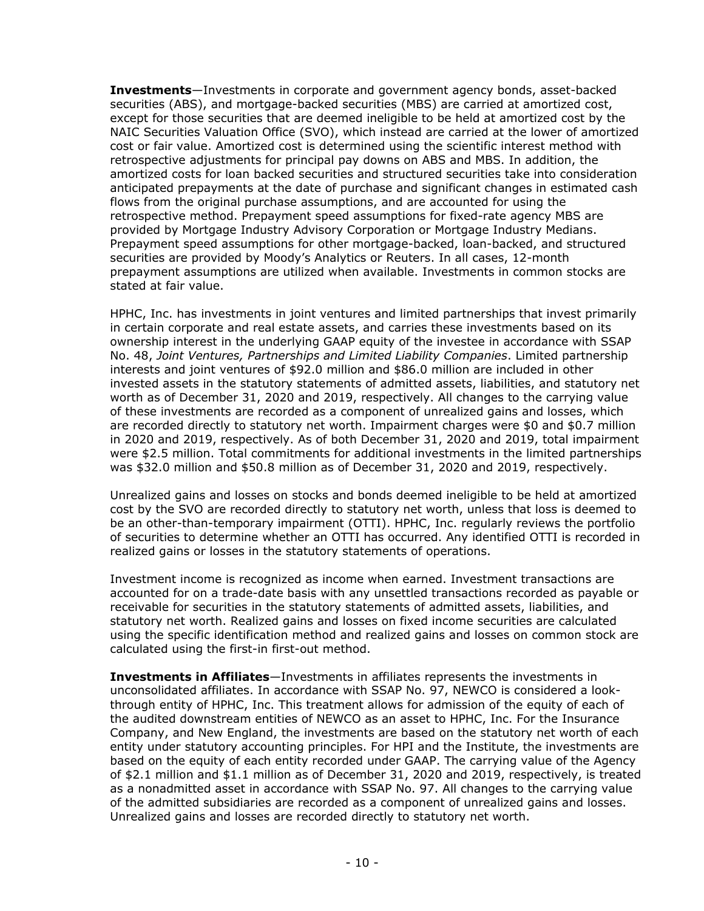**Investments**—Investments in corporate and government agency bonds, asset-backed securities (ABS), and mortgage-backed securities (MBS) are carried at amortized cost, except for those securities that are deemed ineligible to be held at amortized cost by the NAIC Securities Valuation Office (SVO), which instead are carried at the lower of amortized cost or fair value. Amortized cost is determined using the scientific interest method with retrospective adjustments for principal pay downs on ABS and MBS. In addition, the amortized costs for loan backed securities and structured securities take into consideration anticipated prepayments at the date of purchase and significant changes in estimated cash flows from the original purchase assumptions, and are accounted for using the retrospective method. Prepayment speed assumptions for fixed-rate agency MBS are provided by Mortgage Industry Advisory Corporation or Mortgage Industry Medians. Prepayment speed assumptions for other mortgage-backed, loan-backed, and structured securities are provided by Moody's Analytics or Reuters. In all cases, 12-month prepayment assumptions are utilized when available. Investments in common stocks are stated at fair value.

HPHC, Inc. has investments in joint ventures and limited partnerships that invest primarily in certain corporate and real estate assets, and carries these investments based on its ownership interest in the underlying GAAP equity of the investee in accordance with SSAP No. 48, *Joint Ventures, Partnerships and Limited Liability Companies*. Limited partnership interests and joint ventures of $92.0 million and $86.0 million are included in other invested assets in the statutory statements of admitted assets, liabilities, and statutory net worth as of December 31, 2020 and 2019, respectively. All changes to the carrying value of these investments are recorded as a component of unrealized gains and losses, which are recorded directly to statutory net worth. Impairment charges were $0 and $0.7 million in 2020 and 2019, respectively. As of both December 31, 2020 and 2019, total impairment were $2.5 million. Total commitments for additional investments in the limited partnerships was $32.0 million and $50.8 million as of December 31, 2020 and 2019, respectively.

Unrealized gains and losses on stocks and bonds deemed ineligible to be held at amortized cost by the SVO are recorded directly to statutory net worth, unless that loss is deemed to be an other-than-temporary impairment (OTTI). HPHC, Inc. regularly reviews the portfolio of securities to determine whether an OTTI has occurred. Any identified OTTI is recorded in realized gains or losses in the statutory statements of operations.

Investment income is recognized as income when earned. Investment transactions are accounted for on a trade-date basis with any unsettled transactions recorded as payable or receivable for securities in the statutory statements of admitted assets, liabilities, and statutory net worth. Realized gains and losses on fixed income securities are calculated using the specific identification method and realized gains and losses on common stock are calculated using the first-in first-out method.

**Investments in Affiliates**—Investments in affiliates represents the investments in unconsolidated affiliates. In accordance with SSAP No. 97, NEWCO is considered a look-through entity of HPHC, Inc. This treatment allows for admission of the equity of each of the audited downstream entities of NEWCO as an asset to HPHC, Inc. For the Insurance Company, and New England, the investments are based on the statutory net worth of each entity under statutory accounting principles. For HPI and the Institute, the investments are based on the equity of each entity recorded under GAAP. The carrying value of the Agency of $2.1 million and $1.1 million as of December 31, 2020 and 2019, respectively, is treated as a nonadmitted asset in accordance with SSAP No. 97. All changes to the carrying value of the admitted subsidiaries are recorded as a component of unrealized gains and losses. Unrealized gains and losses are recorded directly to statutory net worth.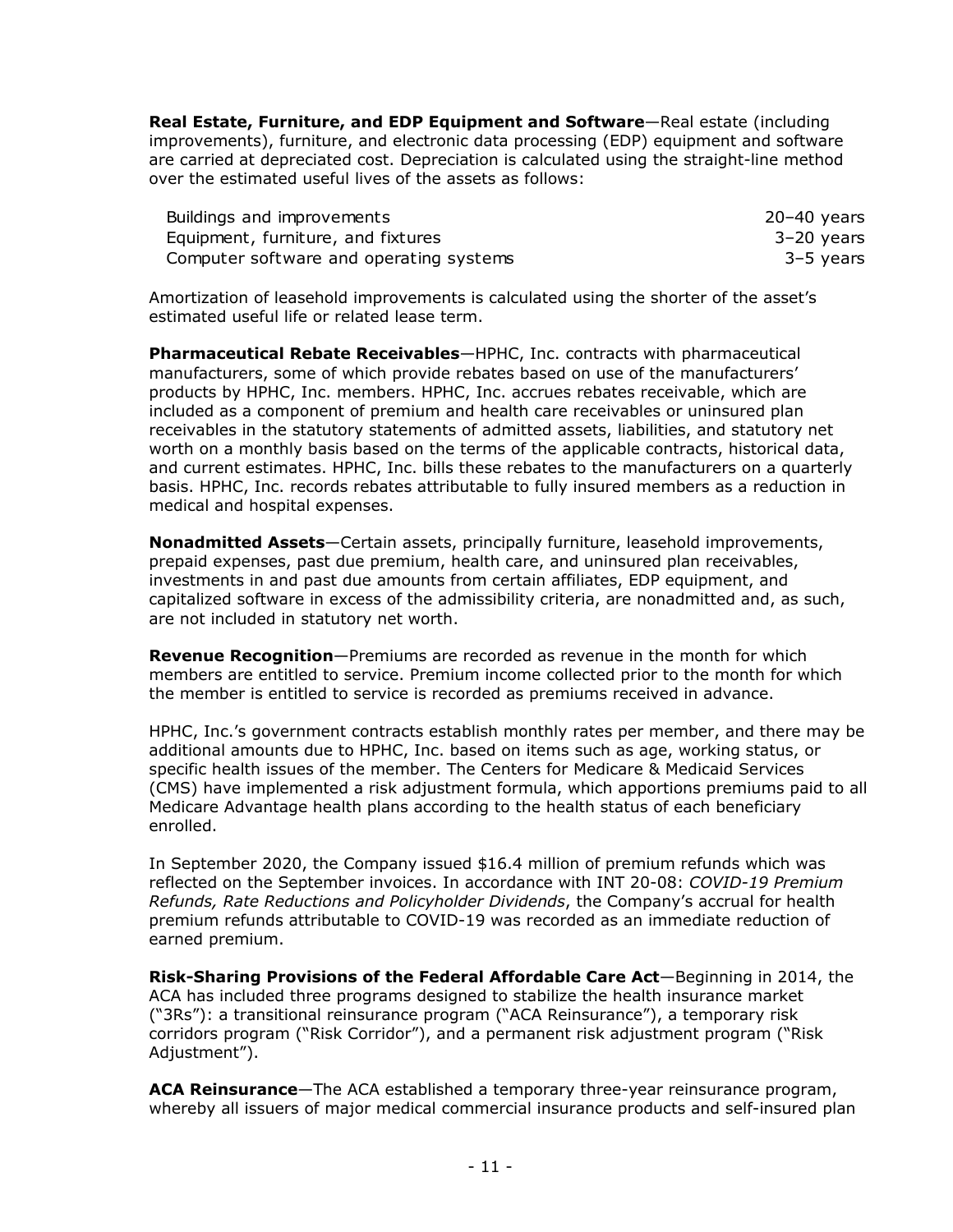**Real Estate, Furniture, and EDP Equipment and Software**—Real estate (including improvements), furniture, and electronic data processing (EDP) equipment and software are carried at depreciated cost. Depreciation is calculated using the straight-line method over the estimated useful lives of the assets as follows:

| | |
|---|---|
| Buildings and improvements | 20–40 years |
| Equipment, furniture, and fixtures | 3–20 years |
| Computer software and operating systems | 3–5 years |

Amortization of leasehold improvements is calculated using the shorter of the asset's estimated useful life or related lease term.

**Pharmaceutical Rebate Receivables**—HPHC, Inc. contracts with pharmaceutical manufacturers, some of which provide rebates based on use of the manufacturers' products by HPHC, Inc. members. HPHC, Inc. accrues rebates receivable, which are included as a component of premium and health care receivables or uninsured plan receivables in the statutory statements of admitted assets, liabilities, and statutory net worth on a monthly basis based on the terms of the applicable contracts, historical data, and current estimates. HPHC, Inc. bills these rebates to the manufacturers on a quarterly basis. HPHC, Inc. records rebates attributable to fully insured members as a reduction in medical and hospital expenses.

**Nonadmitted Assets**—Certain assets, principally furniture, leasehold improvements, prepaid expenses, past due premium, health care, and uninsured plan receivables, investments in and past due amounts from certain affiliates, EDP equipment, and capitalized software in excess of the admissibility criteria, are nonadmitted and, as such, are not included in statutory net worth.

**Revenue Recognition**—Premiums are recorded as revenue in the month for which members are entitled to service. Premium income collected prior to the month for which the member is entitled to service is recorded as premiums received in advance.

HPHC, Inc.'s government contracts establish monthly rates per member, and there may be additional amounts due to HPHC, Inc. based on items such as age, working status, or specific health issues of the member. The Centers for Medicare & Medicaid Services (CMS) have implemented a risk adjustment formula, which apportions premiums paid to all Medicare Advantage health plans according to the health status of each beneficiary enrolled.

In September 2020, the Company issued $16.4 million of premium refunds which was reflected on the September invoices. In accordance with INT 20-08: *COVID-19 Premium Refunds, Rate Reductions and Policyholder Dividends*, the Company's accrual for health premium refunds attributable to COVID-19 was recorded as an immediate reduction of earned premium.

**Risk-Sharing Provisions of the Federal Affordable Care Act**—Beginning in 2014, the ACA has included three programs designed to stabilize the health insurance market ("3Rs"): a transitional reinsurance program ("ACA Reinsurance"), a temporary risk corridors program ("Risk Corridor"), and a permanent risk adjustment program ("Risk Adjustment").

**ACA Reinsurance**—The ACA established a temporary three-year reinsurance program, whereby all issuers of major medical commercial insurance products and self-insured plan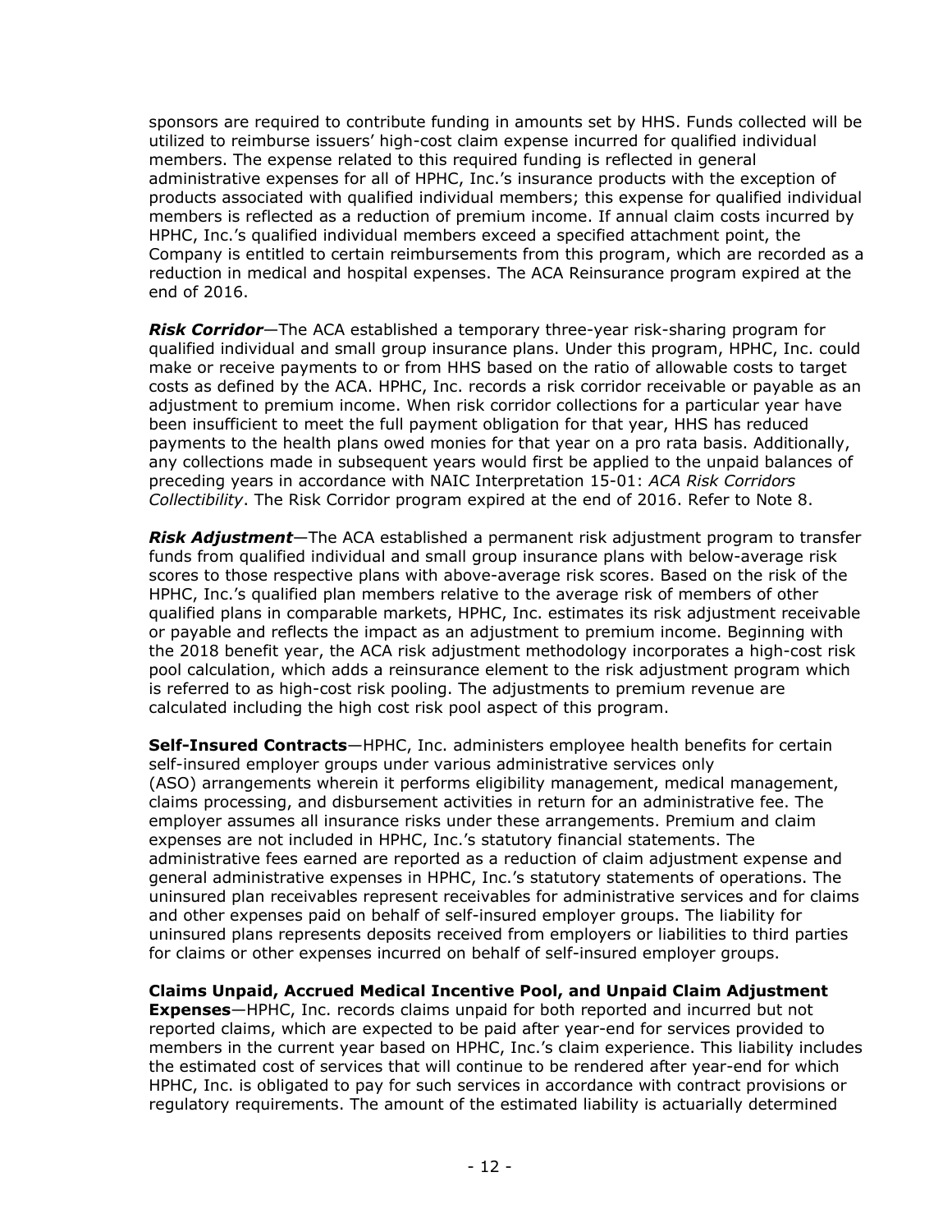sponsors are required to contribute funding in amounts set by HHS. Funds collected will be utilized to reimburse issuers' high-cost claim expense incurred for qualified individual members. The expense related to this required funding is reflected in general administrative expenses for all of HPHC, Inc.'s insurance products with the exception of products associated with qualified individual members; this expense for qualified individual members is reflected as a reduction of premium income. If annual claim costs incurred by HPHC, Inc.'s qualified individual members exceed a specified attachment point, the Company is entitled to certain reimbursements from this program, which are recorded as a reduction in medical and hospital expenses. The ACA Reinsurance program expired at the end of 2016.

***Risk Corridor***—The ACA established a temporary three-year risk-sharing program for qualified individual and small group insurance plans. Under this program, HPHC, Inc. could make or receive payments to or from HHS based on the ratio of allowable costs to target costs as defined by the ACA. HPHC, Inc. records a risk corridor receivable or payable as an adjustment to premium income. When risk corridor collections for a particular year have been insufficient to meet the full payment obligation for that year, HHS has reduced payments to the health plans owed monies for that year on a pro rata basis. Additionally, any collections made in subsequent years would first be applied to the unpaid balances of preceding years in accordance with NAIC Interpretation 15-01: *ACA Risk Corridors Collectibility*. The Risk Corridor program expired at the end of 2016. Refer to Note 8.

***Risk Adjustment***—The ACA established a permanent risk adjustment program to transfer funds from qualified individual and small group insurance plans with below-average risk scores to those respective plans with above-average risk scores. Based on the risk of the HPHC, Inc.'s qualified plan members relative to the average risk of members of other qualified plans in comparable markets, HPHC, Inc. estimates its risk adjustment receivable or payable and reflects the impact as an adjustment to premium income. Beginning with the 2018 benefit year, the ACA risk adjustment methodology incorporates a high-cost risk pool calculation, which adds a reinsurance element to the risk adjustment program which is referred to as high-cost risk pooling. The adjustments to premium revenue are calculated including the high cost risk pool aspect of this program.

**Self-Insured Contracts**—HPHC, Inc. administers employee health benefits for certain self-insured employer groups under various administrative services only (ASO) arrangements wherein it performs eligibility management, medical management, claims processing, and disbursement activities in return for an administrative fee. The employer assumes all insurance risks under these arrangements. Premium and claim expenses are not included in HPHC, Inc.'s statutory financial statements. The administrative fees earned are reported as a reduction of claim adjustment expense and general administrative expenses in HPHC, Inc.'s statutory statements of operations. The uninsured plan receivables represent receivables for administrative services and for claims and other expenses paid on behalf of self-insured employer groups. The liability for uninsured plans represents deposits received from employers or liabilities to third parties for claims or other expenses incurred on behalf of self-insured employer groups.

**Claims Unpaid, Accrued Medical Incentive Pool, and Unpaid Claim Adjustment Expenses**—HPHC, Inc. records claims unpaid for both reported and incurred but not reported claims, which are expected to be paid after year-end for services provided to members in the current year based on HPHC, Inc.'s claim experience. This liability includes the estimated cost of services that will continue to be rendered after year-end for which HPHC, Inc. is obligated to pay for such services in accordance with contract provisions or regulatory requirements. The amount of the estimated liability is actuarially determined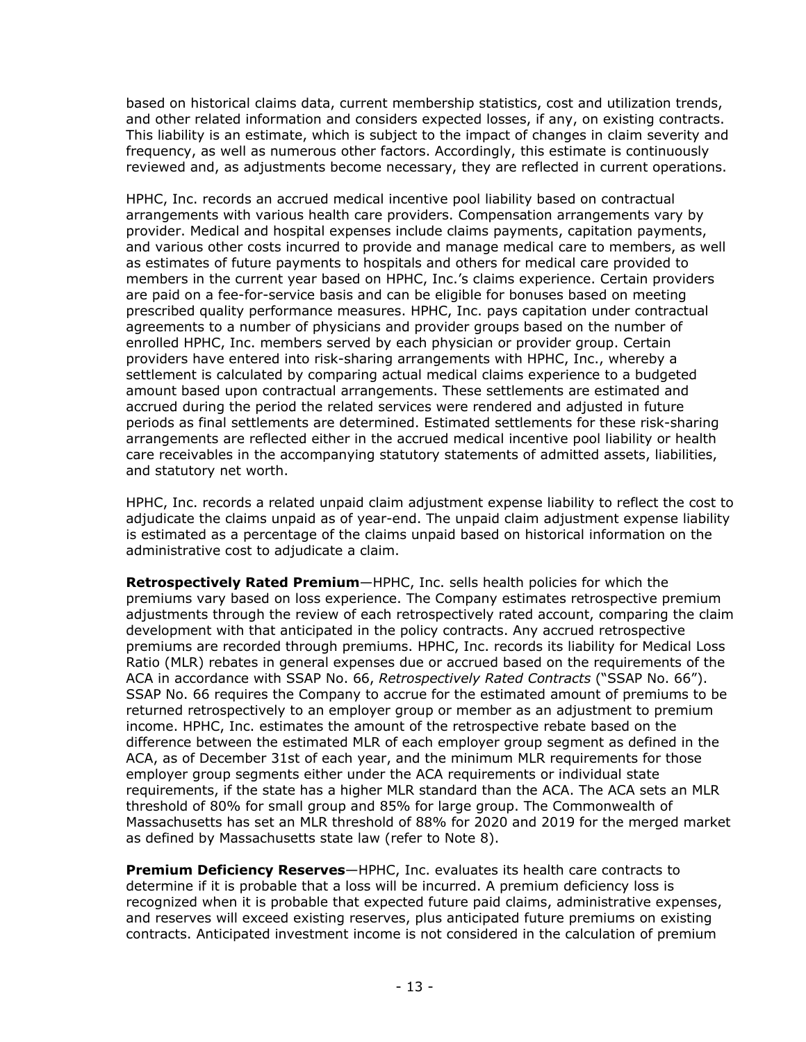based on historical claims data, current membership statistics, cost and utilization trends, and other related information and considers expected losses, if any, on existing contracts. This liability is an estimate, which is subject to the impact of changes in claim severity and frequency, as well as numerous other factors. Accordingly, this estimate is continuously reviewed and, as adjustments become necessary, they are reflected in current operations.

HPHC, Inc. records an accrued medical incentive pool liability based on contractual arrangements with various health care providers. Compensation arrangements vary by provider. Medical and hospital expenses include claims payments, capitation payments, and various other costs incurred to provide and manage medical care to members, as well as estimates of future payments to hospitals and others for medical care provided to members in the current year based on HPHC, Inc.'s claims experience. Certain providers are paid on a fee-for-service basis and can be eligible for bonuses based on meeting prescribed quality performance measures. HPHC, Inc. pays capitation under contractual agreements to a number of physicians and provider groups based on the number of enrolled HPHC, Inc. members served by each physician or provider group. Certain providers have entered into risk-sharing arrangements with HPHC, Inc., whereby a settlement is calculated by comparing actual medical claims experience to a budgeted amount based upon contractual arrangements. These settlements are estimated and accrued during the period the related services were rendered and adjusted in future periods as final settlements are determined. Estimated settlements for these risk-sharing arrangements are reflected either in the accrued medical incentive pool liability or health care receivables in the accompanying statutory statements of admitted assets, liabilities, and statutory net worth.

HPHC, Inc. records a related unpaid claim adjustment expense liability to reflect the cost to adjudicate the claims unpaid as of year-end. The unpaid claim adjustment expense liability is estimated as a percentage of the claims unpaid based on historical information on the administrative cost to adjudicate a claim.

**Retrospectively Rated Premium**—HPHC, Inc. sells health policies for which the premiums vary based on loss experience. The Company estimates retrospective premium adjustments through the review of each retrospectively rated account, comparing the claim development with that anticipated in the policy contracts. Any accrued retrospective premiums are recorded through premiums. HPHC, Inc. records its liability for Medical Loss Ratio (MLR) rebates in general expenses due or accrued based on the requirements of the ACA in accordance with SSAP No. 66, *Retrospectively Rated Contracts* ("SSAP No. 66"). SSAP No. 66 requires the Company to accrue for the estimated amount of premiums to be returned retrospectively to an employer group or member as an adjustment to premium income. HPHC, Inc. estimates the amount of the retrospective rebate based on the difference between the estimated MLR of each employer group segment as defined in the ACA, as of December 31st of each year, and the minimum MLR requirements for those employer group segments either under the ACA requirements or individual state requirements, if the state has a higher MLR standard than the ACA. The ACA sets an MLR threshold of 80% for small group and 85% for large group. The Commonwealth of Massachusetts has set an MLR threshold of 88% for 2020 and 2019 for the merged market as defined by Massachusetts state law (refer to Note 8).

**Premium Deficiency Reserves**—HPHC, Inc. evaluates its health care contracts to determine if it is probable that a loss will be incurred. A premium deficiency loss is recognized when it is probable that expected future paid claims, administrative expenses, and reserves will exceed existing reserves, plus anticipated future premiums on existing contracts. Anticipated investment income is not considered in the calculation of premium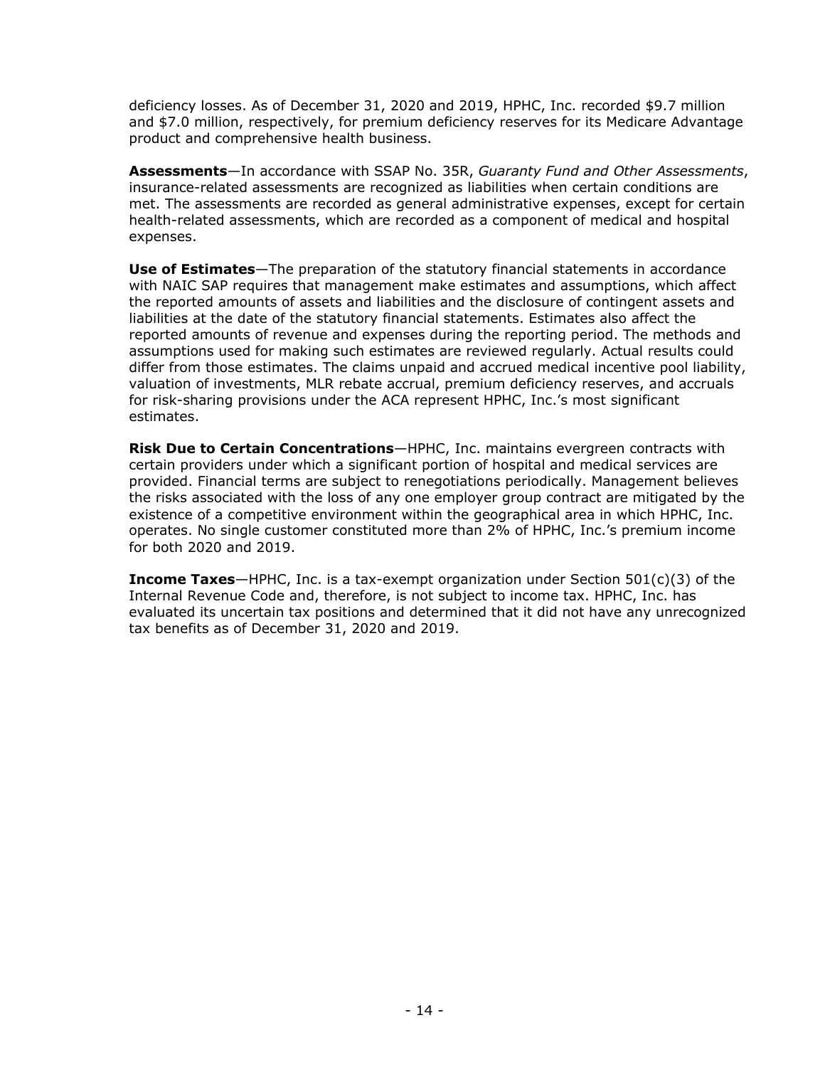deficiency losses. As of December 31, 2020 and 2019, HPHC, Inc. recorded $9.7 million and $7.0 million, respectively, for premium deficiency reserves for its Medicare Advantage product and comprehensive health business.

**Assessments**—In accordance with SSAP No. 35R, *Guaranty Fund and Other Assessments*, insurance-related assessments are recognized as liabilities when certain conditions are met. The assessments are recorded as general administrative expenses, except for certain health-related assessments, which are recorded as a component of medical and hospital expenses.

**Use of Estimates**—The preparation of the statutory financial statements in accordance with NAIC SAP requires that management make estimates and assumptions, which affect the reported amounts of assets and liabilities and the disclosure of contingent assets and liabilities at the date of the statutory financial statements. Estimates also affect the reported amounts of revenue and expenses during the reporting period. The methods and assumptions used for making such estimates are reviewed regularly. Actual results could differ from those estimates. The claims unpaid and accrued medical incentive pool liability, valuation of investments, MLR rebate accrual, premium deficiency reserves, and accruals for risk-sharing provisions under the ACA represent HPHC, Inc.'s most significant estimates.

**Risk Due to Certain Concentrations**—HPHC, Inc. maintains evergreen contracts with certain providers under which a significant portion of hospital and medical services are provided. Financial terms are subject to renegotiations periodically. Management believes the risks associated with the loss of any one employer group contract are mitigated by the existence of a competitive environment within the geographical area in which HPHC, Inc. operates. No single customer constituted more than 2% of HPHC, Inc.'s premium income for both 2020 and 2019.

**Income Taxes**—HPHC, Inc. is a tax-exempt organization under Section 501(c)(3) of the Internal Revenue Code and, therefore, is not subject to income tax. HPHC, Inc. has evaluated its uncertain tax positions and determined that it did not have any unrecognized tax benefits as of December 31, 2020 and 2019.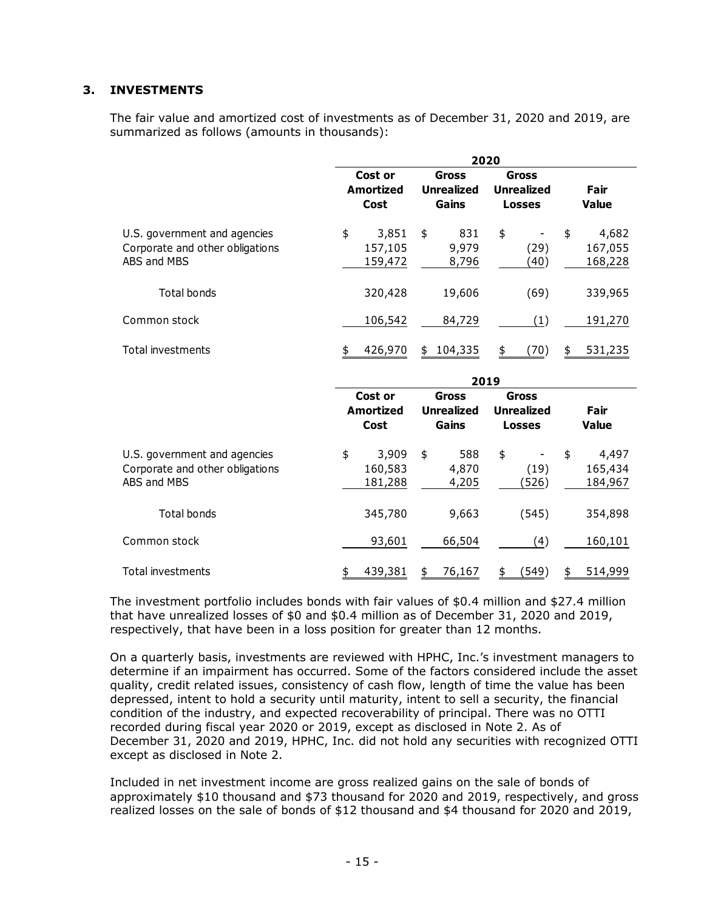## 3. INVESTMENTS

The fair value and amortized cost of investments as of December 31, 2020 and 2019, are summarized as follows (amounts in thousands):

| | 2020 | | | |
|---|---|---|---|---|
| | Cost or Amortized Cost | Gross Unrealized Gains | Gross Unrealized Losses | Fair Value |
| U.S. government and agencies | $ 3,851 | $ 831 | $ - | $ 4,682 |
| Corporate and other obligations | 157,105 | 9,979 | (29) | 167,055 |
| ABS and MBS | 159,472 | 8,796 | (40) | 168,228 |
| Total bonds | 320,428 | 19,606 | (69) | 339,965 |
| Common stock | 106,542 | 84,729 | (1) | 191,270 |
| Total investments | $ 426,970 | $ 104,335 | $ (70) | $ 531,235 |

| | 2019 | | | |
|---|---|---|---|---|
| | Cost or Amortized Cost | Gross Unrealized Gains | Gross Unrealized Losses | Fair Value |
| U.S. government and agencies | $ 3,909 | $ 588 | $ - | $ 4,497 |
| Corporate and other obligations | 160,583 | 4,870 | (19) | 165,434 |
| ABS and MBS | 181,288 | 4,205 | (526) | 184,967 |
| Total bonds | 345,780 | 9,663 | (545) | 354,898 |
| Common stock | 93,601 | 66,504 | (4) | 160,101 |
| Total investments | $ 439,381 | $ 76,167 | $ (549) | $ 514,999 |

The investment portfolio includes bonds with fair values of $0.4 million and $27.4 million that have unrealized losses of $0 and $0.4 million as of December 31, 2020 and 2019, respectively, that have been in a loss position for greater than 12 months.

On a quarterly basis, investments are reviewed with HPHC, Inc.'s investment managers to determine if an impairment has occurred. Some of the factors considered include the asset quality, credit related issues, consistency of cash flow, length of time the value has been depressed, intent to hold a security until maturity, intent to sell a security, the financial condition of the industry, and expected recoverability of principal. There was no OTTI recorded during fiscal year 2020 or 2019, except as disclosed in Note 2. As of December 31, 2020 and 2019, HPHC, Inc. did not hold any securities with recognized OTTI except as disclosed in Note 2.

Included in net investment income are gross realized gains on the sale of bonds of approximately $10 thousand and $73 thousand for 2020 and 2019, respectively, and gross realized losses on the sale of bonds of $12 thousand and $4 thousand for 2020 and 2019,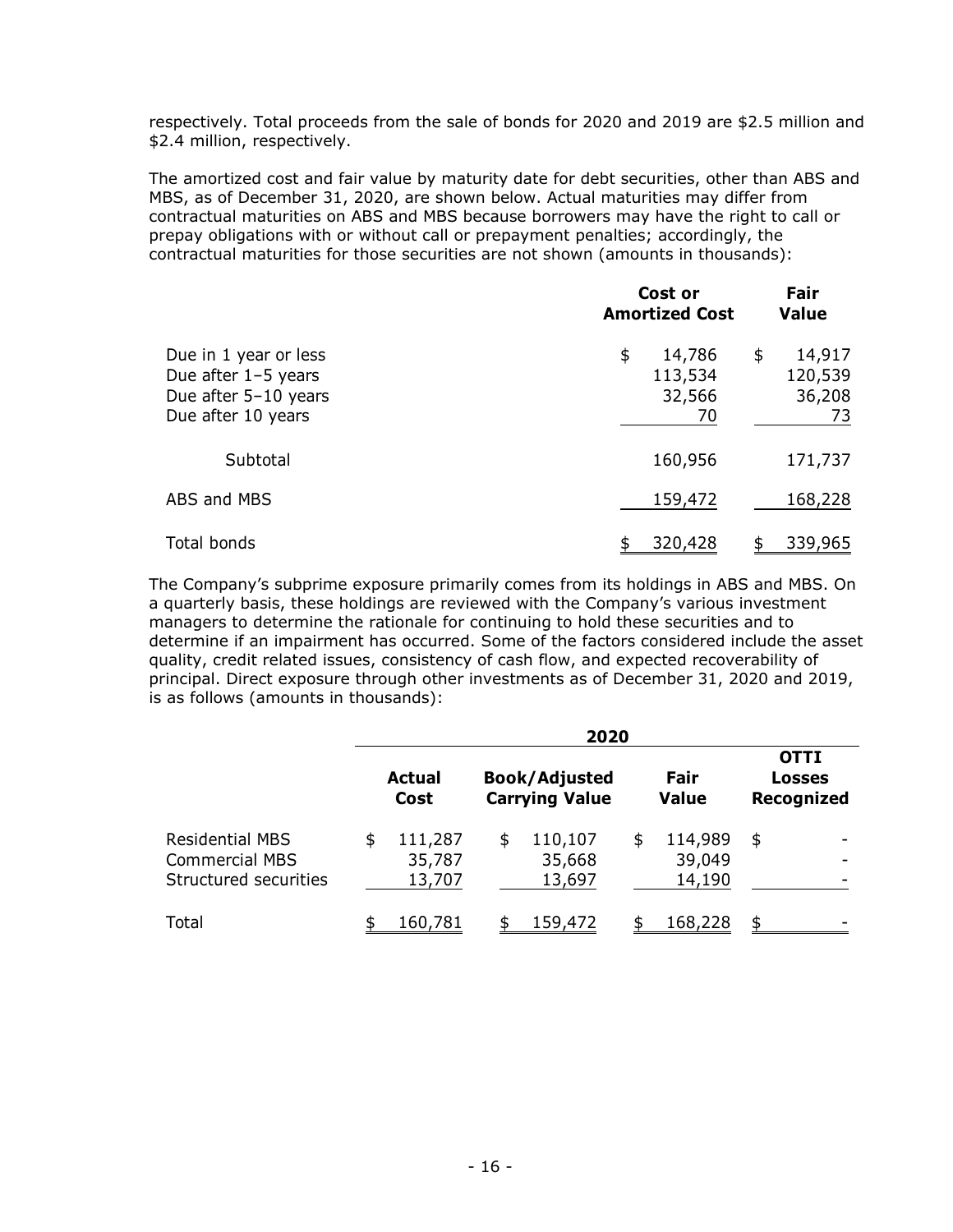respectively. Total proceeds from the sale of bonds for 2020 and 2019 are $2.5 million and $2.4 million, respectively.

The amortized cost and fair value by maturity date for debt securities, other than ABS and MBS, as of December 31, 2020, are shown below. Actual maturities may differ from contractual maturities on ABS and MBS because borrowers may have the right to call or prepay obligations with or without call or prepayment penalties; accordingly, the contractual maturities for those securities are not shown (amounts in thousands):

| | Cost or Amortized Cost | Fair Value |
|---|---|---|
| Due in 1 year or less | $ 14,786 | $ 14,917 |
| Due after 1–5 years | 113,534 | 120,539 |
| Due after 5–10 years | 32,566 | 36,208 |
| Due after 10 years | 70 | 73 |
| Subtotal | 160,956 | 171,737 |
| ABS and MBS | 159,472 | 168,228 |
| Total bonds | $ 320,428 | $ 339,965 |

The Company's subprime exposure primarily comes from its holdings in ABS and MBS. On a quarterly basis, these holdings are reviewed with the Company's various investment managers to determine the rationale for continuing to hold these securities and to determine if an impairment has occurred. Some of the factors considered include the asset quality, credit related issues, consistency of cash flow, and expected recoverability of principal. Direct exposure through other investments as of December 31, 2020 and 2019, is as follows (amounts in thousands):

| | 2020 | | | |
|---|---|---|---|---|
| | Actual Cost | Book/Adjusted Carrying Value | Fair Value | OTTI Losses Recognized |
| Residential MBS | $ 111,287 | $ 110,107 | $ 114,989 | $ - |
| Commercial MBS | 35,787 | 35,668 | 39,049 | - |
| Structured securities | 13,707 | 13,697 | 14,190 | - |
| Total | $ 160,781 | $ 159,472 | $ 168,228 | $ - |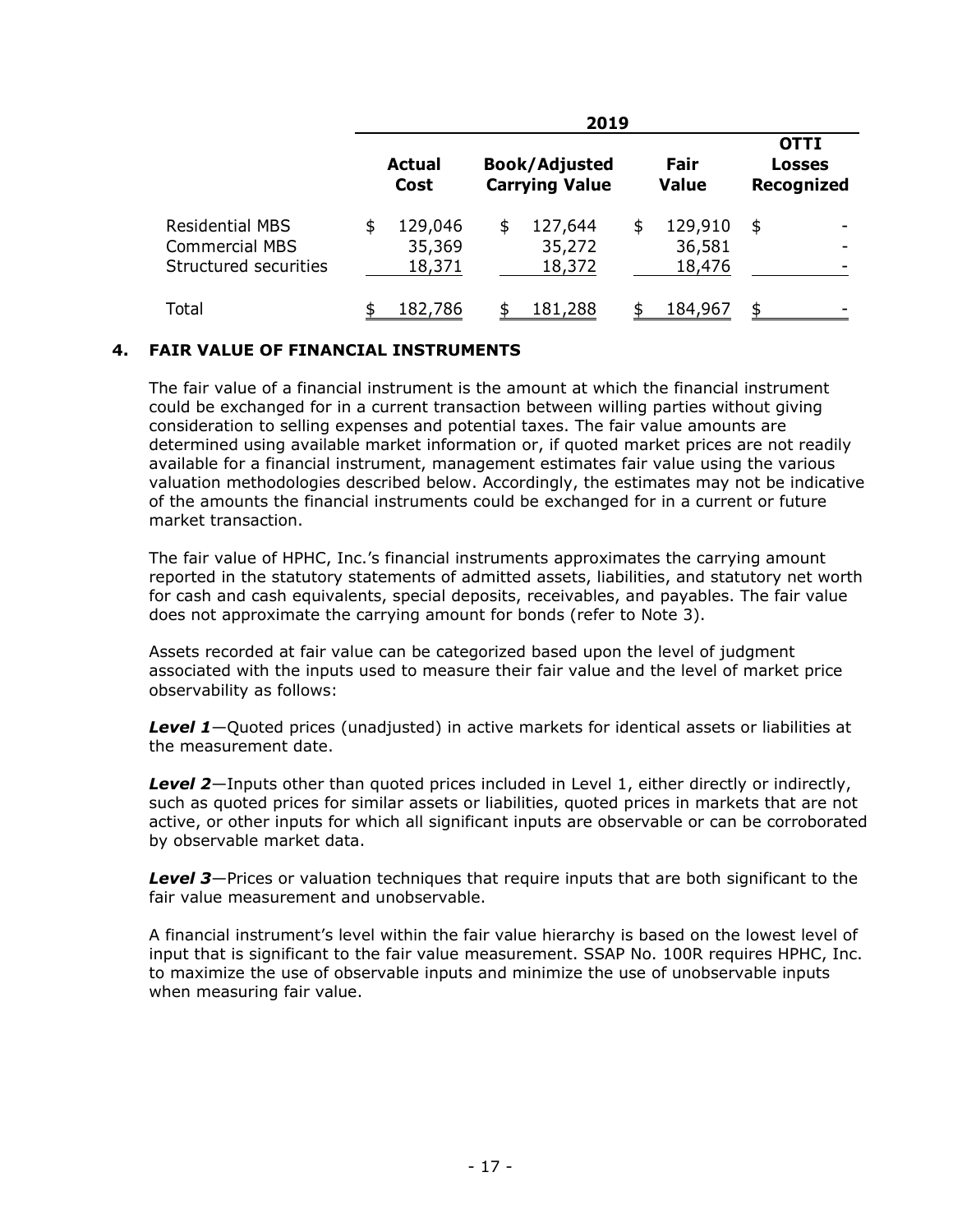| | 2019 | | | |
|---|---|---|---|---|
| | **Actual Cost** | **Book/Adjusted Carrying Value** | **Fair Value** | **OTTI Losses Recognized** |
| Residential MBS | $ 129,046 | $ 127,644 | $ 129,910 | $ - |
| Commercial MBS | 35,369 | 35,272 | 36,581 | - |
| Structured securities | 18,371 | 18,372 | 18,476 | - |
| Total | $ 182,786 | $ 181,288 | $ 184,967 | $ - |

## 4. FAIR VALUE OF FINANCIAL INSTRUMENTS

The fair value of a financial instrument is the amount at which the financial instrument could be exchanged for in a current transaction between willing parties without giving consideration to selling expenses and potential taxes. The fair value amounts are determined using available market information or, if quoted market prices are not readily available for a financial instrument, management estimates fair value using the various valuation methodologies described below. Accordingly, the estimates may not be indicative of the amounts the financial instruments could be exchanged for in a current or future market transaction.

The fair value of HPHC, Inc.'s financial instruments approximates the carrying amount reported in the statutory statements of admitted assets, liabilities, and statutory net worth for cash and cash equivalents, special deposits, receivables, and payables. The fair value does not approximate the carrying amount for bonds (refer to Note 3).

Assets recorded at fair value can be categorized based upon the level of judgment associated with the inputs used to measure their fair value and the level of market price observability as follows:

***Level 1***—Quoted prices (unadjusted) in active markets for identical assets or liabilities at the measurement date.

***Level 2***—Inputs other than quoted prices included in Level 1, either directly or indirectly, such as quoted prices for similar assets or liabilities, quoted prices in markets that are not active, or other inputs for which all significant inputs are observable or can be corroborated by observable market data.

***Level 3***—Prices or valuation techniques that require inputs that are both significant to the fair value measurement and unobservable.

A financial instrument's level within the fair value hierarchy is based on the lowest level of input that is significant to the fair value measurement. SSAP No. 100R requires HPHC, Inc. to maximize the use of observable inputs and minimize the use of unobservable inputs when measuring fair value.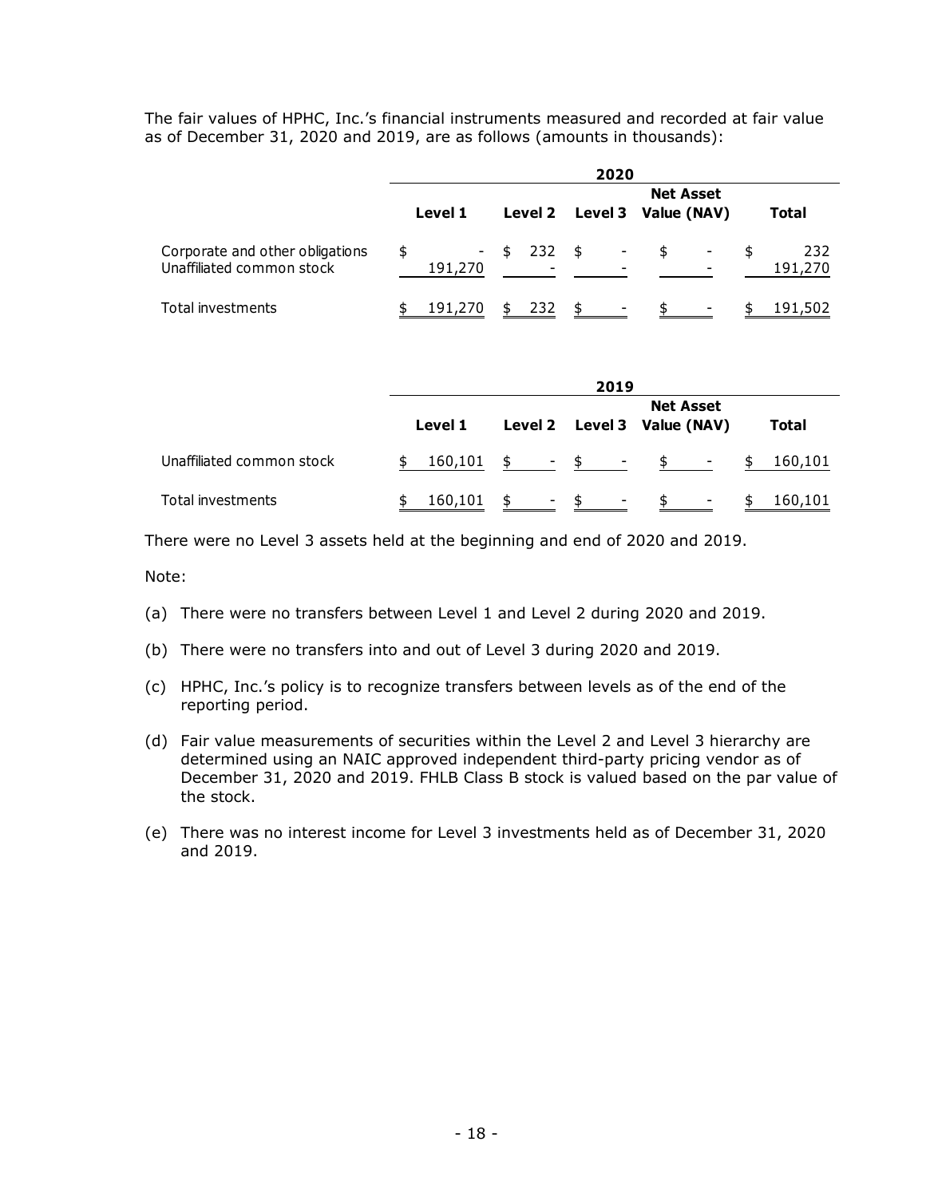The fair values of HPHC, Inc.'s financial instruments measured and recorded at fair value as of December 31, 2020 and 2019, are as follows (amounts in thousands):

| | 2020 | | | | |
|---|---|---|---|---|---|
| | Level 1 | Level 2 | Level 3 | Net Asset Value (NAV) | Total |
| Corporate and other obligations | $ - | $ 232 | $ - | $ - | $ 232 |
| Unaffiliated common stock | 191,270 | - | - | - | 191,270 |
| Total investments | $ 191,270 | $ 232 | $ - | $ - | $ 191,502 |

| | 2019 | | | | |
|---|---|---|---|---|---|
| | Level 1 | Level 2 | Level 3 | Net Asset Value (NAV) | Total |
| Unaffiliated common stock | $ 160,101 | $ - | $ - | $ - | $ 160,101 |
| Total investments | $ 160,101 | $ - | $ - | $ - | $ 160,101 |

There were no Level 3 assets held at the beginning and end of 2020 and 2019.

Note:

(a) There were no transfers between Level 1 and Level 2 during 2020 and 2019.

(b) There were no transfers into and out of Level 3 during 2020 and 2019.

(c) HPHC, Inc.'s policy is to recognize transfers between levels as of the end of the reporting period.

(d) Fair value measurements of securities within the Level 2 and Level 3 hierarchy are determined using an NAIC approved independent third-party pricing vendor as of December 31, 2020 and 2019. FHLB Class B stock is valued based on the par value of the stock.

(e) There was no interest income for Level 3 investments held as of December 31, 2020 and 2019.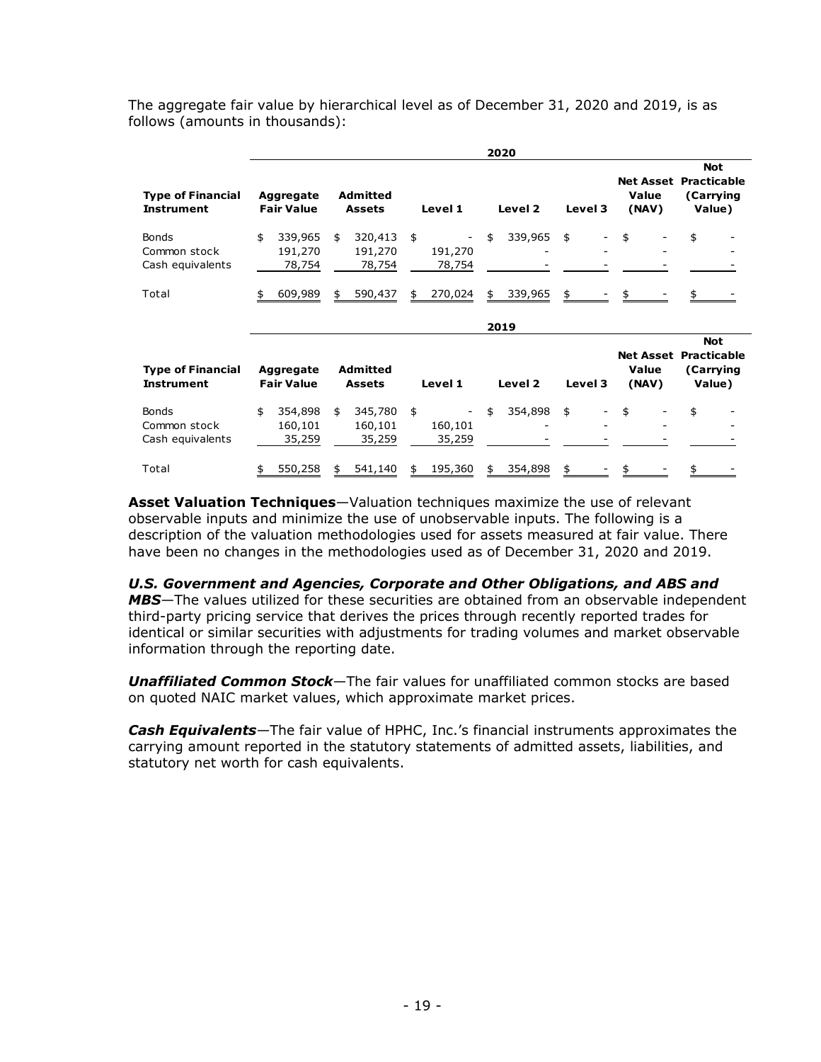The aggregate fair value by hierarchical level as of December 31, 2020 and 2019, is as follows (amounts in thousands):

| | 2020 | | | | | | |
|---|---|---|---|---|---|---|---|
| **Type of Financial Instrument** | **Aggregate Fair Value** | **Admitted Assets** | **Level 1** | **Level 2** | **Level 3** | **Net Asset Value (NAV)** | **Not Practicable (Carrying Value)** |
| Bonds | $ 339,965 | $ 320,413 | $ - | $ 339,965 | $ - | $ - | $ - |
| Common stock | 191,270 | 191,270 | 191,270 | - | - | - | - |
| Cash equivalents | 78,754 | 78,754 | 78,754 | - | - | - | - |
| Total | $ 609,989 | $ 590,437 | $ 270,024 | $ 339,965 | $ - | $ - | $ - |

| | 2019 | | | | | | |
|---|---|---|---|---|---|---|---|
| **Type of Financial Instrument** | **Aggregate Fair Value** | **Admitted Assets** | **Level 1** | **Level 2** | **Level 3** | **Net Asset Value (NAV)** | **Not Practicable (Carrying Value)** |
| Bonds | $ 354,898 | $ 345,780 | $ - | $ 354,898 | $ - | $ - | $ - |
| Common stock | 160,101 | 160,101 | 160,101 | - | - | - | - |
| Cash equivalents | 35,259 | 35,259 | 35,259 | - | - | - | - |
| Total | $ 550,258 | $ 541,140 | $ 195,360 | $ 354,898 | $ - | $ - | $ - |

**Asset Valuation Techniques**—Valuation techniques maximize the use of relevant observable inputs and minimize the use of unobservable inputs. The following is a description of the valuation methodologies used for assets measured at fair value. There have been no changes in the methodologies used as of December 31, 2020 and 2019.

***U.S. Government and Agencies, Corporate and Other Obligations, and ABS and MBS***—The values utilized for these securities are obtained from an observable independent third-party pricing service that derives the prices through recently reported trades for identical or similar securities with adjustments for trading volumes and market observable information through the reporting date.

***Unaffiliated Common Stock***—The fair values for unaffiliated common stocks are based on quoted NAIC market values, which approximate market prices.

***Cash Equivalents***—The fair value of HPHC, Inc.'s financial instruments approximates the carrying amount reported in the statutory statements of admitted assets, liabilities, and statutory net worth for cash equivalents.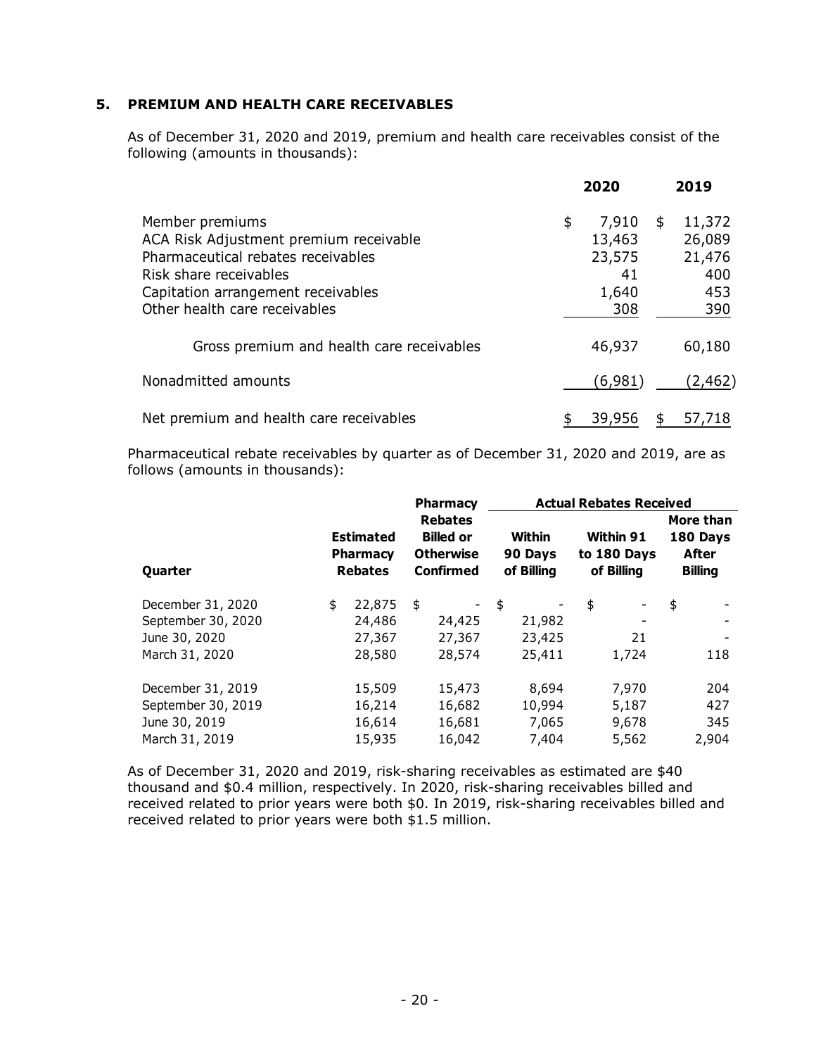## 5. PREMIUM AND HEALTH CARE RECEIVABLES

As of December 31, 2020 and 2019, premium and health care receivables consist of the following (amounts in thousands):

| | 2020 | 2019 |
|---|---|---|
| Member premiums | $ 7,910 | $ 11,372 |
| ACA Risk Adjustment premium receivable | 13,463 | 26,089 |
| Pharmaceutical rebates receivables | 23,575 | 21,476 |
| Risk share receivables | 41 | 400 |
| Capitation arrangement receivables | 1,640 | 453 |
| Other health care receivables | 308 | 390 |
| Gross premium and health care receivables | 46,937 | 60,180 |
| Nonadmitted amounts | (6,981) | (2,462) |
| Net premium and health care receivables | $ 39,956 | $ 57,718 |

Pharmaceutical rebate receivables by quarter as of December 31, 2020 and 2019, are as follows (amounts in thousands):

| | | | Actual Rebates Received | | |
|---|---|---|---|---|---|
| Quarter | Estimated Pharmacy Rebates | Pharmacy Rebates Billed or Otherwise Confirmed | Within 90 Days of Billing | Within 91 to 180 Days of Billing | More than 180 Days After Billing |
| December 31, 2020 | $ 22,875 | $ - | $ - | $ - | $ - |
| September 30, 2020 | 24,486 | 24,425 | 21,982 | - | - |
| June 30, 2020 | 27,367 | 27,367 | 23,425 | 21 | - |
| March 31, 2020 | 28,580 | 28,574 | 25,411 | 1,724 | 118 |
| December 31, 2019 | 15,509 | 15,473 | 8,694 | 7,970 | 204 |
| September 30, 2019 | 16,214 | 16,682 | 10,994 | 5,187 | 427 |
| June 30, 2019 | 16,614 | 16,681 | 7,065 | 9,678 | 345 |
| March 31, 2019 | 15,935 | 16,042 | 7,404 | 5,562 | 2,904 |

As of December 31, 2020 and 2019, risk-sharing receivables as estimated are $40 thousand and $0.4 million, respectively. In 2020, risk-sharing receivables billed and received related to prior years were both $0. In 2019, risk-sharing receivables billed and received related to prior years were both $1.5 million.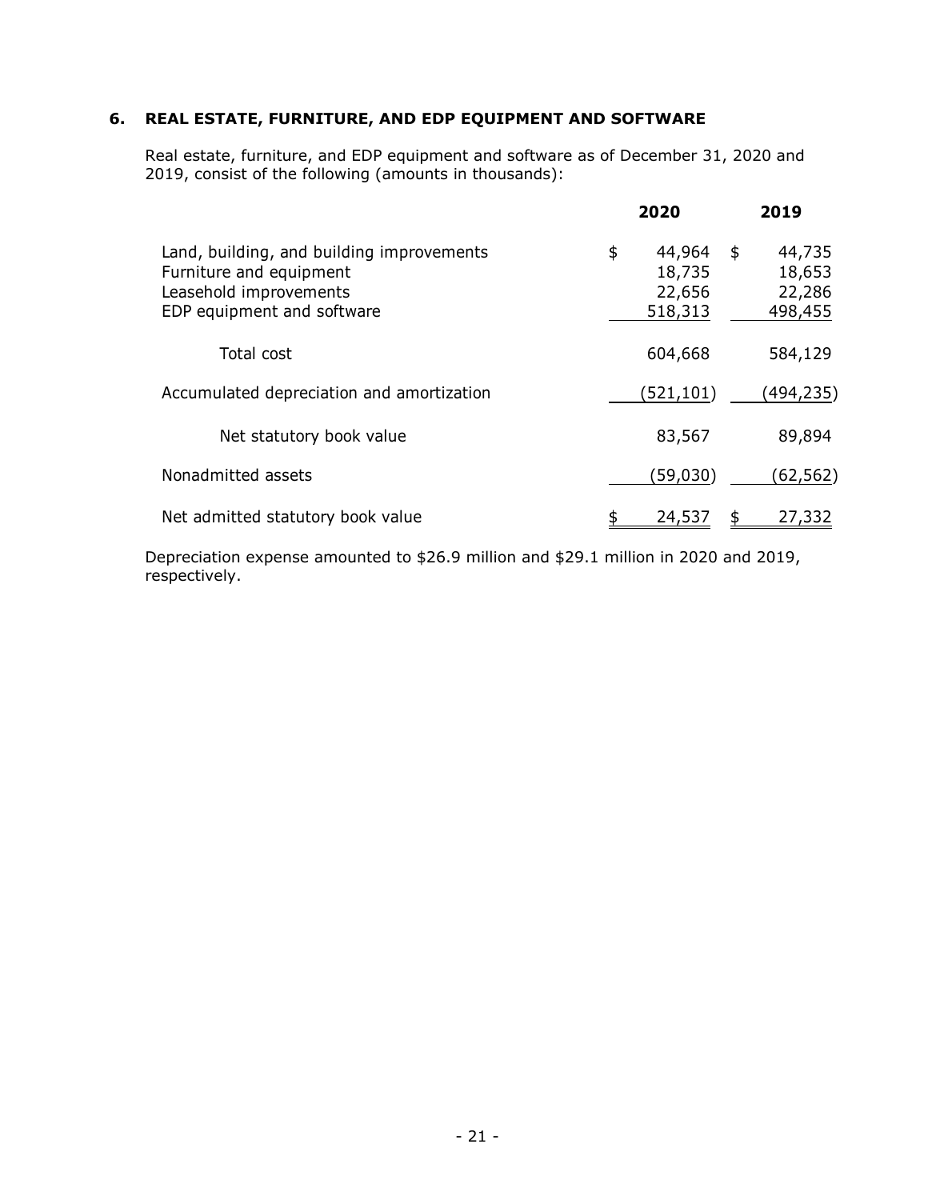## 6. REAL ESTATE, FURNITURE, AND EDP EQUIPMENT AND SOFTWARE

Real estate, furniture, and EDP equipment and software as of December 31, 2020 and 2019, consist of the following (amounts in thousands):

| | 2020 | 2019 |
|---|---|---|
| Land, building, and building improvements | $ 44,964 | $ 44,735 |
| Furniture and equipment | 18,735 | 18,653 |
| Leasehold improvements | 22,656 | 22,286 |
| EDP equipment and software | 518,313 | 498,455 |
| Total cost | 604,668 | 584,129 |
| Accumulated depreciation and amortization | (521,101) | (494,235) |
| Net statutory book value | 83,567 | 89,894 |
| Nonadmitted assets | (59,030) | (62,562) |
| Net admitted statutory book value | $ 24,537 | $ 27,332 |

Depreciation expense amounted to $26.9 million and $29.1 million in 2020 and 2019, respectively.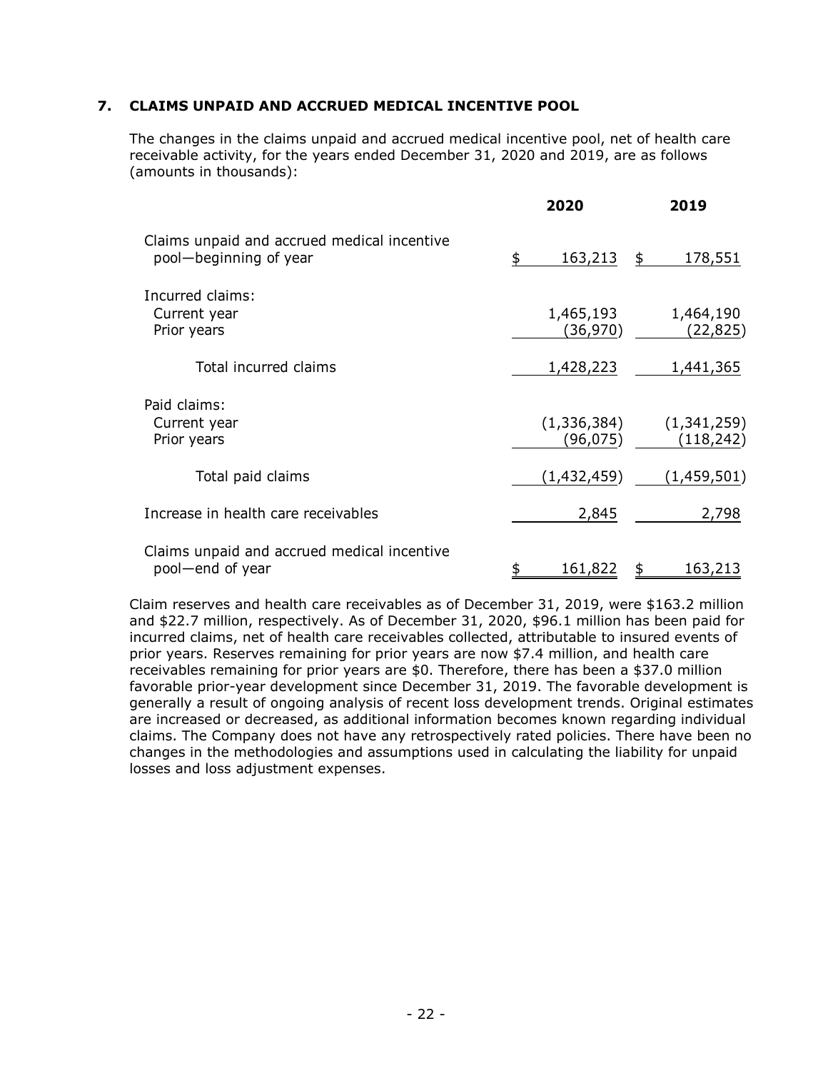## 7. CLAIMS UNPAID AND ACCRUED MEDICAL INCENTIVE POOL

The changes in the claims unpaid and accrued medical incentive pool, net of health care receivable activity, for the years ended December 31, 2020 and 2019, are as follows (amounts in thousands):

| | 2020 | 2019 |
|---|---|---|
| Claims unpaid and accrued medical incentive pool—beginning of year | $ 163,213 | $ 178,551 |
| Incurred claims: | | |
| Current year | 1,465,193 | 1,464,190 |
| Prior years | (36,970) | (22,825) |
| Total incurred claims | 1,428,223 | 1,441,365 |
| Paid claims: | | |
| Current year | (1,336,384) | (1,341,259) |
| Prior years | (96,075) | (118,242) |
| Total paid claims | (1,432,459) | (1,459,501) |
| Increase in health care receivables | 2,845 | 2,798 |
| Claims unpaid and accrued medical incentive pool—end of year | $ 161,822 | $ 163,213 |

Claim reserves and health care receivables as of December 31, 2019, were $163.2 million and $22.7 million, respectively. As of December 31, 2020, $96.1 million has been paid for incurred claims, net of health care receivables collected, attributable to insured events of prior years. Reserves remaining for prior years are now $7.4 million, and health care receivables remaining for prior years are $0. Therefore, there has been a $37.0 million favorable prior-year development since December 31, 2019. The favorable development is generally a result of ongoing analysis of recent loss development trends. Original estimates are increased or decreased, as additional information becomes known regarding individual claims. The Company does not have any retrospectively rated policies. There have been no changes in the methodologies and assumptions used in calculating the liability for unpaid losses and loss adjustment expenses.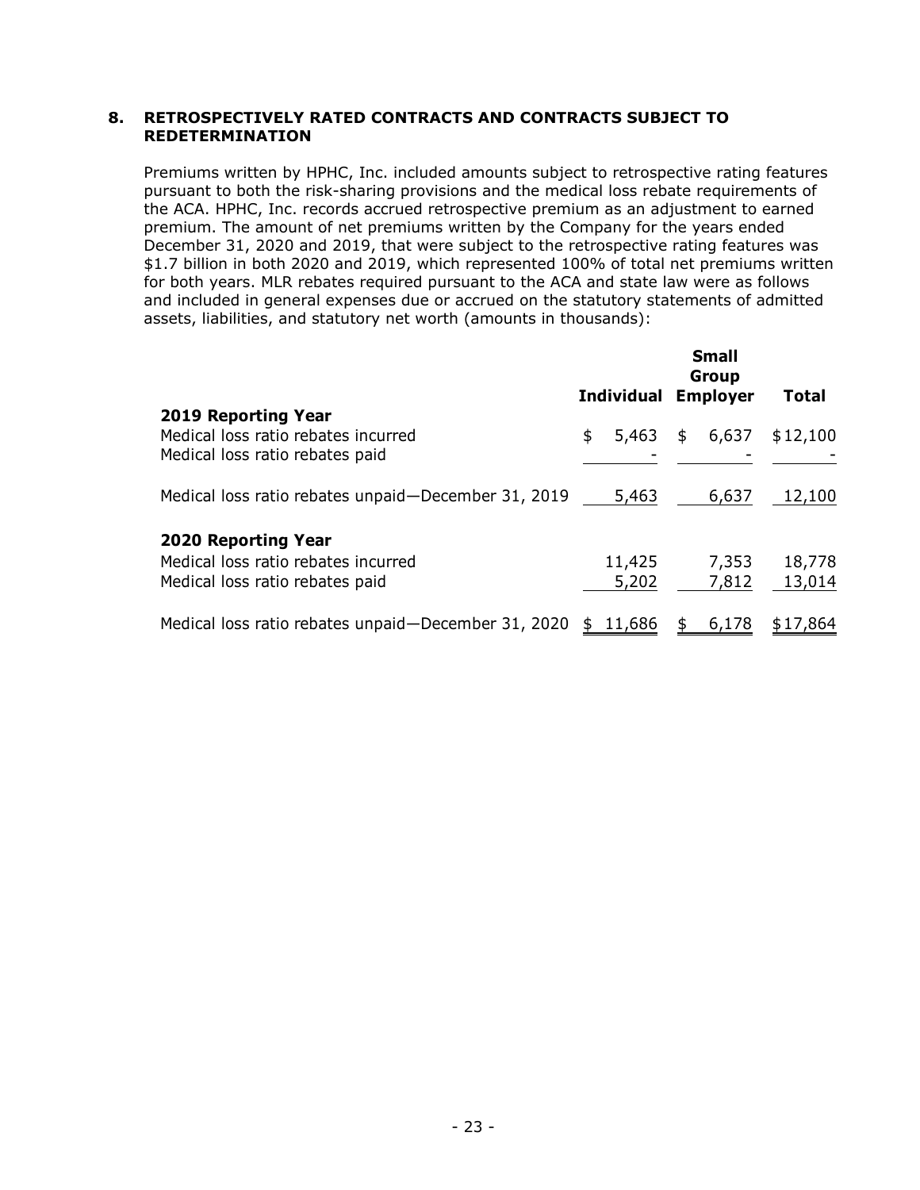## 8. RETROSPECTIVELY RATED CONTRACTS AND CONTRACTS SUBJECT TO REDETERMINATION

Premiums written by HPHC, Inc. included amounts subject to retrospective rating features pursuant to both the risk-sharing provisions and the medical loss rebate requirements of the ACA. HPHC, Inc. records accrued retrospective premium as an adjustment to earned premium. The amount of net premiums written by the Company for the years ended December 31, 2020 and 2019, that were subject to the retrospective rating features was $1.7 billion in both 2020 and 2019, which represented 100% of total net premiums written for both years. MLR rebates required pursuant to the ACA and state law were as follows and included in general expenses due or accrued on the statutory statements of admitted assets, liabilities, and statutory net worth (amounts in thousands):

| | Individual | Small Group Employer | Total |
|---|---|---|---|
| **2019 Reporting Year** | | | |
| Medical loss ratio rebates incurred | $ 5,463 | $ 6,637 | $12,100 |
| Medical loss ratio rebates paid | - | - | - |
| Medical loss ratio rebates unpaid—December 31, 2019 | 5,463 | 6,637 | 12,100 |
| **2020 Reporting Year** | | | |
| Medical loss ratio rebates incurred | 11,425 | 7,353 | 18,778 |
| Medical loss ratio rebates paid | 5,202 | 7,812 | 13,014 |
| Medical loss ratio rebates unpaid—December 31, 2020 | $ 11,686 | $ 6,178 | $17,864 |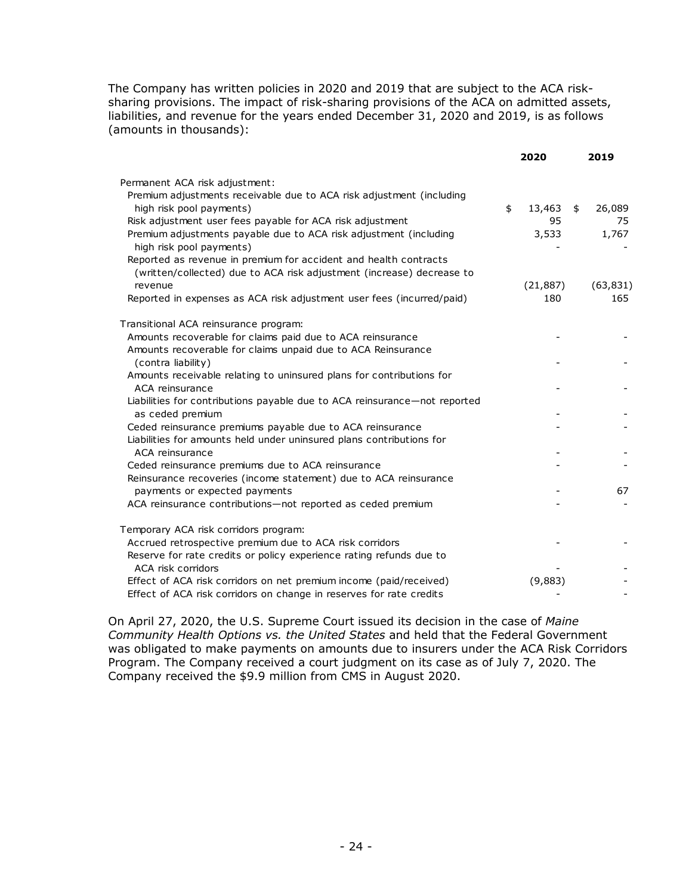The Company has written policies in 2020 and 2019 that are subject to the ACA risk-sharing provisions. The impact of risk-sharing provisions of the ACA on admitted assets, liabilities, and revenue for the years ended December 31, 2020 and 2019, is as follows (amounts in thousands):

| | 2020 | 2019 |
|---|---|---|
| Permanent ACA risk adjustment: | | |
| Premium adjustments receivable due to ACA risk adjustment (including high risk pool payments) | $ 13,463 | $ 26,089 |
| Risk adjustment user fees payable for ACA risk adjustment | 95 | 75 |
| Premium adjustments payable due to ACA risk adjustment (including high risk pool payments) | 3,533 | 1,767 |
| | - | - |
| Reported as revenue in premium for accident and health contracts (written/collected) due to ACA risk adjustment (increase) decrease to revenue | (21,887) | (63,831) |
| Reported in expenses as ACA risk adjustment user fees (incurred/paid) | 180 | 165 |
| Transitional ACA reinsurance program: | | |
| Amounts recoverable for claims paid due to ACA reinsurance | - | - |
| Amounts recoverable for claims unpaid due to ACA Reinsurance (contra liability) | - | - |
| Amounts receivable relating to uninsured plans for contributions for ACA reinsurance | - | - |
| Liabilities for contributions payable due to ACA reinsurance—not reported as ceded premium | - | - |
| Ceded reinsurance premiums payable due to ACA reinsurance | - | - |
| Liabilities for amounts held under uninsured plans contributions for ACA reinsurance | - | - |
| Ceded reinsurance premiums due to ACA reinsurance | - | - |
| Reinsurance recoveries (income statement) due to ACA reinsurance payments or expected payments | - | 67 |
| ACA reinsurance contributions—not reported as ceded premium | - | - |
| Temporary ACA risk corridors program: | | |
| Accrued retrospective premium due to ACA risk corridors | - | - |
| Reserve for rate credits or policy experience rating refunds due to ACA risk corridors | - | - |
| Effect of ACA risk corridors on net premium income (paid/received) | (9,883) | - |
| Effect of ACA risk corridors on change in reserves for rate credits | - | - |

On April 27, 2020, the U.S. Supreme Court issued its decision in the case of *Maine Community Health Options vs. the United States* and held that the Federal Government was obligated to make payments on amounts due to insurers under the ACA Risk Corridors Program. The Company received a court judgment on its case as of July 7, 2020. The Company received the $9.9 million from CMS in August 2020.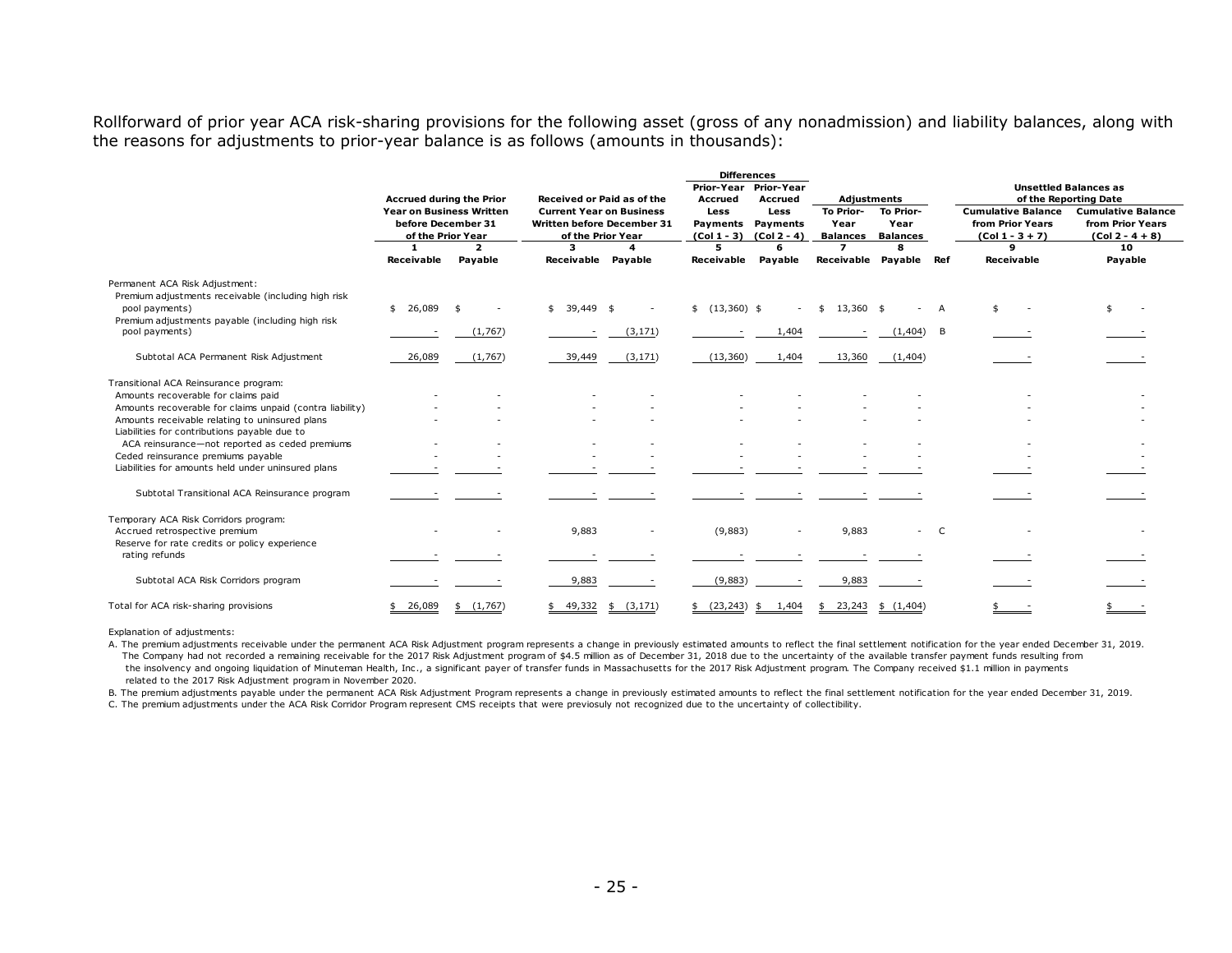Rollforward of prior year ACA risk-sharing provisions for the following asset (gross of any nonadmission) and liability balances, along with the reasons for adjustments to prior-year balance is as follows (amounts in thousands):

| | Accrued during the Prior Year on Business Written before December 31 of the Prior Year | | Received or Paid as of the Current Year on Business Written before December 31 of the Prior Year | | Differences: Prior-Year Accrued Less Payments (Col 1 - 3) | Differences: Prior-Year Accrued Less Payments (Col 2 - 4) | Adjustments: To Prior-Year Balances | Adjustments: To Prior-Year Balances | | Unsettled Balances as of the Reporting Date: Cumulative Balance from Prior Years (Col 1 - 3 + 7) | Unsettled Balances as of the Reporting Date: Cumulative Balance from Prior Years (Col 2 - 4 + 8) |
|---|---|---|---|---|---|---|---|---|---|---|---|
| | 1 | 2 | 3 | 4 | 5 | 6 | 7 | 8 | | 9 | 10 |
| | Receivable | Payable | Receivable | Payable | Receivable | Payable | Receivable | Payable | Ref | Receivable | Payable |
| Permanent ACA Risk Adjustment: | | | | | | | | | | | |
| Premium adjustments receivable (including high risk pool payments) | $ 26,089 | $ - | $ 39,449 | $ - | $ (13,360) | $ - | $ 13,360 | $ - | A | $ - | $ - |
| Premium adjustments payable (including high risk pool payments) | - | (1,767) | - | (3,171) | - | 1,404 | - | (1,404) | B | - | - |
| Subtotal ACA Permanent Risk Adjustment | 26,089 | (1,767) | 39,449 | (3,171) | (13,360) | 1,404 | 13,360 | (1,404) | | - | - |
| Transitional ACA Reinsurance program: | | | | | | | | | | | |
| Amounts recoverable for claims paid | - | - | - | - | - | - | - | - | | - | - |
| Amounts recoverable for claims unpaid (contra liability) | - | - | - | - | - | - | - | - | | - | - |
| Amounts receivable relating to uninsured plans | - | - | - | - | - | - | - | - | | - | - |
| Liabilities for contributions payable due to ACA reinsurance—not reported as ceded premiums | - | - | - | - | - | - | - | - | | - | - |
| Ceded reinsurance premiums payable | - | - | - | - | - | - | - | - | | - | - |
| Liabilities for amounts held under uninsured plans | - | - | - | - | - | - | - | - | | - | - |
| Subtotal Transitional ACA Reinsurance program | - | - | - | - | - | - | - | - | | - | - |
| Temporary ACA Risk Corridors program: | | | | | | | | | | | |
| Accrued retrospective premium | - | - | 9,883 | - | (9,883) | - | 9,883 | - | C | - | - |
| Reserve for rate credits or policy experience rating refunds | - | - | - | - | - | - | - | - | | - | - |
| Subtotal ACA Risk Corridors program | - | - | 9,883 | - | (9,883) | - | 9,883 | - | | - | - |
| Total for ACA risk-sharing provisions | $ 26,089 | $ (1,767) | $ 49,332 | $ (3,171) | $ (23,243) | $ 1,404 | $ 23,243 | $ (1,404) | | $ - | $ - |

Explanation of adjustments:

A. The premium adjustments receivable under the permanent ACA Risk Adjustment program represents a change in previously estimated amounts to reflect the final settlement notification for the year ended December 31, 2019. The Company had not recorded a remaining receivable for the 2017 Risk Adjustment program of $4.5 million as of December 31, 2018 due to the uncertainty of the available transfer payment funds resulting from the insolvency and ongoing liquidation of Minuteman Health, Inc., a significant payer of transfer funds in Massachusetts for the 2017 Risk Adjustment program. The Company received $1.1 million in payments related to the 2017 Risk Adjustment program in November 2020.

B. The premium adjustments payable under the permanent ACA Risk Adjustment Program represents a change in previously estimated amounts to reflect the final settlement notification for the year ended December 31, 2019.

C. The premium adjustments under the ACA Risk Corridor Program represent CMS receipts that were previosuly not recognized due to the uncertainty of collectibility.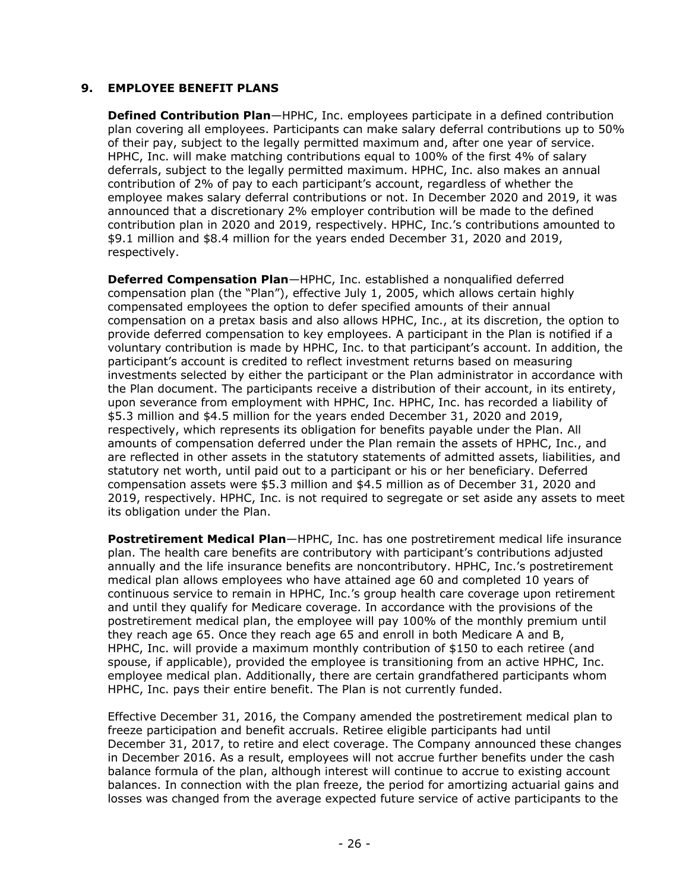## 9. EMPLOYEE BENEFIT PLANS

**Defined Contribution Plan**—HPHC, Inc. employees participate in a defined contribution plan covering all employees. Participants can make salary deferral contributions up to 50% of their pay, subject to the legally permitted maximum and, after one year of service. HPHC, Inc. will make matching contributions equal to 100% of the first 4% of salary deferrals, subject to the legally permitted maximum. HPHC, Inc. also makes an annual contribution of 2% of pay to each participant's account, regardless of whether the employee makes salary deferral contributions or not. In December 2020 and 2019, it was announced that a discretionary 2% employer contribution will be made to the defined contribution plan in 2020 and 2019, respectively. HPHC, Inc.'s contributions amounted to $9.1 million and $8.4 million for the years ended December 31, 2020 and 2019, respectively.

**Deferred Compensation Plan**—HPHC, Inc. established a nonqualified deferred compensation plan (the "Plan"), effective July 1, 2005, which allows certain highly compensated employees the option to defer specified amounts of their annual compensation on a pretax basis and also allows HPHC, Inc., at its discretion, the option to provide deferred compensation to key employees. A participant in the Plan is notified if a voluntary contribution is made by HPHC, Inc. to that participant's account. In addition, the participant's account is credited to reflect investment returns based on measuring investments selected by either the participant or the Plan administrator in accordance with the Plan document. The participants receive a distribution of their account, in its entirety, upon severance from employment with HPHC, Inc. HPHC, Inc. has recorded a liability of $5.3 million and $4.5 million for the years ended December 31, 2020 and 2019, respectively, which represents its obligation for benefits payable under the Plan. All amounts of compensation deferred under the Plan remain the assets of HPHC, Inc., and are reflected in other assets in the statutory statements of admitted assets, liabilities, and statutory net worth, until paid out to a participant or his or her beneficiary. Deferred compensation assets were $5.3 million and $4.5 million as of December 31, 2020 and 2019, respectively. HPHC, Inc. is not required to segregate or set aside any assets to meet its obligation under the Plan.

**Postretirement Medical Plan**—HPHC, Inc. has one postretirement medical life insurance plan. The health care benefits are contributory with participant's contributions adjusted annually and the life insurance benefits are noncontributory. HPHC, Inc.'s postretirement medical plan allows employees who have attained age 60 and completed 10 years of continuous service to remain in HPHC, Inc.'s group health care coverage upon retirement and until they qualify for Medicare coverage. In accordance with the provisions of the postretirement medical plan, the employee will pay 100% of the monthly premium until they reach age 65. Once they reach age 65 and enroll in both Medicare A and B, HPHC, Inc. will provide a maximum monthly contribution of $150 to each retiree (and spouse, if applicable), provided the employee is transitioning from an active HPHC, Inc. employee medical plan. Additionally, there are certain grandfathered participants whom HPHC, Inc. pays their entire benefit. The Plan is not currently funded.

Effective December 31, 2016, the Company amended the postretirement medical plan to freeze participation and benefit accruals. Retiree eligible participants had until December 31, 2017, to retire and elect coverage. The Company announced these changes in December 2016. As a result, employees will not accrue further benefits under the cash balance formula of the plan, although interest will continue to accrue to existing account balances. In connection with the plan freeze, the period for amortizing actuarial gains and losses was changed from the average expected future service of active participants to the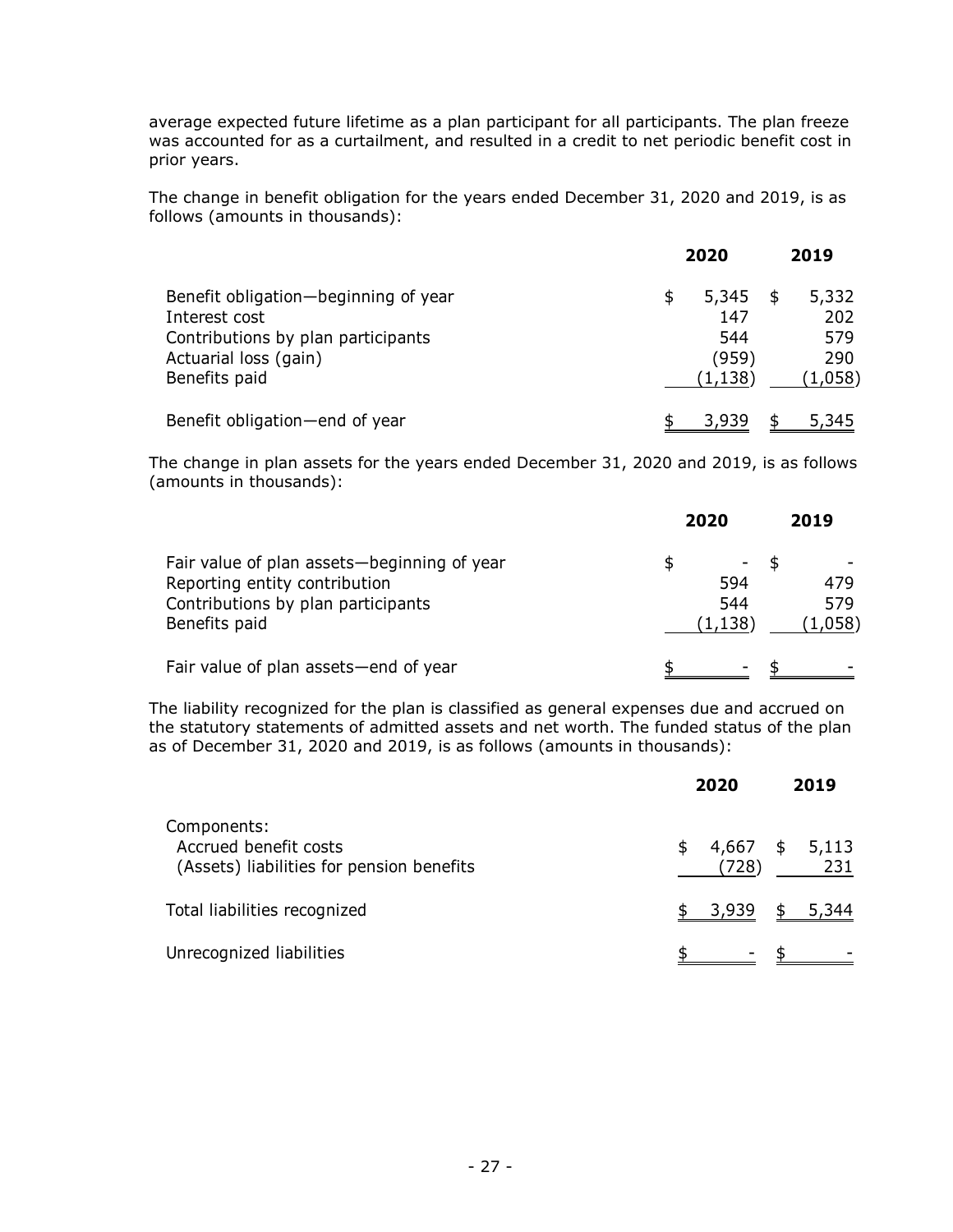average expected future lifetime as a plan participant for all participants. The plan freeze was accounted for as a curtailment, and resulted in a credit to net periodic benefit cost in prior years.

The change in benefit obligation for the years ended December 31, 2020 and 2019, is as follows (amounts in thousands):

| | 2020 | 2019 |
|---|---|---|
| Benefit obligation—beginning of year | $ 5,345 | $ 5,332 |
| Interest cost | 147 | 202 |
| Contributions by plan participants | 544 | 579 |
| Actuarial loss (gain) | (959) | 290 |
| Benefits paid | (1,138) | (1,058) |
| Benefit obligation—end of year | $ 3,939 | $ 5,345 |

The change in plan assets for the years ended December 31, 2020 and 2019, is as follows (amounts in thousands):

| | 2020 | 2019 |
|---|---|---|
| Fair value of plan assets—beginning of year | $ - | $ - |
| Reporting entity contribution | 594 | 479 |
| Contributions by plan participants | 544 | 579 |
| Benefits paid | (1,138) | (1,058) |
| Fair value of plan assets—end of year | $ - | $ - |

The liability recognized for the plan is classified as general expenses due and accrued on the statutory statements of admitted assets and net worth. The funded status of the plan as of December 31, 2020 and 2019, is as follows (amounts in thousands):

| | 2020 | 2019 |
|---|---|---|
| Components: | | |
| Accrued benefit costs | $ 4,667 | $ 5,113 |
| (Assets) liabilities for pension benefits | (728) | 231 |
| Total liabilities recognized | $ 3,939 | $ 5,344 |
| Unrecognized liabilities | $ - | $ - |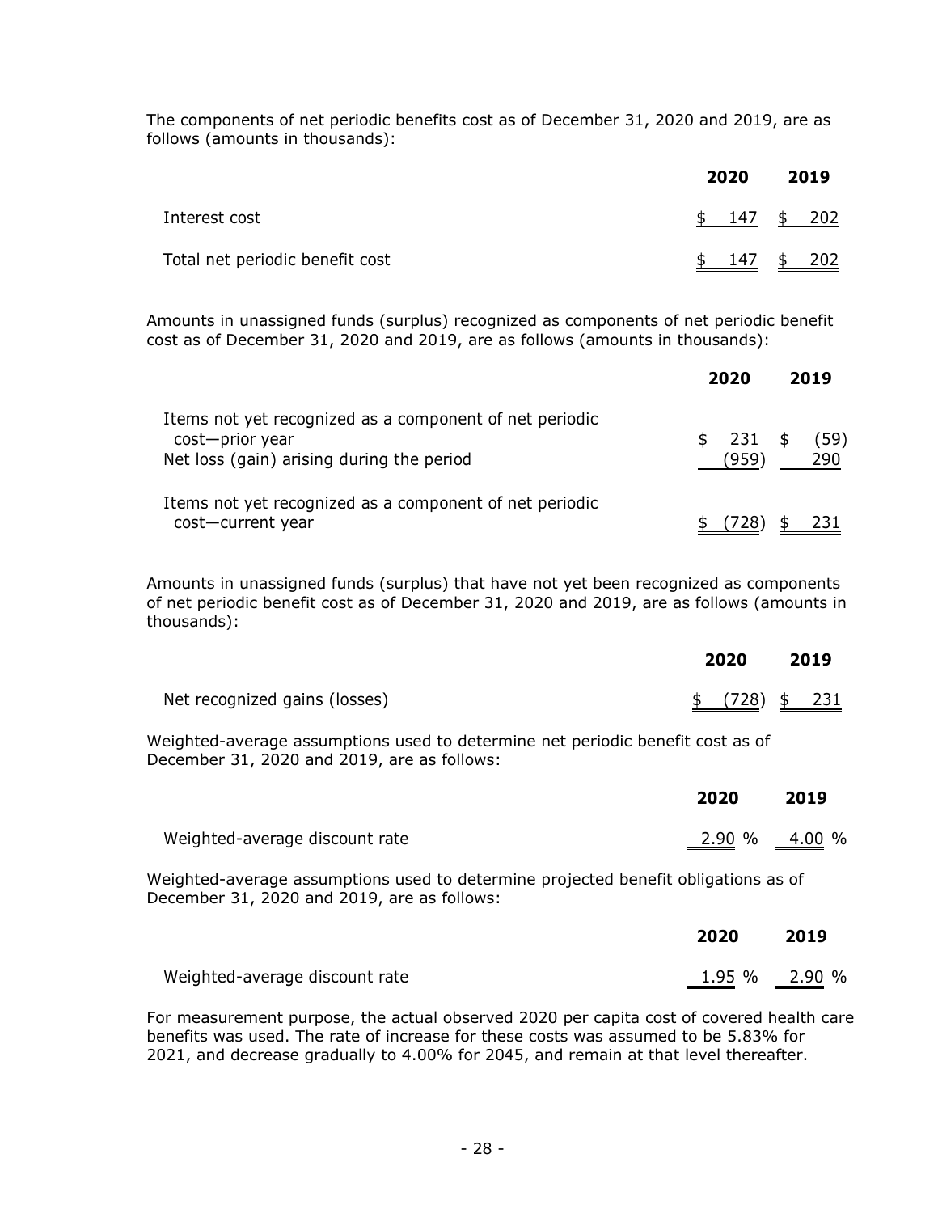The components of net periodic benefits cost as of December 31, 2020 and 2019, are as follows (amounts in thousands):

| | 2020 | 2019 |
|---|---|---|
| Interest cost | $ 147 | $ 202 |
| Total net periodic benefit cost | $ 147 | $ 202 |

Amounts in unassigned funds (surplus) recognized as components of net periodic benefit cost as of December 31, 2020 and 2019, are as follows (amounts in thousands):

| | 2020 | 2019 |
|---|---|---|
| Items not yet recognized as a component of net periodic cost—prior year | $ 231 | $ (59) |
| Net loss (gain) arising during the period | (959) | 290 |
| Items not yet recognized as a component of net periodic cost—current year | $ (728) | $ 231 |

Amounts in unassigned funds (surplus) that have not yet been recognized as components of net periodic benefit cost as of December 31, 2020 and 2019, are as follows (amounts in thousands):

| | 2020 | 2019 |
|---|---|---|
| Net recognized gains (losses) | $ (728) | $ 231 |

Weighted-average assumptions used to determine net periodic benefit cost as of December 31, 2020 and 2019, are as follows:

| | 2020 | 2019 |
|---|---|---|
| Weighted-average discount rate | 2.90 % | 4.00 % |

Weighted-average assumptions used to determine projected benefit obligations as of December 31, 2020 and 2019, are as follows:

| | 2020 | 2019 |
|---|---|---|
| Weighted-average discount rate | 1.95 % | 2.90 % |

For measurement purpose, the actual observed 2020 per capita cost of covered health care benefits was used. The rate of increase for these costs was assumed to be 5.83% for 2021, and decrease gradually to 4.00% for 2045, and remain at that level thereafter.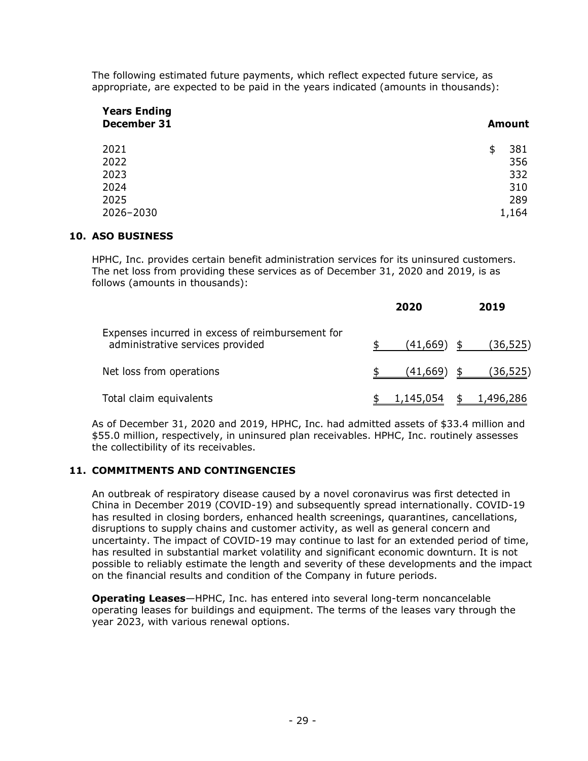The following estimated future payments, which reflect expected future service, as appropriate, are expected to be paid in the years indicated (amounts in thousands):

| Years Ending December 31 | Amount |
|---|---|
| 2021 | $ 381 |
| 2022 | 356 |
| 2023 | 332 |
| 2024 | 310 |
| 2025 | 289 |
| 2026–2030 | 1,164 |

## 10. ASO BUSINESS

HPHC, Inc. provides certain benefit administration services for its uninsured customers. The net loss from providing these services as of December 31, 2020 and 2019, is as follows (amounts in thousands):

| | 2020 | 2019 |
|---|---|---|
| Expenses incurred in excess of reimbursement for administrative services provided | $ (41,669) | $ (36,525) |
| Net loss from operations | $ (41,669) | $ (36,525) |
| Total claim equivalents | $ 1,145,054 | $ 1,496,286 |

As of December 31, 2020 and 2019, HPHC, Inc. had admitted assets of $33.4 million and $55.0 million, respectively, in uninsured plan receivables. HPHC, Inc. routinely assesses the collectibility of its receivables.

## 11. COMMITMENTS AND CONTINGENCIES

An outbreak of respiratory disease caused by a novel coronavirus was first detected in China in December 2019 (COVID-19) and subsequently spread internationally. COVID-19 has resulted in closing borders, enhanced health screenings, quarantines, cancellations, disruptions to supply chains and customer activity, as well as general concern and uncertainty. The impact of COVID-19 may continue to last for an extended period of time, has resulted in substantial market volatility and significant economic downturn. It is not possible to reliably estimate the length and severity of these developments and the impact on the financial results and condition of the Company in future periods.

**Operating Leases**—HPHC, Inc. has entered into several long-term noncancelable operating leases for buildings and equipment. The terms of the leases vary through the year 2023, with various renewal options.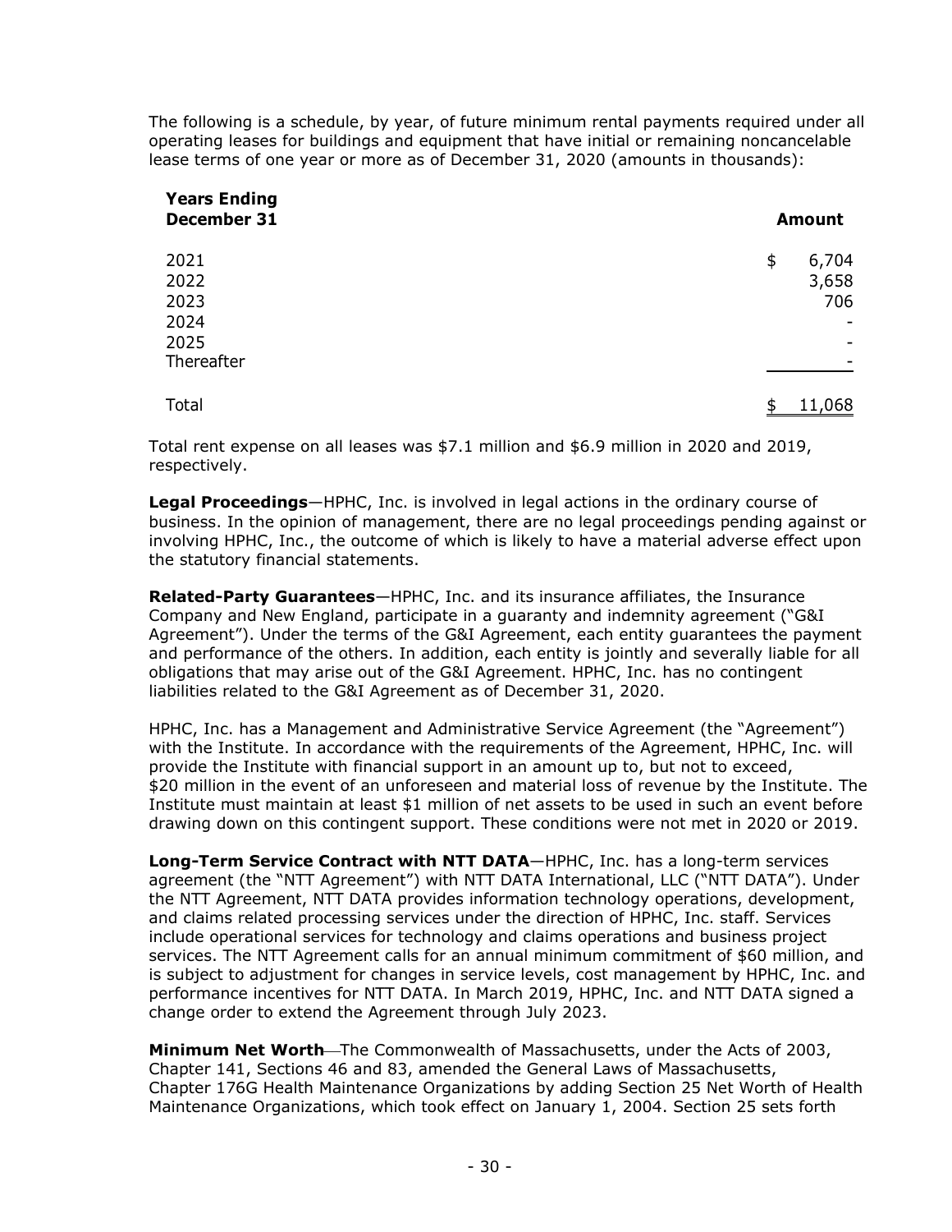The following is a schedule, by year, of future minimum rental payments required under all operating leases for buildings and equipment that have initial or remaining noncancelable lease terms of one year or more as of December 31, 2020 (amounts in thousands):

| Years Ending December 31 | Amount |
|---|---|
| 2021 | $ 6,704 |
| 2022 | 3,658 |
| 2023 | 706 |
| 2024 | - |
| 2025 | - |
| Thereafter | - |
| Total | $ 11,068 |

Total rent expense on all leases was $7.1 million and $6.9 million in 2020 and 2019, respectively.

**Legal Proceedings**—HPHC, Inc. is involved in legal actions in the ordinary course of business. In the opinion of management, there are no legal proceedings pending against or involving HPHC, Inc., the outcome of which is likely to have a material adverse effect upon the statutory financial statements.

**Related-Party Guarantees**—HPHC, Inc. and its insurance affiliates, the Insurance Company and New England, participate in a guaranty and indemnity agreement ("G&I Agreement"). Under the terms of the G&I Agreement, each entity guarantees the payment and performance of the others. In addition, each entity is jointly and severally liable for all obligations that may arise out of the G&I Agreement. HPHC, Inc. has no contingent liabilities related to the G&I Agreement as of December 31, 2020.

HPHC, Inc. has a Management and Administrative Service Agreement (the "Agreement") with the Institute. In accordance with the requirements of the Agreement, HPHC, Inc. will provide the Institute with financial support in an amount up to, but not to exceed, $20 million in the event of an unforeseen and material loss of revenue by the Institute. The Institute must maintain at least $1 million of net assets to be used in such an event before drawing down on this contingent support. These conditions were not met in 2020 or 2019.

**Long-Term Service Contract with NTT DATA**—HPHC, Inc. has a long-term services agreement (the "NTT Agreement") with NTT DATA International, LLC ("NTT DATA"). Under the NTT Agreement, NTT DATA provides information technology operations, development, and claims related processing services under the direction of HPHC, Inc. staff. Services include operational services for technology and claims operations and business project services. The NTT Agreement calls for an annual minimum commitment of $60 million, and is subject to adjustment for changes in service levels, cost management by HPHC, Inc. and performance incentives for NTT DATA. In March 2019, HPHC, Inc. and NTT DATA signed a change order to extend the Agreement through July 2023.

**Minimum Net Worth**—The Commonwealth of Massachusetts, under the Acts of 2003, Chapter 141, Sections 46 and 83, amended the General Laws of Massachusetts, Chapter 176G Health Maintenance Organizations by adding Section 25 Net Worth of Health Maintenance Organizations, which took effect on January 1, 2004. Section 25 sets forth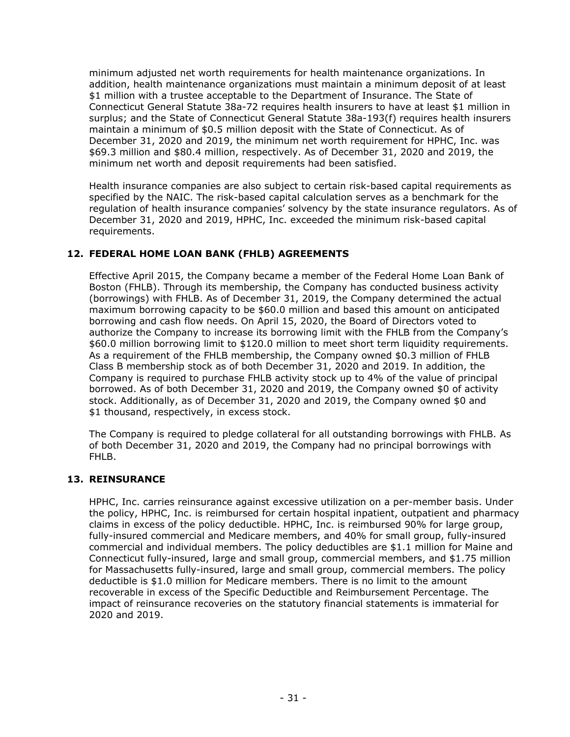minimum adjusted net worth requirements for health maintenance organizations. In addition, health maintenance organizations must maintain a minimum deposit of at least $1 million with a trustee acceptable to the Department of Insurance. The State of Connecticut General Statute 38a-72 requires health insurers to have at least $1 million in surplus; and the State of Connecticut General Statute 38a-193(f) requires health insurers maintain a minimum of $0.5 million deposit with the State of Connecticut. As of December 31, 2020 and 2019, the minimum net worth requirement for HPHC, Inc. was $69.3 million and $80.4 million, respectively. As of December 31, 2020 and 2019, the minimum net worth and deposit requirements had been satisfied.

Health insurance companies are also subject to certain risk-based capital requirements as specified by the NAIC. The risk-based capital calculation serves as a benchmark for the regulation of health insurance companies' solvency by the state insurance regulators. As of December 31, 2020 and 2019, HPHC, Inc. exceeded the minimum risk-based capital requirements.

## 12. FEDERAL HOME LOAN BANK (FHLB) AGREEMENTS

Effective April 2015, the Company became a member of the Federal Home Loan Bank of Boston (FHLB). Through its membership, the Company has conducted business activity (borrowings) with FHLB. As of December 31, 2019, the Company determined the actual maximum borrowing capacity to be $60.0 million and based this amount on anticipated borrowing and cash flow needs. On April 15, 2020, the Board of Directors voted to authorize the Company to increase its borrowing limit with the FHLB from the Company's $60.0 million borrowing limit to $120.0 million to meet short term liquidity requirements. As a requirement of the FHLB membership, the Company owned $0.3 million of FHLB Class B membership stock as of both December 31, 2020 and 2019. In addition, the Company is required to purchase FHLB activity stock up to 4% of the value of principal borrowed. As of both December 31, 2020 and 2019, the Company owned $0 of activity stock. Additionally, as of December 31, 2020 and 2019, the Company owned $0 and $1 thousand, respectively, in excess stock.

The Company is required to pledge collateral for all outstanding borrowings with FHLB. As of both December 31, 2020 and 2019, the Company had no principal borrowings with FHLB.

## 13. REINSURANCE

HPHC, Inc. carries reinsurance against excessive utilization on a per-member basis. Under the policy, HPHC, Inc. is reimbursed for certain hospital inpatient, outpatient and pharmacy claims in excess of the policy deductible. HPHC, Inc. is reimbursed 90% for large group, fully-insured commercial and Medicare members, and 40% for small group, fully-insured commercial and individual members. The policy deductibles are $1.1 million for Maine and Connecticut fully-insured, large and small group, commercial members, and $1.75 million for Massachusetts fully-insured, large and small group, commercial members. The policy deductible is $1.0 million for Medicare members. There is no limit to the amount recoverable in excess of the Specific Deductible and Reimbursement Percentage. The impact of reinsurance recoveries on the statutory financial statements is immaterial for 2020 and 2019.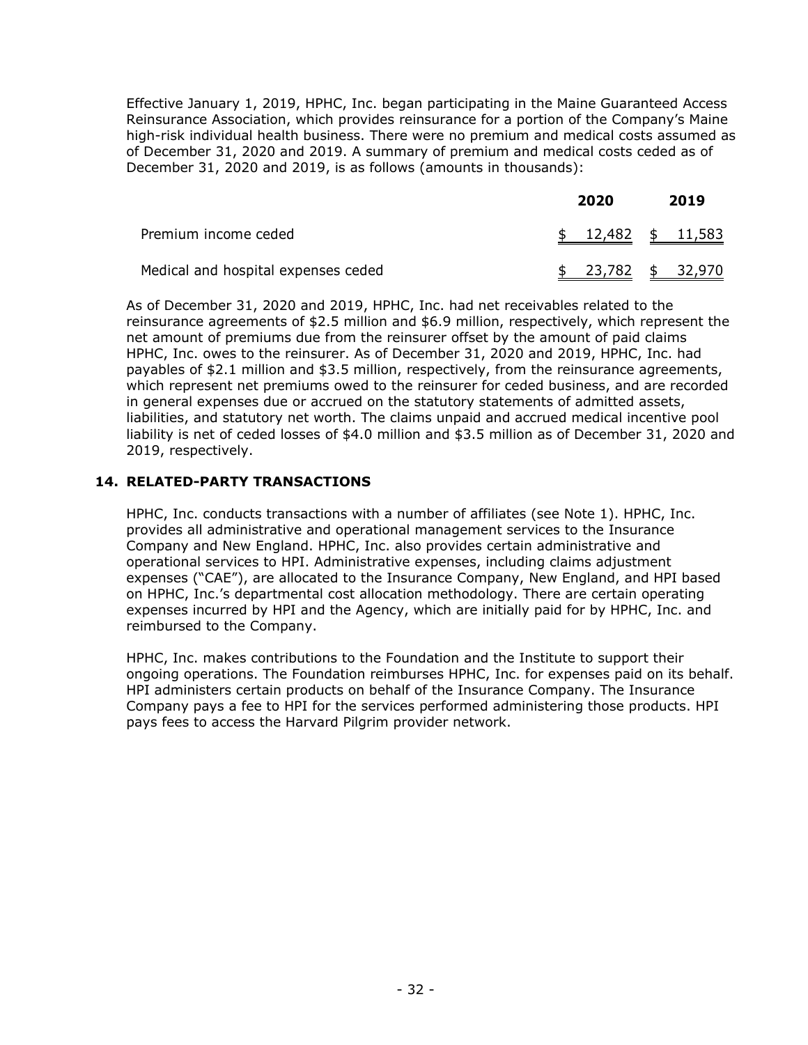Effective January 1, 2019, HPHC, Inc. began participating in the Maine Guaranteed Access Reinsurance Association, which provides reinsurance for a portion of the Company's Maine high-risk individual health business. There were no premium and medical costs assumed as of December 31, 2020 and 2019. A summary of premium and medical costs ceded as of December 31, 2020 and 2019, is as follows (amounts in thousands):

| | 2020 | 2019 |
|---|---|---|
| Premium income ceded | $ 12,482 | $ 11,583 |
| Medical and hospital expenses ceded | $ 23,782 | $ 32,970 |

As of December 31, 2020 and 2019, HPHC, Inc. had net receivables related to the reinsurance agreements of $2.5 million and $6.9 million, respectively, which represent the net amount of premiums due from the reinsurer offset by the amount of paid claims HPHC, Inc. owes to the reinsurer. As of December 31, 2020 and 2019, HPHC, Inc. had payables of $2.1 million and $3.5 million, respectively, from the reinsurance agreements, which represent net premiums owed to the reinsurer for ceded business, and are recorded in general expenses due or accrued on the statutory statements of admitted assets, liabilities, and statutory net worth. The claims unpaid and accrued medical incentive pool liability is net of ceded losses of $4.0 million and $3.5 million as of December 31, 2020 and 2019, respectively.

## 14. RELATED-PARTY TRANSACTIONS

HPHC, Inc. conducts transactions with a number of affiliates (see Note 1). HPHC, Inc. provides all administrative and operational management services to the Insurance Company and New England. HPHC, Inc. also provides certain administrative and operational services to HPI. Administrative expenses, including claims adjustment expenses ("CAE"), are allocated to the Insurance Company, New England, and HPI based on HPHC, Inc.'s departmental cost allocation methodology. There are certain operating expenses incurred by HPI and the Agency, which are initially paid for by HPHC, Inc. and reimbursed to the Company.

HPHC, Inc. makes contributions to the Foundation and the Institute to support their ongoing operations. The Foundation reimburses HPHC, Inc. for expenses paid on its behalf. HPI administers certain products on behalf of the Insurance Company. The Insurance Company pays a fee to HPI for the services performed administering those products. HPI pays fees to access the Harvard Pilgrim provider network.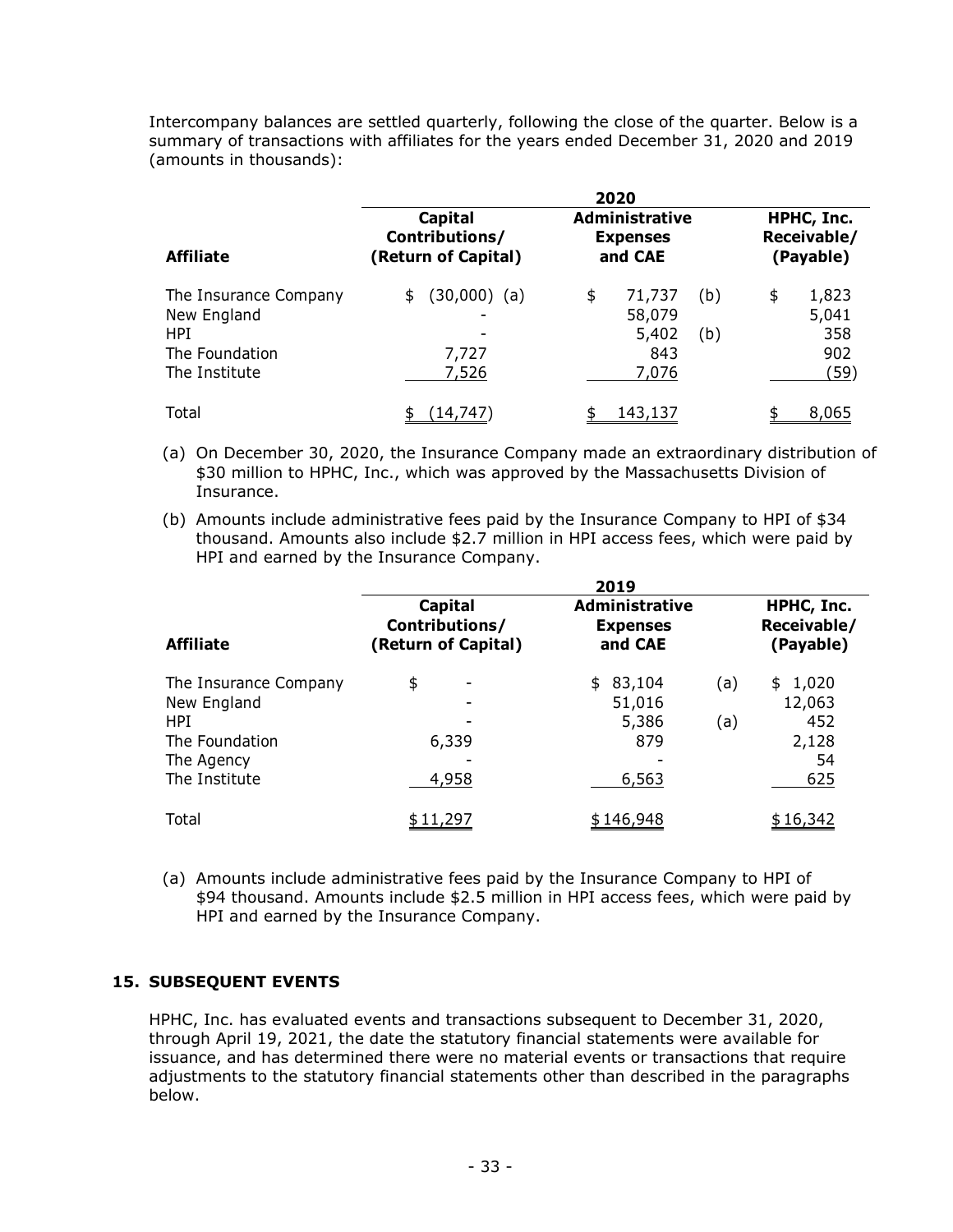Intercompany balances are settled quarterly, following the close of the quarter. Below is a summary of transactions with affiliates for the years ended December 31, 2020 and 2019 (amounts in thousands):

| | 2020 | | |
|---|---|---|---|
| **Affiliate** | **Capital Contributions/ (Return of Capital)** | **Administrative Expenses and CAE** | **HPHC, Inc. Receivable/ (Payable)** |
| The Insurance Company | $ (30,000) (a) | $ 71,737 (b) | $ 1,823 |
| New England | - | 58,079 | 5,041 |
| HPI | - | 5,402 (b) | 358 |
| The Foundation | 7,727 | 843 | 902 |
| The Institute | 7,526 | 7,076 | (59) |
| Total | $ (14,747) | $ 143,137 | $ 8,065 |

(a) On December 30, 2020, the Insurance Company made an extraordinary distribution of $30 million to HPHC, Inc., which was approved by the Massachusetts Division of Insurance.

(b) Amounts include administrative fees paid by the Insurance Company to HPI of $34 thousand. Amounts also include $2.7 million in HPI access fees, which were paid by HPI and earned by the Insurance Company.

| | 2019 | | |
|---|---|---|---|
| **Affiliate** | **Capital Contributions/ (Return of Capital)** | **Administrative Expenses and CAE** | **HPHC, Inc. Receivable/ (Payable)** |
| The Insurance Company | $ - | $ 83,104 (a) | $ 1,020 |
| New England | - | 51,016 | 12,063 |
| HPI | - | 5,386 (a) | 452 |
| The Foundation | 6,339 | 879 | 2,128 |
| The Agency | - | - | 54 |
| The Institute | 4,958 | 6,563 | 625 |
| Total | $ 11,297 | $ 146,948 | $ 16,342 |

(a) Amounts include administrative fees paid by the Insurance Company to HPI of $94 thousand. Amounts include $2.5 million in HPI access fees, which were paid by HPI and earned by the Insurance Company.

## 15. SUBSEQUENT EVENTS

HPHC, Inc. has evaluated events and transactions subsequent to December 31, 2020, through April 19, 2021, the date the statutory financial statements were available for issuance, and has determined there were no material events or transactions that require adjustments to the statutory financial statements other than described in the paragraphs below.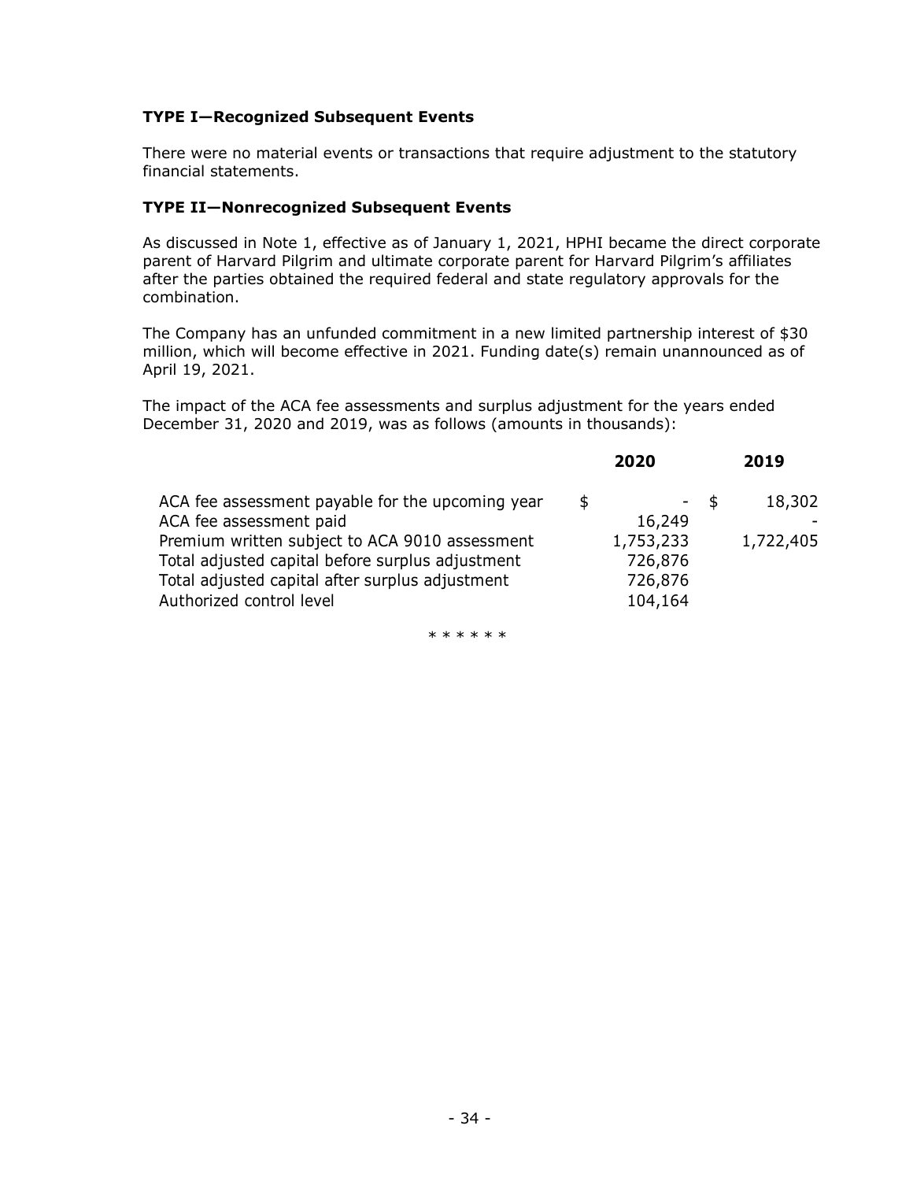### TYPE I—Recognized Subsequent Events

There were no material events or transactions that require adjustment to the statutory financial statements.

### TYPE II—Nonrecognized Subsequent Events

As discussed in Note 1, effective as of January 1, 2021, HPHI became the direct corporate parent of Harvard Pilgrim and ultimate corporate parent for Harvard Pilgrim's affiliates after the parties obtained the required federal and state regulatory approvals for the combination.

The Company has an unfunded commitment in a new limited partnership interest of $30 million, which will become effective in 2021. Funding date(s) remain unannounced as of April 19, 2021.

The impact of the ACA fee assessments and surplus adjustment for the years ended December 31, 2020 and 2019, was as follows (amounts in thousands):

| | 2020 | 2019 |
|---|---|---|
| ACA fee assessment payable for the upcoming year | $ - | $ 18,302 |
| ACA fee assessment paid | 16,249 | - |
| Premium written subject to ACA 9010 assessment | 1,753,233 | 1,722,405 |
| Total adjusted capital before surplus adjustment | 726,876 | |
| Total adjusted capital after surplus adjustment | 726,876 | |
| Authorized control level | 104,164 | |

* * * * * *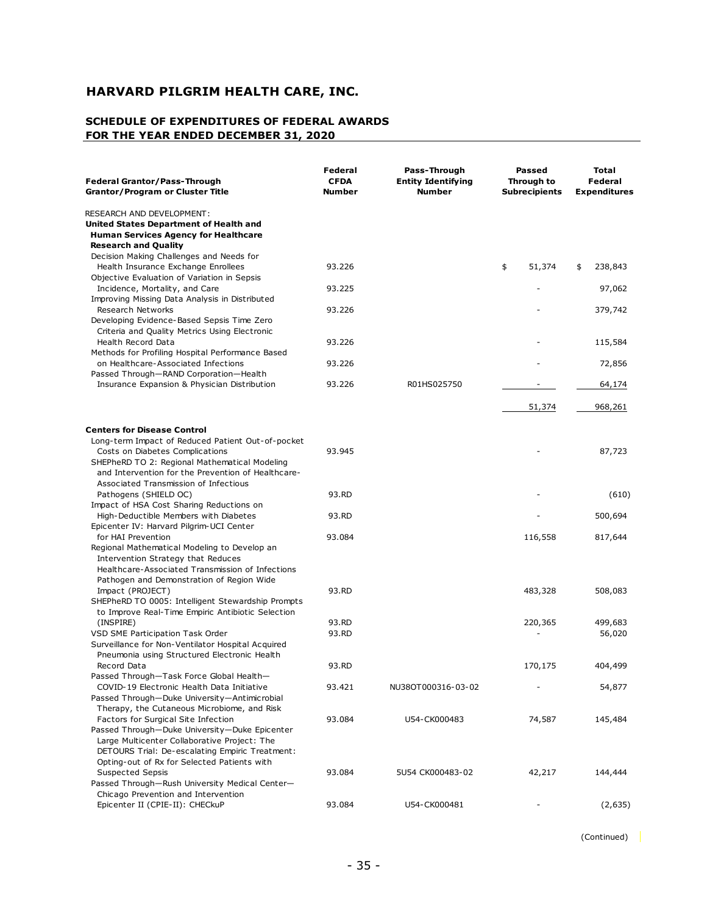# HARVARD PILGRIM HEALTH CARE, INC.

## SCHEDULE OF EXPENDITURES OF FEDERAL AWARDS FOR THE YEAR ENDED DECEMBER 31, 2020

| Federal Grantor/Pass-Through Grantor/Program or Cluster Title | Federal CFDA Number | Pass-Through Entity Identifying Number | Passed Through to Subrecipients | Total Federal Expenditures |
|---|---|---|---|---|
| RESEARCH AND DEVELOPMENT: | | | | |
| **United States Department of Health and Human Services Agency for Healthcare Research and Quality** | | | | |
| Decision Making Challenges and Needs for Health Insurance Exchange Enrollees | 93.226 | | $ 51,374 | $ 238,843 |
| Objective Evaluation of Variation in Sepsis Incidence, Mortality, and Care | 93.225 | | - | 97,062 |
| Improving Missing Data Analysis in Distributed Research Networks | 93.226 | | - | 379,742 |
| Developing Evidence-Based Sepsis Time Zero Criteria and Quality Metrics Using Electronic Health Record Data | 93.226 | | - | 115,584 |
| Methods for Profiling Hospital Performance Based on Healthcare-Associated Infections | 93.226 | | - | 72,856 |
| Passed Through—RAND Corporation—Health Insurance Expansion & Physician Distribution | 93.226 | R01HS025750 | - | 64,174 |
| | | | 51,374 | 968,261 |
| **Centers for Disease Control** | | | | |
| Long-term Impact of Reduced Patient Out-of-pocket Costs on Diabetes Complications | 93.945 | | - | 87,723 |
| SHEPheRD TO 2: Regional Mathematical Modeling and Intervention for the Prevention of Healthcare-Associated Transmission of Infectious Pathogens (SHIELD OC) | 93.RD | | - | (610) |
| Impact of HSA Cost Sharing Reductions on High-Deductible Members with Diabetes | 93.RD | | - | 500,694 |
| Epicenter IV: Harvard Pilgrim-UCI Center for HAI Prevention | 93.084 | | 116,558 | 817,644 |
| Regional Mathematical Modeling to Develop an Intervention Strategy that Reduces Healthcare-Associated Transmission of Infections Pathogen and Demonstration of Region Wide Impact (PROJECT) | 93.RD | | 483,328 | 508,083 |
| SHEPheRD TO 0005: Intelligent Stewardship Prompts to Improve Real-Time Empiric Antibiotic Selection (INSPIRE) | 93.RD | | 220,365 | 499,683 |
| VSD SME Participation Task Order | 93.RD | | - | 56,020 |
| Surveillance for Non-Ventilator Hospital Acquired Pneumonia using Structured Electronic Health Record Data | 93.RD | | 170,175 | 404,499 |
| Passed Through—Task Force Global Health—COVID-19 Electronic Health Data Initiative | 93.421 | NU38OT000316-03-02 | - | 54,877 |
| Passed Through—Duke University—Antimicrobial Therapy, the Cutaneous Microbiome, and Risk Factors for Surgical Site Infection | 93.084 | U54-CK000483 | 74,587 | 145,484 |
| Passed Through—Duke University—Duke Epicenter Large Multicenter Collaborative Project: The DETOURS Trial: De-escalating Empiric Treatment: Opting-out of Rx for Selected Patients with Suspected Sepsis | 93.084 | 5U54 CK000483-02 | 42,217 | 144,444 |
| Passed Through—Rush University Medical Center—Chicago Prevention and Intervention Epicenter II (CPIE-II): CHECkuP | 93.084 | U54-CK000481 | - | (2,635) |

(Continued)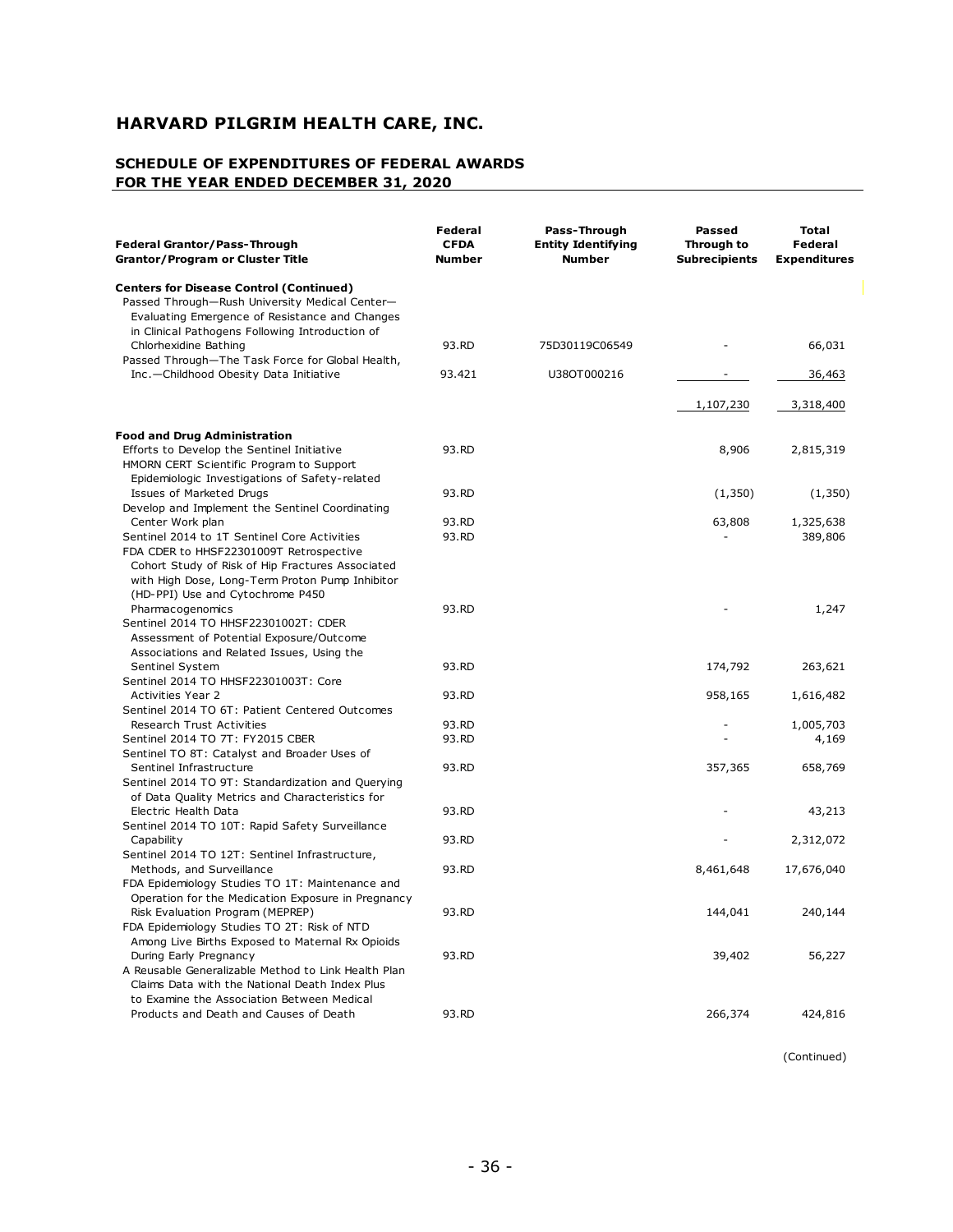# HARVARD PILGRIM HEALTH CARE, INC.

## SCHEDULE OF EXPENDITURES OF FEDERAL AWARDS
## FOR THE YEAR ENDED DECEMBER 31, 2020

| Federal Grantor/Pass-Through Grantor/Program or Cluster Title | Federal CFDA Number | Pass-Through Entity Identifying Number | Passed Through to Subrecipients | Total Federal Expenditures |
|---|---|---|---|---|
| **Centers for Disease Control (Continued)** | | | | |
| Passed Through—Rush University Medical Center—Evaluating Emergence of Resistance and Changes in Clinical Pathogens Following Introduction of Chlorhexidine Bathing | 93.RD | 75D30119C06549 | - | 66,031 |
| Passed Through—The Task Force for Global Health, Inc.—Childhood Obesity Data Initiative | 93.421 | U38OT000216 | - | 36,463 |
| | | | 1,107,230 | 3,318,400 |
| **Food and Drug Administration** | | | | |
| Efforts to Develop the Sentinel Initiative | 93.RD | | 8,906 | 2,815,319 |
| HMORN CERT Scientific Program to Support Epidemiologic Investigations of Safety-related Issues of Marketed Drugs | 93.RD | | (1,350) | (1,350) |
| Develop and Implement the Sentinel Coordinating Center Work plan | 93.RD | | 63,808 | 1,325,638 |
| Sentinel 2014 to 1T Sentinel Core Activities | 93.RD | | - | 389,806 |
| FDA CDER to HHSF22301009T Retrospective Cohort Study of Risk of Hip Fractures Associated with High Dose, Long-Term Proton Pump Inhibitor (HD-PPI) Use and Cytochrome P450 Pharmacogenomics | 93.RD | | - | 1,247 |
| Sentinel 2014 TO HHSF22301002T: CDER Assessment of Potential Exposure/Outcome Associations and Related Issues, Using the Sentinel System | 93.RD | | 174,792 | 263,621 |
| Sentinel 2014 TO HHSF22301003T: Core Activities Year 2 | 93.RD | | 958,165 | 1,616,482 |
| Sentinel 2014 TO 6T: Patient Centered Outcomes Research Trust Activities | 93.RD | | - | 1,005,703 |
| Sentinel 2014 TO 7T: FY2015 CBER | 93.RD | | - | 4,169 |
| Sentinel TO 8T: Catalyst and Broader Uses of Sentinel Infrastructure | 93.RD | | 357,365 | 658,769 |
| Sentinel 2014 TO 9T: Standardization and Querying of Data Quality Metrics and Characteristics for Electric Health Data | 93.RD | | - | 43,213 |
| Sentinel 2014 TO 10T: Rapid Safety Surveillance Capability | 93.RD | | - | 2,312,072 |
| Sentinel 2014 TO 12T: Sentinel Infrastructure, Methods, and Surveillance | 93.RD | | 8,461,648 | 17,676,040 |
| FDA Epidemiology Studies TO 1T: Maintenance and Operation for the Medication Exposure in Pregnancy Risk Evaluation Program (MEPREP) | 93.RD | | 144,041 | 240,144 |
| FDA Epidemiology Studies TO 2T: Risk of NTD Among Live Births Exposed to Maternal Rx Opioids During Early Pregnancy | 93.RD | | 39,402 | 56,227 |
| A Reusable Generalizable Method to Link Health Plan Claims Data with the National Death Index Plus to Examine the Association Between Medical Products and Death and Causes of Death | 93.RD | | 266,374 | 424,816 |

(Continued)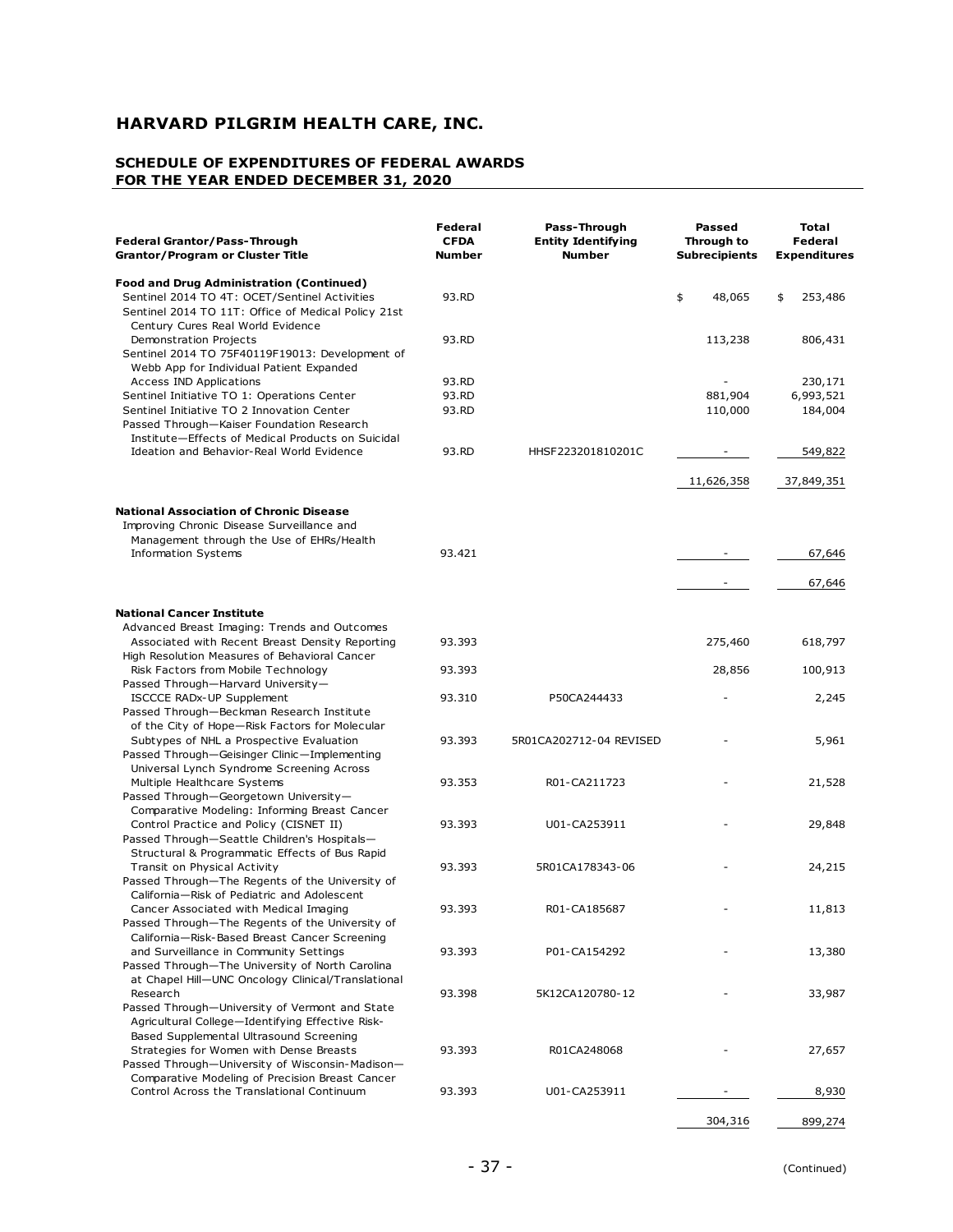# HARVARD PILGRIM HEALTH CARE, INC.

## SCHEDULE OF EXPENDITURES OF FEDERAL AWARDS FOR THE YEAR ENDED DECEMBER 31, 2020

| Federal Grantor/Pass-Through Grantor/Program or Cluster Title | Federal CFDA Number | Pass-Through Entity Identifying Number | Passed Through to Subrecipients | Total Federal Expenditures |
|---|---|---|---|---|
| **Food and Drug Administration (Continued)** | | | | |
| Sentinel 2014 TO 4T: OCET/Sentinel Activities | 93.RD | | $ 48,065 | $ 253,486 |
| Sentinel 2014 TO 11T: Office of Medical Policy 21st Century Cures Real World Evidence Demonstration Projects | 93.RD | | 113,238 | 806,431 |
| Sentinel 2014 TO 75F40119F19013: Development of Webb App for Individual Patient Expanded Access IND Applications | 93.RD | | - | 230,171 |
| Sentinel Initiative TO 1: Operations Center | 93.RD | | 881,904 | 6,993,521 |
| Sentinel Initiative TO 2 Innovation Center | 93.RD | | 110,000 | 184,004 |
| Passed Through—Kaiser Foundation Research Institute—Effects of Medical Products on Suicidal Ideation and Behavior-Real World Evidence | 93.RD | HHSF223201810201C | - | 549,822 |
| | | | 11,626,358 | 37,849,351 |
| **National Association of Chronic Disease** | | | | |
| Improving Chronic Disease Surveillance and Management through the Use of EHRs/Health Information Systems | 93.421 | | - | 67,646 |
| | | | - | 67,646 |
| **National Cancer Institute** | | | | |
| Advanced Breast Imaging: Trends and Outcomes Associated with Recent Breast Density Reporting | 93.393 | | 275,460 | 618,797 |
| High Resolution Measures of Behavioral Cancer Risk Factors from Mobile Technology | 93.393 | | 28,856 | 100,913 |
| Passed Through—Harvard University—ISCCCE RADx-UP Supplement | 93.310 | P50CA244433 | - | 2,245 |
| Passed Through—Beckman Research Institute of the City of Hope—Risk Factors for Molecular Subtypes of NHL a Prospective Evaluation | 93.393 | 5R01CA202712-04 REVISED | - | 5,961 |
| Passed Through—Geisinger Clinic—Implementing Universal Lynch Syndrome Screening Across Multiple Healthcare Systems | 93.353 | R01-CA211723 | - | 21,528 |
| Passed Through—Georgetown University—Comparative Modeling: Informing Breast Cancer Control Practice and Policy (CISNET II) | 93.393 | U01-CA253911 | - | 29,848 |
| Passed Through—Seattle Children's Hospitals—Structural & Programmatic Effects of Bus Rapid Transit on Physical Activity | 93.393 | 5R01CA178343-06 | - | 24,215 |
| Passed Through—The Regents of the University of California—Risk of Pediatric and Adolescent Cancer Associated with Medical Imaging | 93.393 | R01-CA185687 | - | 11,813 |
| Passed Through—The Regents of the University of California—Risk-Based Breast Cancer Screening and Surveillance in Community Settings | 93.393 | P01-CA154292 | - | 13,380 |
| Passed Through—The University of North Carolina at Chapel Hill—UNC Oncology Clinical/Translational Research | 93.398 | 5K12CA120780-12 | - | 33,987 |
| Passed Through—University of Vermont and State Agricultural College—Identifying Effective Risk-Based Supplemental Ultrasound Screening Strategies for Women with Dense Breasts | 93.393 | R01CA248068 | - | 27,657 |
| Passed Through—University of Wisconsin-Madison—Comparative Modeling of Precision Breast Cancer Control Across the Translational Continuum | 93.393 | U01-CA253911 | - | 8,930 |
| | | | 304,316 | 899,274 |

(Continued)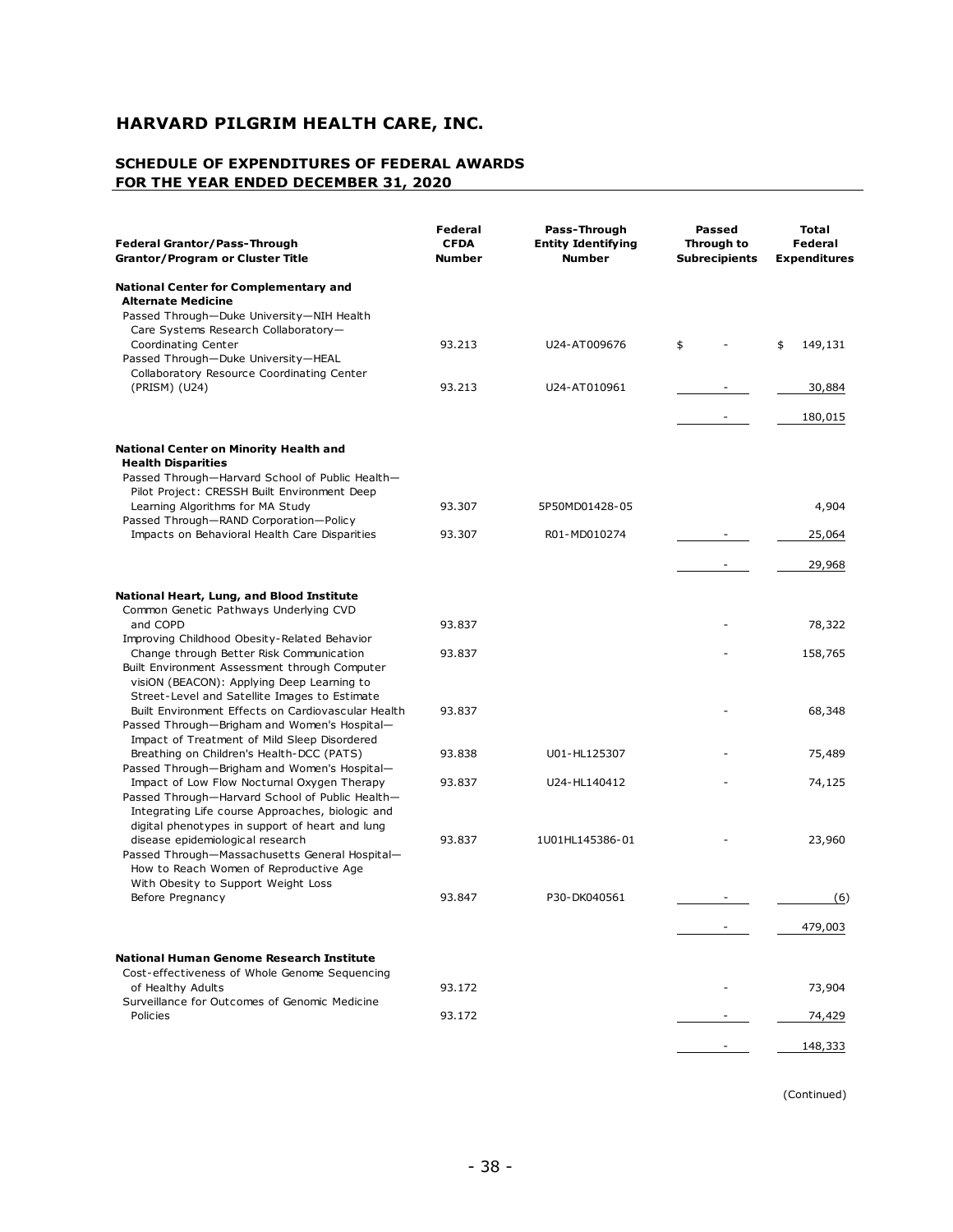# HARVARD PILGRIM HEALTH CARE, INC.

## SCHEDULE OF EXPENDITURES OF FEDERAL AWARDS FOR THE YEAR ENDED DECEMBER 31, 2020

| Federal Grantor/Pass-Through Grantor/Program or Cluster Title | Federal CFDA Number | Pass-Through Entity Identifying Number | Passed Through to Subrecipients | Total Federal Expenditures |
|---|---|---|---|---|
| **National Center for Complementary and Alternate Medicine** | | | | |
| Passed Through—Duke University—NIH Health Care Systems Research Collaboratory—Coordinating Center | 93.213 | U24-AT009676 | $ - | $ 149,131 |
| Passed Through—Duke University—HEAL Collaboratory Resource Coordinating Center (PRISM) (U24) | 93.213 | U24-AT010961 | - | 30,884 |
| | | | - | 180,015 |
| **National Center on Minority Health and Health Disparities** | | | | |
| Passed Through—Harvard School of Public Health—Pilot Project: CRESSH Built Environment Deep Learning Algorithms for MA Study | 93.307 | 5P50MD01428-05 | | 4,904 |
| Passed Through—RAND Corporation—Policy Impacts on Behavioral Health Care Disparities | 93.307 | R01-MD010274 | - | 25,064 |
| | | | - | 29,968 |
| **National Heart, Lung, and Blood Institute** | | | | |
| Common Genetic Pathways Underlying CVD and COPD | 93.837 | | - | 78,322 |
| Improving Childhood Obesity-Related Behavior Change through Better Risk Communication | 93.837 | | - | 158,765 |
| Built Environment Assessment through Computer visiON (BEACON): Applying Deep Learning to Street-Level and Satellite Images to Estimate Built Environment Effects on Cardiovascular Health | 93.837 | | - | 68,348 |
| Passed Through—Brigham and Women's Hospital—Impact of Treatment of Mild Sleep Disordered Breathing on Children's Health-DCC (PATS) | 93.838 | U01-HL125307 | - | 75,489 |
| Passed Through—Brigham and Women's Hospital—Impact of Low Flow Nocturnal Oxygen Therapy | 93.837 | U24-HL140412 | - | 74,125 |
| Passed Through—Harvard School of Public Health—Integrating Life course Approaches, biologic and digital phenotypes in support of heart and lung disease epidemiological research | 93.837 | 1U01HL145386-01 | - | 23,960 |
| Passed Through—Massachusetts General Hospital—How to Reach Women of Reproductive Age With Obesity to Support Weight Loss Before Pregnancy | 93.847 | P30-DK040561 | - | (6) |
| | | | - | 479,003 |
| **National Human Genome Research Institute** | | | | |
| Cost-effectiveness of Whole Genome Sequencing of Healthy Adults | 93.172 | | - | 73,904 |
| Surveillance for Outcomes of Genomic Medicine Policies | 93.172 | | - | 74,429 |
| | | | - | 148,333 |

(Continued)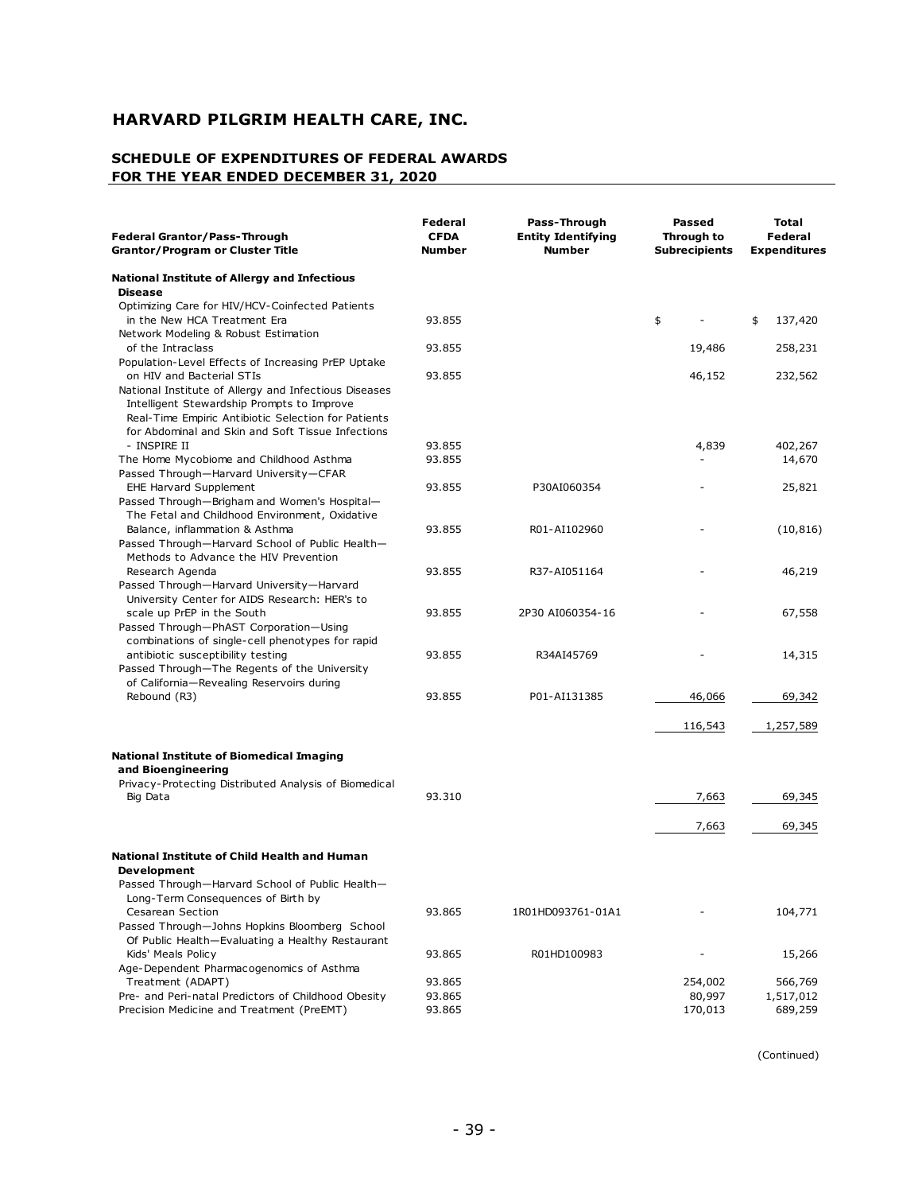# HARVARD PILGRIM HEALTH CARE, INC.

## SCHEDULE OF EXPENDITURES OF FEDERAL AWARDS FOR THE YEAR ENDED DECEMBER 31, 2020

| Federal Grantor/Pass-Through Grantor/Program or Cluster Title | Federal CFDA Number | Pass-Through Entity Identifying Number | Passed Through to Subrecipients | Total Federal Expenditures |
|---|---|---|---|---|
| **National Institute of Allergy and Infectious Disease** | | | | |
| Optimizing Care for HIV/HCV-Coinfected Patients in the New HCA Treatment Era | 93.855 | | $ - | $ 137,420 |
| Network Modeling & Robust Estimation of the Intraclass | 93.855 | | 19,486 | 258,231 |
| Population-Level Effects of Increasing PrEP Uptake on HIV and Bacterial STIs | 93.855 | | 46,152 | 232,562 |
| National Institute of Allergy and Infectious Diseases Intelligent Stewardship Prompts to Improve Real-Time Empiric Antibiotic Selection for Patients for Abdominal and Skin and Soft Tissue Infections - INSPIRE II | 93.855 | | 4,839 | 402,267 |
| The Home Mycobiome and Childhood Asthma | 93.855 | | - | 14,670 |
| Passed Through—Harvard University—CFAR EHE Harvard Supplement | 93.855 | P30AI060354 | - | 25,821 |
| Passed Through—Brigham and Women's Hospital—The Fetal and Childhood Environment, Oxidative Balance, inflammation & Asthma | 93.855 | R01-AI102960 | - | (10,816) |
| Passed Through—Harvard School of Public Health—Methods to Advance the HIV Prevention Research Agenda | 93.855 | R37-AI051164 | - | 46,219 |
| Passed Through—Harvard University—Harvard University Center for AIDS Research: HER's to scale up PrEP in the South | 93.855 | 2P30 AI060354-16 | - | 67,558 |
| Passed Through—PhAST Corporation—Using combinations of single-cell phenotypes for rapid antibiotic susceptibility testing | 93.855 | R34AI45769 | - | 14,315 |
| Passed Through—The Regents of the University of California—Revealing Reservoirs during Rebound (R3) | 93.855 | P01-AI131385 | 46,066 | 69,342 |
| | | | 116,543 | 1,257,589 |
| **National Institute of Biomedical Imaging and Bioengineering** | | | | |
| Privacy-Protecting Distributed Analysis of Biomedical Big Data | 93.310 | | 7,663 | 69,345 |
| | | | 7,663 | 69,345 |
| **National Institute of Child Health and Human Development** | | | | |
| Passed Through—Harvard School of Public Health—Long-Term Consequences of Birth by Cesarean Section | 93.865 | 1R01HD093761-01A1 | - | 104,771 |
| Passed Through—Johns Hopkins Bloomberg School Of Public Health—Evaluating a Healthy Restaurant Kids' Meals Policy | 93.865 | R01HD100983 | - | 15,266 |
| Age-Dependent Pharmacogenomics of Asthma Treatment (ADAPT) | 93.865 | | 254,002 | 566,769 |
| Pre- and Peri-natal Predictors of Childhood Obesity | 93.865 | | 80,997 | 1,517,012 |
| Precision Medicine and Treatment (PreEMT) | 93.865 | | 170,013 | 689,259 |

(Continued)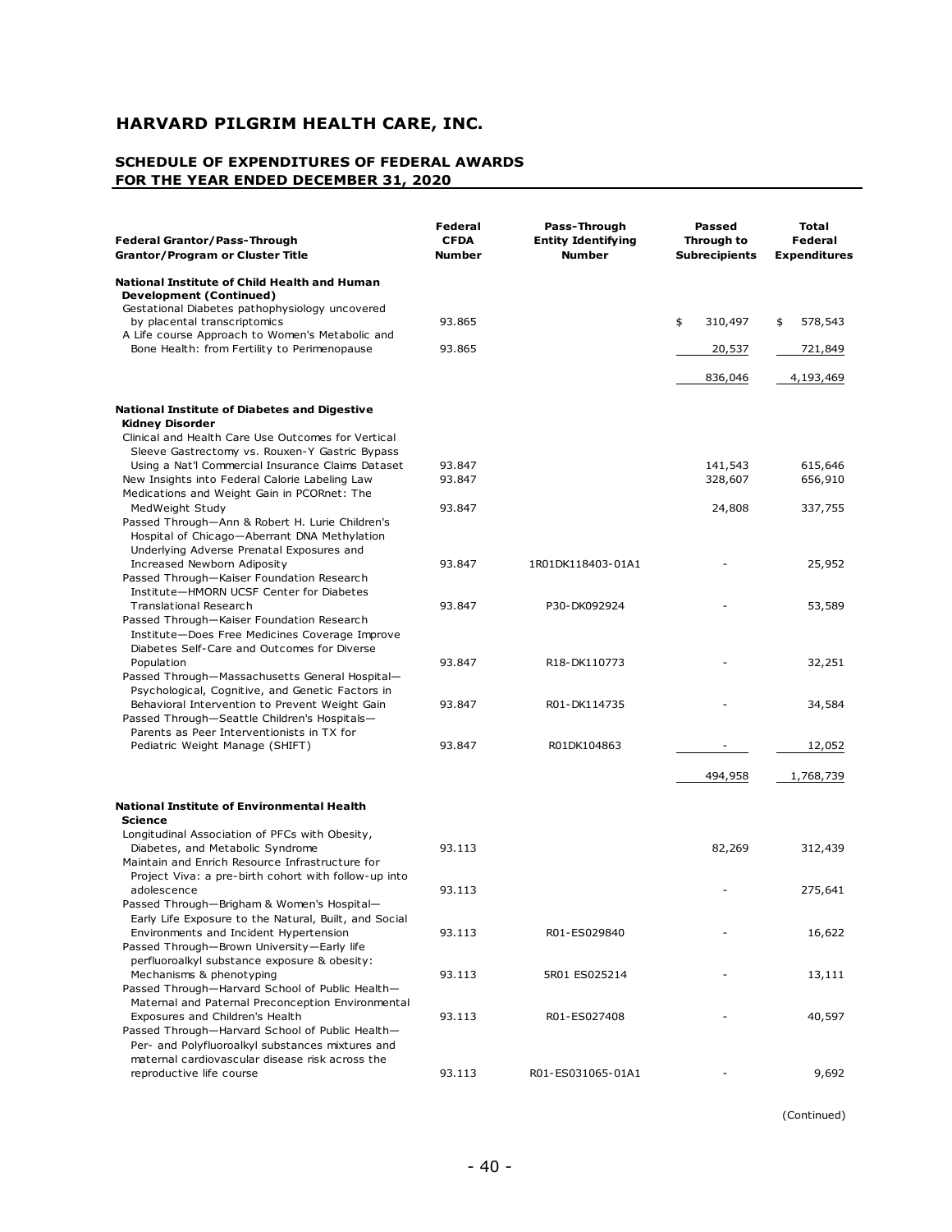# HARVARD PILGRIM HEALTH CARE, INC.

## SCHEDULE OF EXPENDITURES OF FEDERAL AWARDS FOR THE YEAR ENDED DECEMBER 31, 2020

| Federal Grantor/Pass-Through Grantor/Program or Cluster Title | Federal CFDA Number | Pass-Through Entity Identifying Number | Passed Through to Subrecipients | Total Federal Expenditures |
|---|---|---|---|---|
| **National Institute of Child Health and Human Development (Continued)** | | | | |
| Gestational Diabetes pathophysiology uncovered by placental transcriptomics | 93.865 | | $ 310,497 | $ 578,543 |
| A Life course Approach to Women's Metabolic and Bone Health: from Fertility to Perimenopause | 93.865 | | 20,537 | 721,849 |
| | | | 836,046 | 4,193,469 |
| **National Institute of Diabetes and Digestive Kidney Disorder** | | | | |
| Clinical and Health Care Use Outcomes for Vertical Sleeve Gastrectomy vs. Rouxen-Y Gastric Bypass Using a Nat'l Commercial Insurance Claims Dataset | 93.847 | | 141,543 | 615,646 |
| New Insights into Federal Calorie Labeling Law | 93.847 | | 328,607 | 656,910 |
| Medications and Weight Gain in PCORnet: The MedWeight Study | 93.847 | | 24,808 | 337,755 |
| Passed Through—Ann & Robert H. Lurie Children's Hospital of Chicago—Aberrant DNA Methylation Underlying Adverse Prenatal Exposures and Increased Newborn Adiposity | 93.847 | 1R01DK118403-01A1 | - | 25,952 |
| Passed Through—Kaiser Foundation Research Institute—HMORN UCSF Center for Diabetes Translational Research | 93.847 | P30-DK092924 | - | 53,589 |
| Passed Through—Kaiser Foundation Research Institute—Does Free Medicines Coverage Improve Diabetes Self-Care and Outcomes for Diverse Population | 93.847 | R18-DK110773 | - | 32,251 |
| Passed Through—Massachusetts General Hospital—Psychological, Cognitive, and Genetic Factors in Behavioral Intervention to Prevent Weight Gain | 93.847 | R01-DK114735 | - | 34,584 |
| Passed Through—Seattle Children's Hospitals—Parents as Peer Interventionists in TX for Pediatric Weight Manage (SHIFT) | 93.847 | R01DK104863 | - | 12,052 |
| | | | 494,958 | 1,768,739 |
| **National Institute of Environmental Health Science** | | | | |
| Longitudinal Association of PFCs with Obesity, Diabetes, and Metabolic Syndrome | 93.113 | | 82,269 | 312,439 |
| Maintain and Enrich Resource Infrastructure for Project Viva: a pre-birth cohort with follow-up into adolescence | 93.113 | | - | 275,641 |
| Passed Through—Brigham & Women's Hospital—Early Life Exposure to the Natural, Built, and Social Environments and Incident Hypertension | 93.113 | R01-ES029840 | - | 16,622 |
| Passed Through—Brown University—Early life perfluoroalkyl substance exposure & obesity: Mechanisms & phenotyping | 93.113 | 5R01 ES025214 | - | 13,111 |
| Passed Through—Harvard School of Public Health—Maternal and Paternal Preconception Environmental Exposures and Children's Health | 93.113 | R01-ES027408 | - | 40,597 |
| Passed Through—Harvard School of Public Health—Per- and Polyfluoroalkyl substances mixtures and maternal cardiovascular disease risk across the reproductive life course | 93.113 | R01-ES031065-01A1 | - | 9,692 |

(Continued)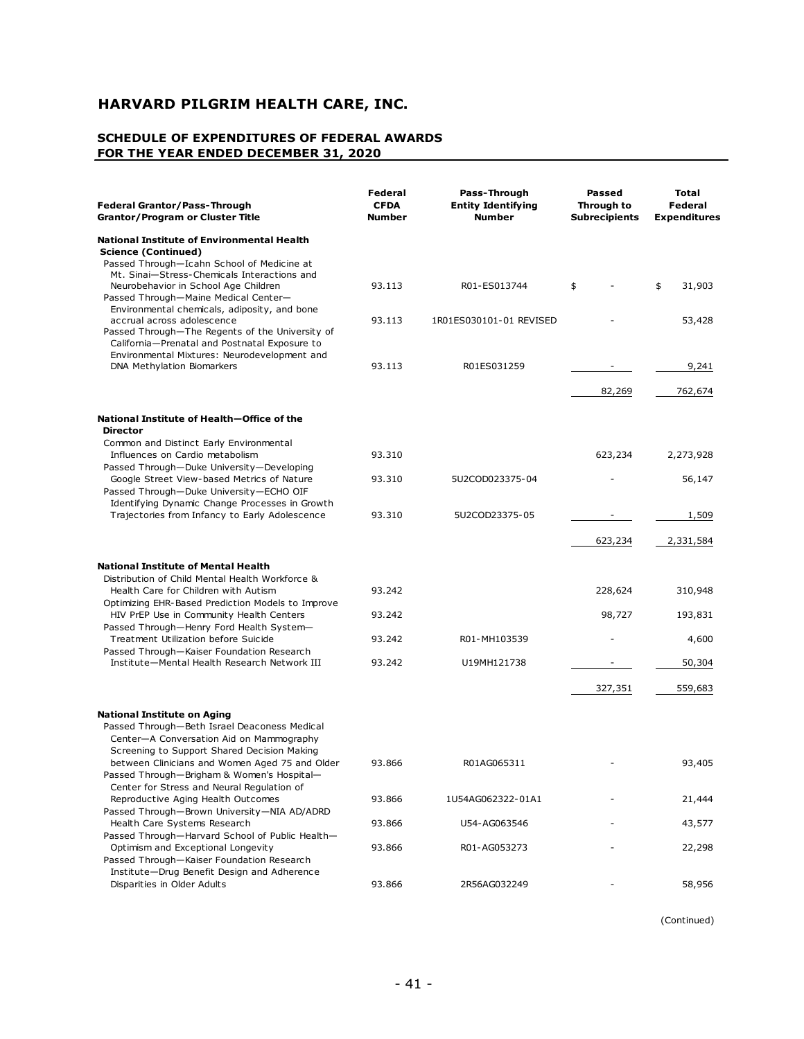## HARVARD PILGRIM HEALTH CARE, INC.

### SCHEDULE OF EXPENDITURES OF FEDERAL AWARDS FOR THE YEAR ENDED DECEMBER 31, 2020

| Federal Grantor/Pass-Through Grantor/Program or Cluster Title | Federal CFDA Number | Pass-Through Entity Identifying Number | Passed Through to Subrecipients | Total Federal Expenditures |
|---|---|---|---|---|
| **National Institute of Environmental Health Science (Continued)** | | | | |
| Passed Through—Icahn School of Medicine at Mt. Sinai—Stress-Chemicals Interactions and Neurobehavior in School Age Children | 93.113 | R01-ES013744 | $ - | $ 31,903 |
| Passed Through—Maine Medical Center—Environmental chemicals, adiposity, and bone accrual across adolescence | 93.113 | 1R01ES030101-01 REVISED | - | 53,428 |
| Passed Through—The Regents of the University of California—Prenatal and Postnatal Exposure to Environmental Mixtures: Neurodevelopment and DNA Methylation Biomarkers | 93.113 | R01ES031259 | - | 9,241 |
| | | | 82,269 | 762,674 |
| **National Institute of Health—Office of the Director** | | | | |
| Common and Distinct Early Environmental Influences on Cardio metabolism | 93.310 | | 623,234 | 2,273,928 |
| Passed Through—Duke University—Developing Google Street View-based Metrics of Nature | 93.310 | 5U2COD023375-04 | - | 56,147 |
| Passed Through—Duke University—ECHO OIF Identifying Dynamic Change Processes in Growth Trajectories from Infancy to Early Adolescence | 93.310 | 5U2COD23375-05 | - | 1,509 |
| | | | 623,234 | 2,331,584 |
| **National Institute of Mental Health** | | | | |
| Distribution of Child Mental Health Workforce & Health Care for Children with Autism | 93.242 | | 228,624 | 310,948 |
| Optimizing EHR-Based Prediction Models to Improve HIV PrEP Use in Community Health Centers | 93.242 | | 98,727 | 193,831 |
| Passed Through—Henry Ford Health System—Treatment Utilization before Suicide | 93.242 | R01-MH103539 | - | 4,600 |
| Passed Through—Kaiser Foundation Research Institute—Mental Health Research Network III | 93.242 | U19MH121738 | - | 50,304 |
| | | | 327,351 | 559,683 |
| **National Institute on Aging** | | | | |
| Passed Through—Beth Israel Deaconess Medical Center—A Conversation Aid on Mammography Screening to Support Shared Decision Making between Clinicians and Women Aged 75 and Older | 93.866 | R01AG065311 | - | 93,405 |
| Passed Through—Brigham & Women's Hospital—Center for Stress and Neural Regulation of Reproductive Aging Health Outcomes | 93.866 | 1U54AG062322-01A1 | - | 21,444 |
| Passed Through—Brown University—NIA AD/ADRD Health Care Systems Research | 93.866 | U54-AG063546 | - | 43,577 |
| Passed Through—Harvard School of Public Health—Optimism and Exceptional Longevity | 93.866 | R01-AG053273 | - | 22,298 |
| Passed Through—Kaiser Foundation Research Institute—Drug Benefit Design and Adherence Disparities in Older Adults | 93.866 | 2R56AG032249 | - | 58,956 |

(Continued)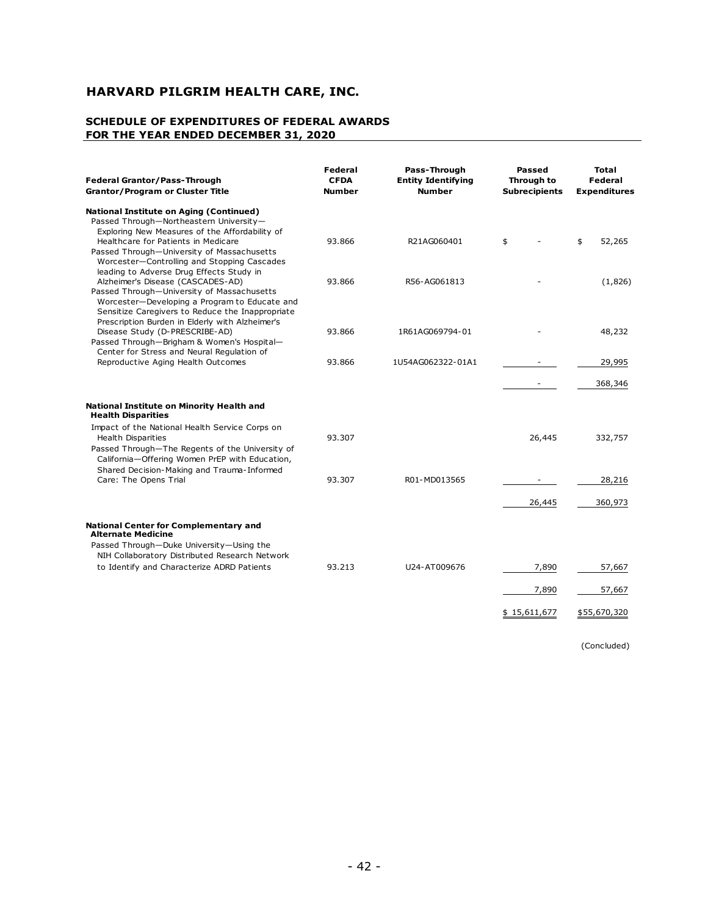# HARVARD PILGRIM HEALTH CARE, INC.

## SCHEDULE OF EXPENDITURES OF FEDERAL AWARDS FOR THE YEAR ENDED DECEMBER 31, 2020

| Federal Grantor/Pass-Through Grantor/Program or Cluster Title | Federal CFDA Number | Pass-Through Entity Identifying Number | Passed Through to Subrecipients | Total Federal Expenditures |
|---|---|---|---|---|
| **National Institute on Aging (Continued)** | | | | |
| Passed Through—Northeastern University—Exploring New Measures of the Affordability of Healthcare for Patients in Medicare | 93.866 | R21AG060401 | $ - | $ 52,265 |
| Passed Through—University of Massachusetts Worcester—Controlling and Stopping Cascades leading to Adverse Drug Effects Study in Alzheimer's Disease (CASCADES-AD) | 93.866 | R56-AG061813 | - | (1,826) |
| Passed Through—University of Massachusetts Worcester—Developing a Program to Educate and Sensitize Caregivers to Reduce the Inappropriate Prescription Burden in Elderly with Alzheimer's Disease Study (D-PRESCRIBE-AD) | 93.866 | 1R61AG069794-01 | - | 48,232 |
| Passed Through—Brigham & Women's Hospital—Center for Stress and Neural Regulation of Reproductive Aging Health Outcomes | 93.866 | 1U54AG062322-01A1 | - | 29,995 |
| | | | - | 368,346 |
| **National Institute on Minority Health and Health Disparities** | | | | |
| Impact of the National Health Service Corps on Health Disparities | 93.307 | | 26,445 | 332,757 |
| Passed Through—The Regents of the University of California—Offering Women PrEP with Education, Shared Decision-Making and Trauma-Informed Care: The Opens Trial | 93.307 | R01-MD013565 | - | 28,216 |
| | | | 26,445 | 360,973 |
| **National Center for Complementary and Alternate Medicine** | | | | |
| Passed Through—Duke University—Using the NIH Collaboratory Distributed Research Network to Identify and Characterize ADRD Patients | 93.213 | U24-AT009676 | 7,890 | 57,667 |
| | | | 7,890 | 57,667 |
| | | | $ 15,611,677 | $55,670,320 |

(Concluded)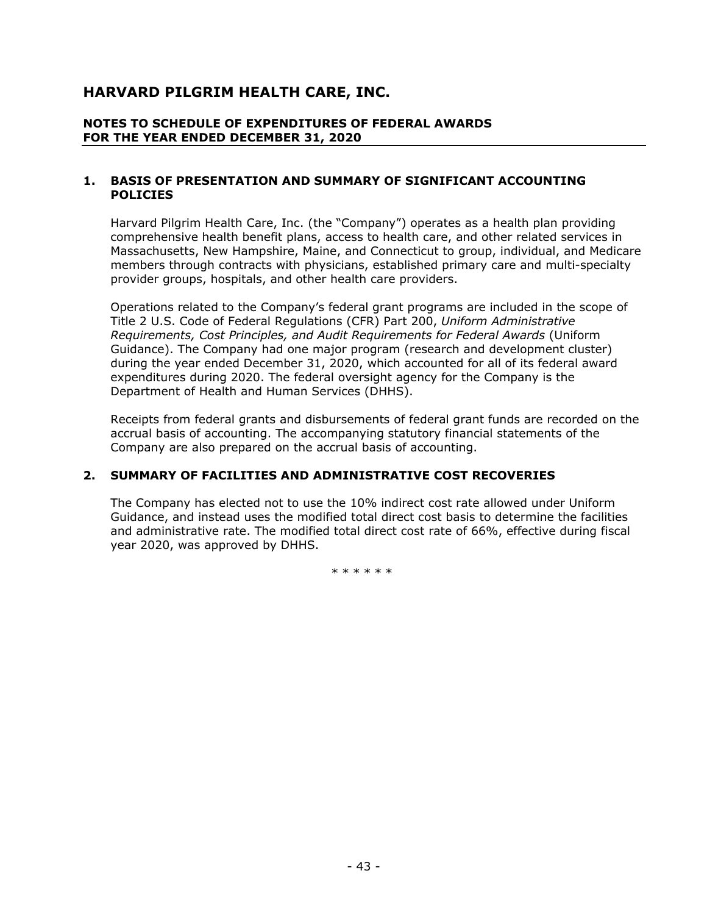# HARVARD PILGRIM HEALTH CARE, INC.

## NOTES TO SCHEDULE OF EXPENDITURES OF FEDERAL AWARDS FOR THE YEAR ENDED DECEMBER 31, 2020

### 1. BASIS OF PRESENTATION AND SUMMARY OF SIGNIFICANT ACCOUNTING POLICIES

Harvard Pilgrim Health Care, Inc. (the "Company") operates as a health plan providing comprehensive health benefit plans, access to health care, and other related services in Massachusetts, New Hampshire, Maine, and Connecticut to group, individual, and Medicare members through contracts with physicians, established primary care and multi-specialty provider groups, hospitals, and other health care providers.

Operations related to the Company's federal grant programs are included in the scope of Title 2 U.S. Code of Federal Regulations (CFR) Part 200, *Uniform Administrative Requirements, Cost Principles, and Audit Requirements for Federal Awards* (Uniform Guidance). The Company had one major program (research and development cluster) during the year ended December 31, 2020, which accounted for all of its federal award expenditures during 2020. The federal oversight agency for the Company is the Department of Health and Human Services (DHHS).

Receipts from federal grants and disbursements of federal grant funds are recorded on the accrual basis of accounting. The accompanying statutory financial statements of the Company are also prepared on the accrual basis of accounting.

### 2. SUMMARY OF FACILITIES AND ADMINISTRATIVE COST RECOVERIES

The Company has elected not to use the 10% indirect cost rate allowed under Uniform Guidance, and instead uses the modified total direct cost basis to determine the facilities and administrative rate. The modified total direct cost rate of 66%, effective during fiscal year 2020, was approved by DHHS.

\* \* \* \* \* \*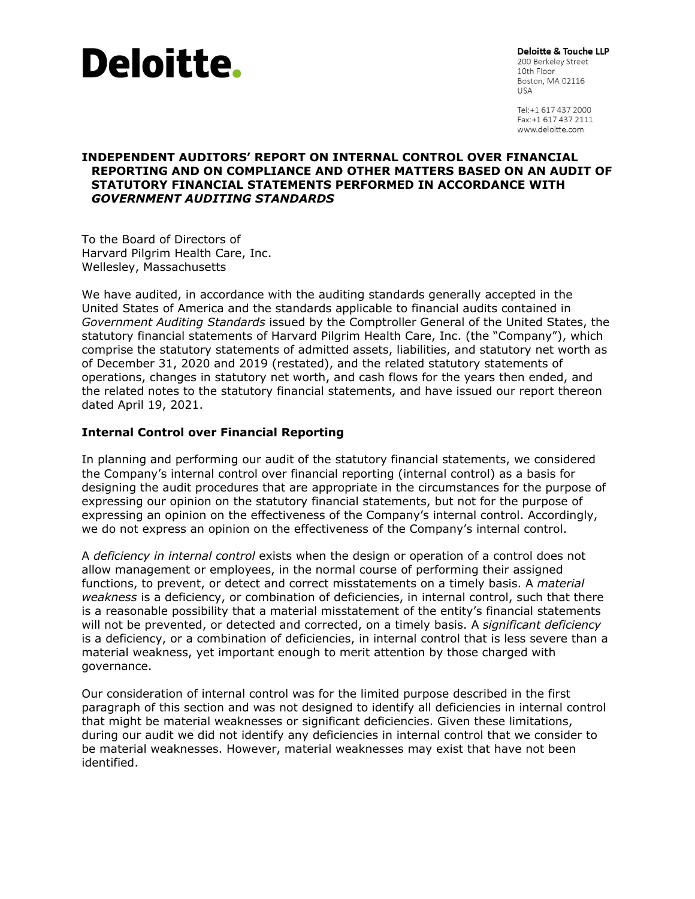# Deloitte.

**Deloitte & Touche LLP**
200 Berkeley Street
10th Floor
Boston, MA 02116
USA

Tel:+1 617 437 2000
Fax:+1 617 437 2111
www.deloitte.com

## INDEPENDENT AUDITORS' REPORT ON INTERNAL CONTROL OVER FINANCIAL REPORTING AND ON COMPLIANCE AND OTHER MATTERS BASED ON AN AUDIT OF STATUTORY FINANCIAL STATEMENTS PERFORMED IN ACCORDANCE WITH *GOVERNMENT AUDITING STANDARDS*

To the Board of Directors of
Harvard Pilgrim Health Care, Inc.
Wellesley, Massachusetts

We have audited, in accordance with the auditing standards generally accepted in the United States of America and the standards applicable to financial audits contained in *Government Auditing Standards* issued by the Comptroller General of the United States, the statutory financial statements of Harvard Pilgrim Health Care, Inc. (the "Company"), which comprise the statutory statements of admitted assets, liabilities, and statutory net worth as of December 31, 2020 and 2019 (restated), and the related statutory statements of operations, changes in statutory net worth, and cash flows for the years then ended, and the related notes to the statutory financial statements, and have issued our report thereon dated April 19, 2021.

### Internal Control over Financial Reporting

In planning and performing our audit of the statutory financial statements, we considered the Company's internal control over financial reporting (internal control) as a basis for designing the audit procedures that are appropriate in the circumstances for the purpose of expressing our opinion on the statutory financial statements, but not for the purpose of expressing an opinion on the effectiveness of the Company's internal control. Accordingly, we do not express an opinion on the effectiveness of the Company's internal control.

A *deficiency in internal control* exists when the design or operation of a control does not allow management or employees, in the normal course of performing their assigned functions, to prevent, or detect and correct misstatements on a timely basis. A *material weakness* is a deficiency, or combination of deficiencies, in internal control, such that there is a reasonable possibility that a material misstatement of the entity's financial statements will not be prevented, or detected and corrected, on a timely basis. A *significant deficiency* is a deficiency, or a combination of deficiencies, in internal control that is less severe than a material weakness, yet important enough to merit attention by those charged with governance.

Our consideration of internal control was for the limited purpose described in the first paragraph of this section and was not designed to identify all deficiencies in internal control that might be material weaknesses or significant deficiencies. Given these limitations, during our audit we did not identify any deficiencies in internal control that we consider to be material weaknesses. However, material weaknesses may exist that have not been identified.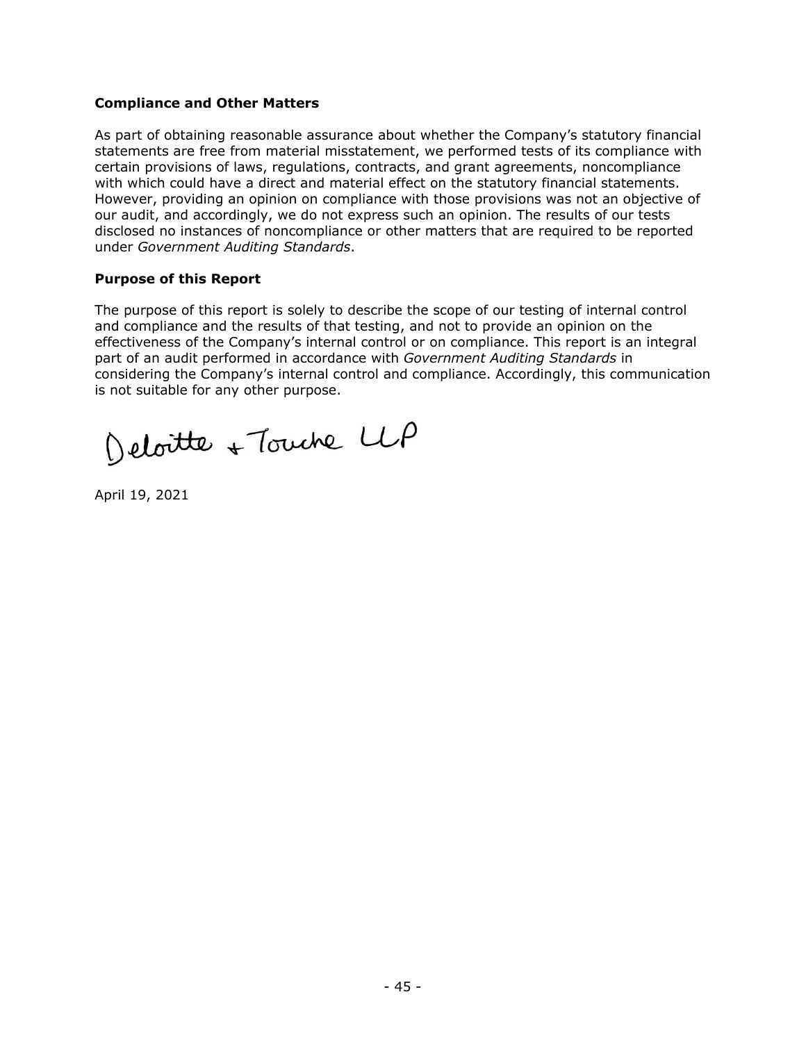## Compliance and Other Matters

As part of obtaining reasonable assurance about whether the Company's statutory financial statements are free from material misstatement, we performed tests of its compliance with certain provisions of laws, regulations, contracts, and grant agreements, noncompliance with which could have a direct and material effect on the statutory financial statements. However, providing an opinion on compliance with those provisions was not an objective of our audit, and accordingly, we do not express such an opinion. The results of our tests disclosed no instances of noncompliance or other matters that are required to be reported under *Government Auditing Standards*.

## Purpose of this Report

The purpose of this report is solely to describe the scope of our testing of internal control and compliance and the results of that testing, and not to provide an opinion on the effectiveness of the Company's internal control or on compliance. This report is an integral part of an audit performed in accordance with *Government Auditing Standards* in considering the Company's internal control and compliance. Accordingly, this communication is not suitable for any other purpose.

Deloitte & Touche LLP

April 19, 2021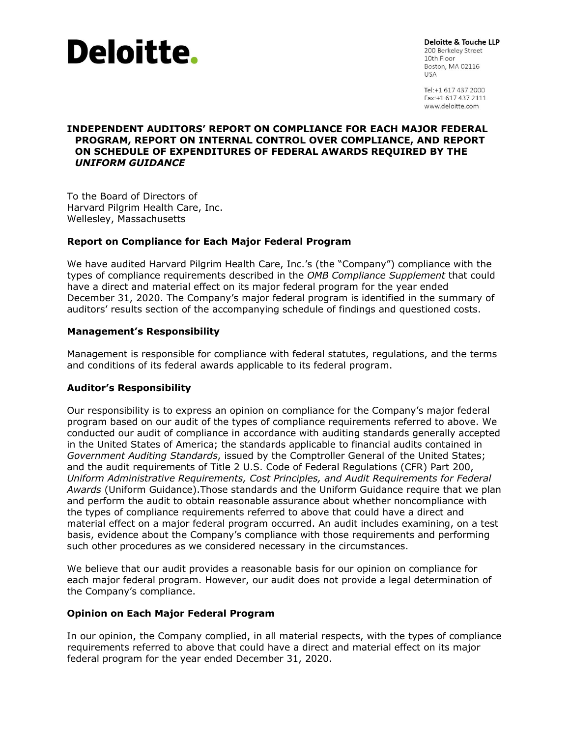# Deloitte.

**Deloitte & Touche LLP**
200 Berkeley Street
10th Floor
Boston, MA 02116
USA

Tel:+1 617 437 2000
Fax:+1 617 437 2111
www.deloitte.com

## INDEPENDENT AUDITORS' REPORT ON COMPLIANCE FOR EACH MAJOR FEDERAL PROGRAM, REPORT ON INTERNAL CONTROL OVER COMPLIANCE, AND REPORT ON SCHEDULE OF EXPENDITURES OF FEDERAL AWARDS REQUIRED BY THE *UNIFORM GUIDANCE*

To the Board of Directors of
Harvard Pilgrim Health Care, Inc.
Wellesley, Massachusetts

### Report on Compliance for Each Major Federal Program

We have audited Harvard Pilgrim Health Care, Inc.'s (the "Company") compliance with the types of compliance requirements described in the *OMB Compliance Supplement* that could have a direct and material effect on its major federal program for the year ended December 31, 2020. The Company's major federal program is identified in the summary of auditors' results section of the accompanying schedule of findings and questioned costs.

### Management's Responsibility

Management is responsible for compliance with federal statutes, regulations, and the terms and conditions of its federal awards applicable to its federal program.

### Auditor's Responsibility

Our responsibility is to express an opinion on compliance for the Company's major federal program based on our audit of the types of compliance requirements referred to above. We conducted our audit of compliance in accordance with auditing standards generally accepted in the United States of America; the standards applicable to financial audits contained in *Government Auditing Standards*, issued by the Comptroller General of the United States; and the audit requirements of Title 2 U.S. Code of Federal Regulations (CFR) Part 200, *Uniform Administrative Requirements, Cost Principles, and Audit Requirements for Federal Awards* (Uniform Guidance).Those standards and the Uniform Guidance require that we plan and perform the audit to obtain reasonable assurance about whether noncompliance with the types of compliance requirements referred to above that could have a direct and material effect on a major federal program occurred. An audit includes examining, on a test basis, evidence about the Company's compliance with those requirements and performing such other procedures as we considered necessary in the circumstances.

We believe that our audit provides a reasonable basis for our opinion on compliance for each major federal program. However, our audit does not provide a legal determination of the Company's compliance.

### Opinion on Each Major Federal Program

In our opinion, the Company complied, in all material respects, with the types of compliance requirements referred to above that could have a direct and material effect on its major federal program for the year ended December 31, 2020.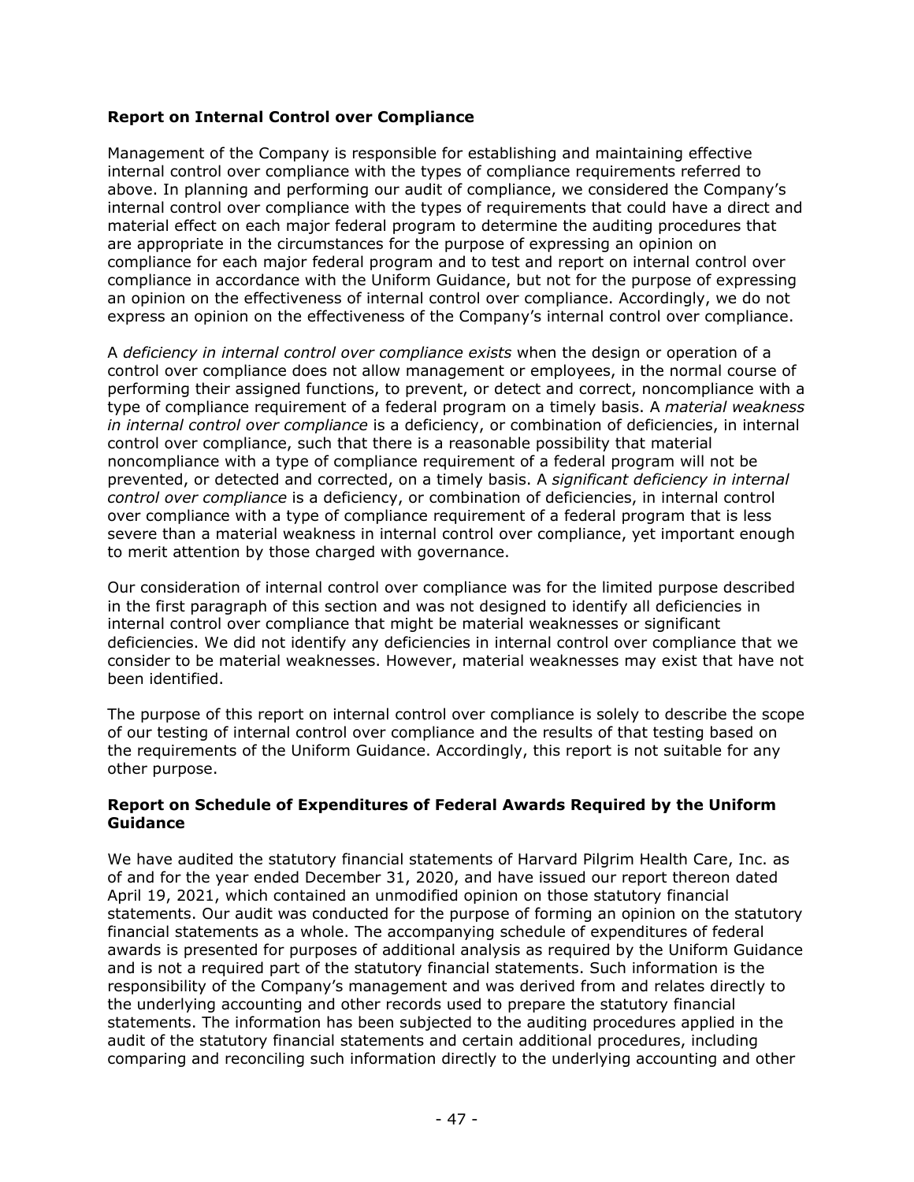### Report on Internal Control over Compliance

Management of the Company is responsible for establishing and maintaining effective internal control over compliance with the types of compliance requirements referred to above. In planning and performing our audit of compliance, we considered the Company's internal control over compliance with the types of requirements that could have a direct and material effect on each major federal program to determine the auditing procedures that are appropriate in the circumstances for the purpose of expressing an opinion on compliance for each major federal program and to test and report on internal control over compliance in accordance with the Uniform Guidance, but not for the purpose of expressing an opinion on the effectiveness of internal control over compliance. Accordingly, we do not express an opinion on the effectiveness of the Company's internal control over compliance.

A *deficiency in internal control over compliance exists* when the design or operation of a control over compliance does not allow management or employees, in the normal course of performing their assigned functions, to prevent, or detect and correct, noncompliance with a type of compliance requirement of a federal program on a timely basis. A *material weakness in internal control over compliance* is a deficiency, or combination of deficiencies, in internal control over compliance, such that there is a reasonable possibility that material noncompliance with a type of compliance requirement of a federal program will not be prevented, or detected and corrected, on a timely basis. A *significant deficiency in internal control over compliance* is a deficiency, or combination of deficiencies, in internal control over compliance with a type of compliance requirement of a federal program that is less severe than a material weakness in internal control over compliance, yet important enough to merit attention by those charged with governance.

Our consideration of internal control over compliance was for the limited purpose described in the first paragraph of this section and was not designed to identify all deficiencies in internal control over compliance that might be material weaknesses or significant deficiencies. We did not identify any deficiencies in internal control over compliance that we consider to be material weaknesses. However, material weaknesses may exist that have not been identified.

The purpose of this report on internal control over compliance is solely to describe the scope of our testing of internal control over compliance and the results of that testing based on the requirements of the Uniform Guidance. Accordingly, this report is not suitable for any other purpose.

### Report on Schedule of Expenditures of Federal Awards Required by the Uniform Guidance

We have audited the statutory financial statements of Harvard Pilgrim Health Care, Inc. as of and for the year ended December 31, 2020, and have issued our report thereon dated April 19, 2021, which contained an unmodified opinion on those statutory financial statements. Our audit was conducted for the purpose of forming an opinion on the statutory financial statements as a whole. The accompanying schedule of expenditures of federal awards is presented for purposes of additional analysis as required by the Uniform Guidance and is not a required part of the statutory financial statements. Such information is the responsibility of the Company's management and was derived from and relates directly to the underlying accounting and other records used to prepare the statutory financial statements. The information has been subjected to the auditing procedures applied in the audit of the statutory financial statements and certain additional procedures, including comparing and reconciling such information directly to the underlying accounting and other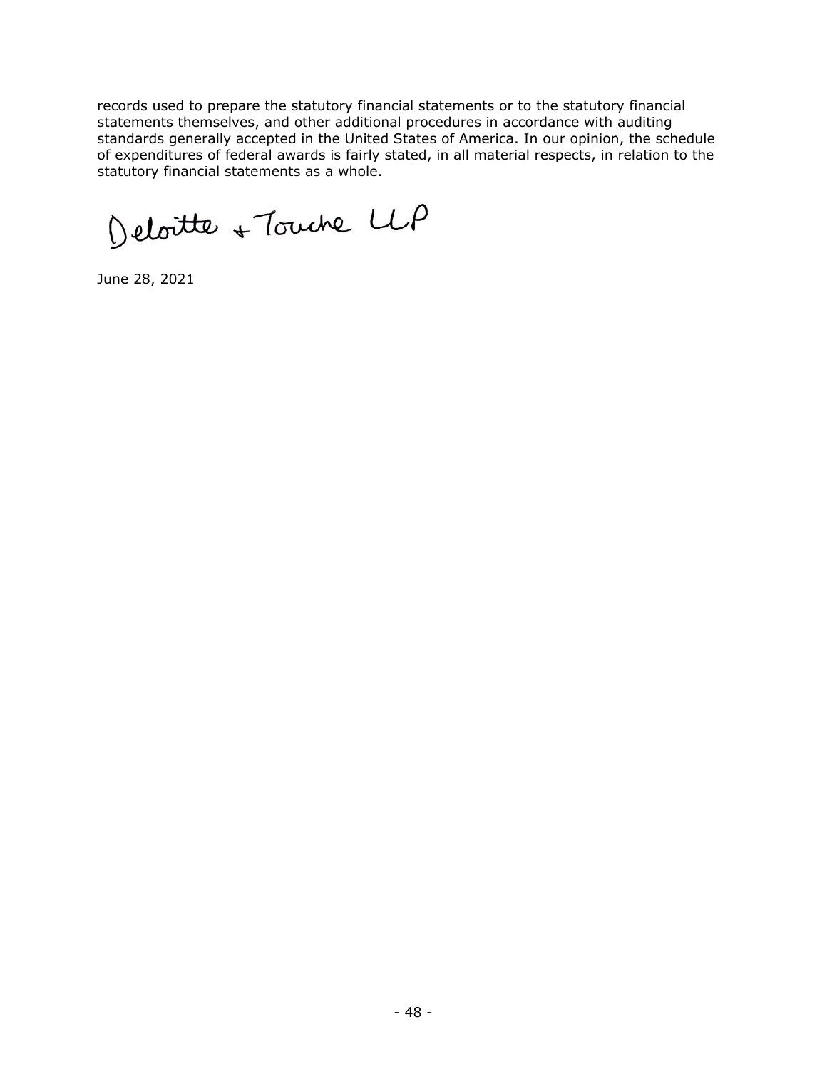records used to prepare the statutory financial statements or to the statutory financial statements themselves, and other additional procedures in accordance with auditing standards generally accepted in the United States of America. In our opinion, the schedule of expenditures of federal awards is fairly stated, in all material respects, in relation to the statutory financial statements as a whole.

Deloitte & Touche LLP

June 28, 2021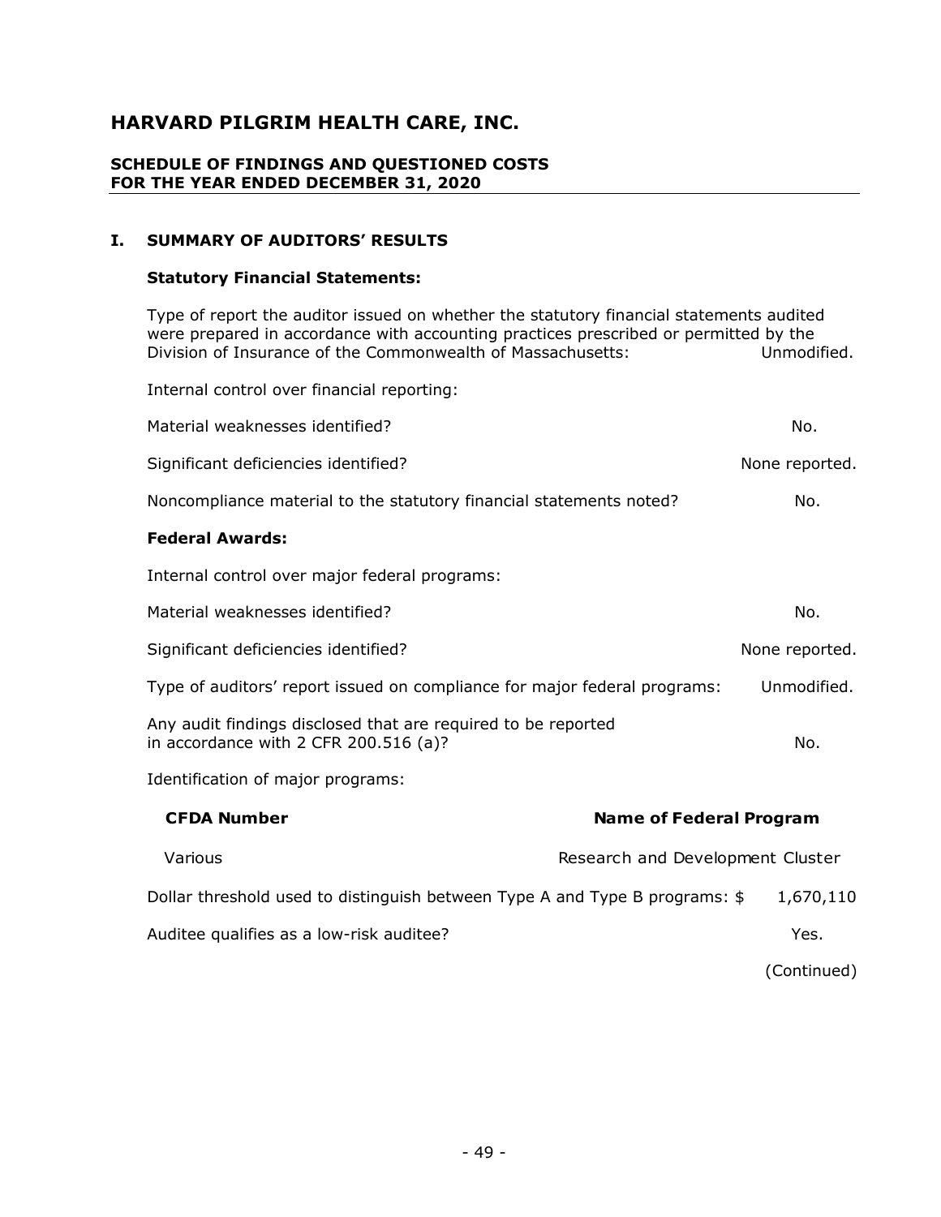# HARVARD PILGRIM HEALTH CARE, INC.

## SCHEDULE OF FINDINGS AND QUESTIONED COSTS
## FOR THE YEAR ENDED DECEMBER 31, 2020

### I. SUMMARY OF AUDITORS' RESULTS

**Statutory Financial Statements:**

Type of report the auditor issued on whether the statutory financial statements audited were prepared in accordance with accounting practices prescribed or permitted by the Division of Insurance of the Commonwealth of Massachusetts: Unmodified.

Internal control over financial reporting:

Material weaknesses identified? No.

Significant deficiencies identified? None reported.

Noncompliance material to the statutory financial statements noted? No.

**Federal Awards:**

Internal control over major federal programs:

Material weaknesses identified? No.

Significant deficiencies identified? None reported.

Type of auditors' report issued on compliance for major federal programs: Unmodified.

Any audit findings disclosed that are required to be reported in accordance with 2 CFR 200.516 (a)? No.

Identification of major programs:

| CFDA Number | Name of Federal Program |
|---|---|
| Various | Research and Development Cluster |

Dollar threshold used to distinguish between Type A and Type B programs: $ 1,670,110

Auditee qualifies as a low-risk auditee? Yes.

(Continued)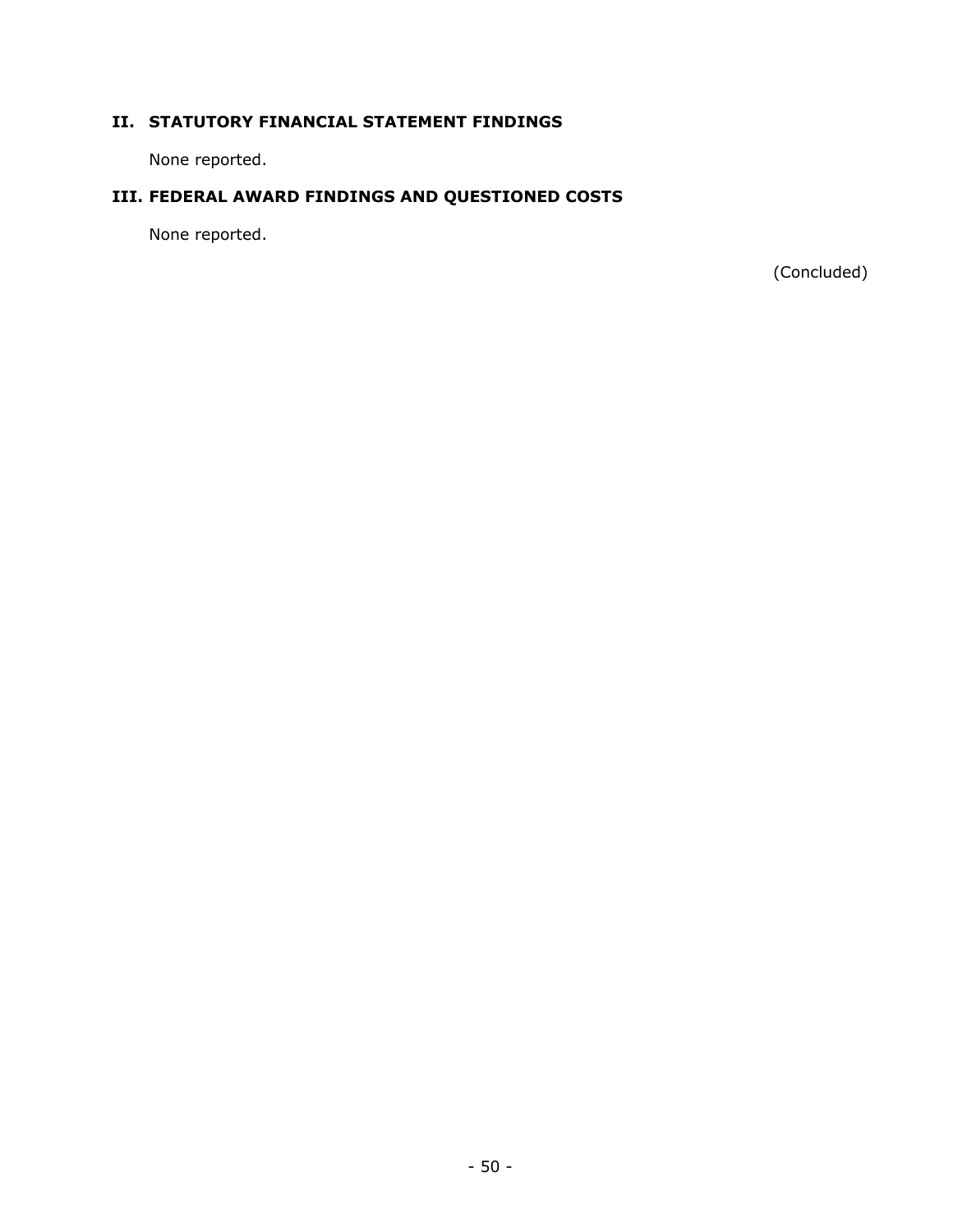## II. STATUTORY FINANCIAL STATEMENT FINDINGS

None reported.

## III. FEDERAL AWARD FINDINGS AND QUESTIONED COSTS

None reported.

(Concluded)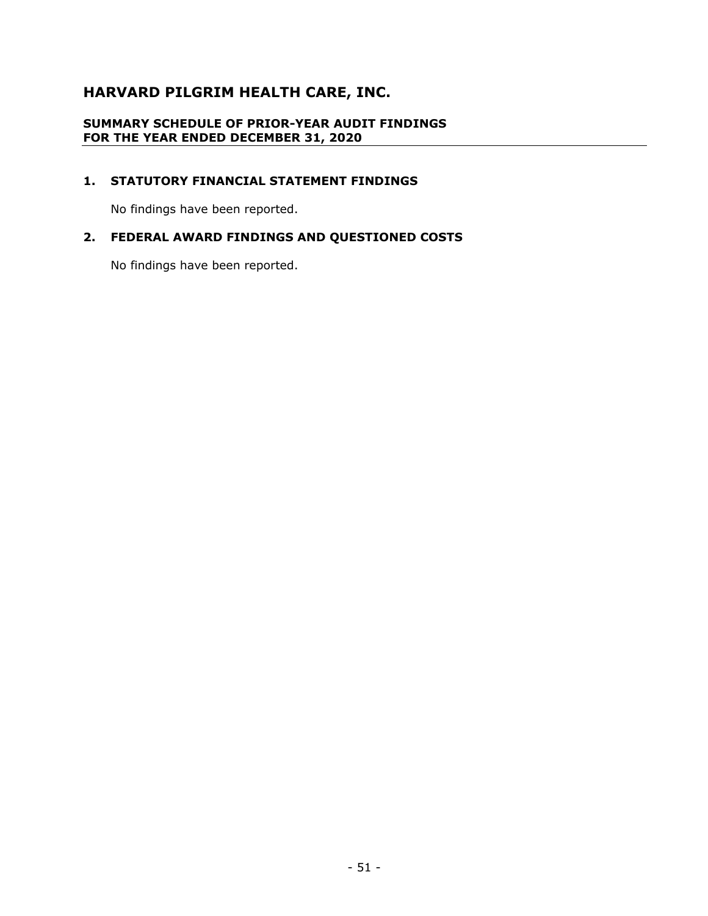# HARVARD PILGRIM HEALTH CARE, INC.

**SUMMARY SCHEDULE OF PRIOR-YEAR AUDIT FINDINGS**
**FOR THE YEAR ENDED DECEMBER 31, 2020**

## 1. STATUTORY FINANCIAL STATEMENT FINDINGS

No findings have been reported.

## 2. FEDERAL AWARD FINDINGS AND QUESTIONED COSTS

No findings have been reported.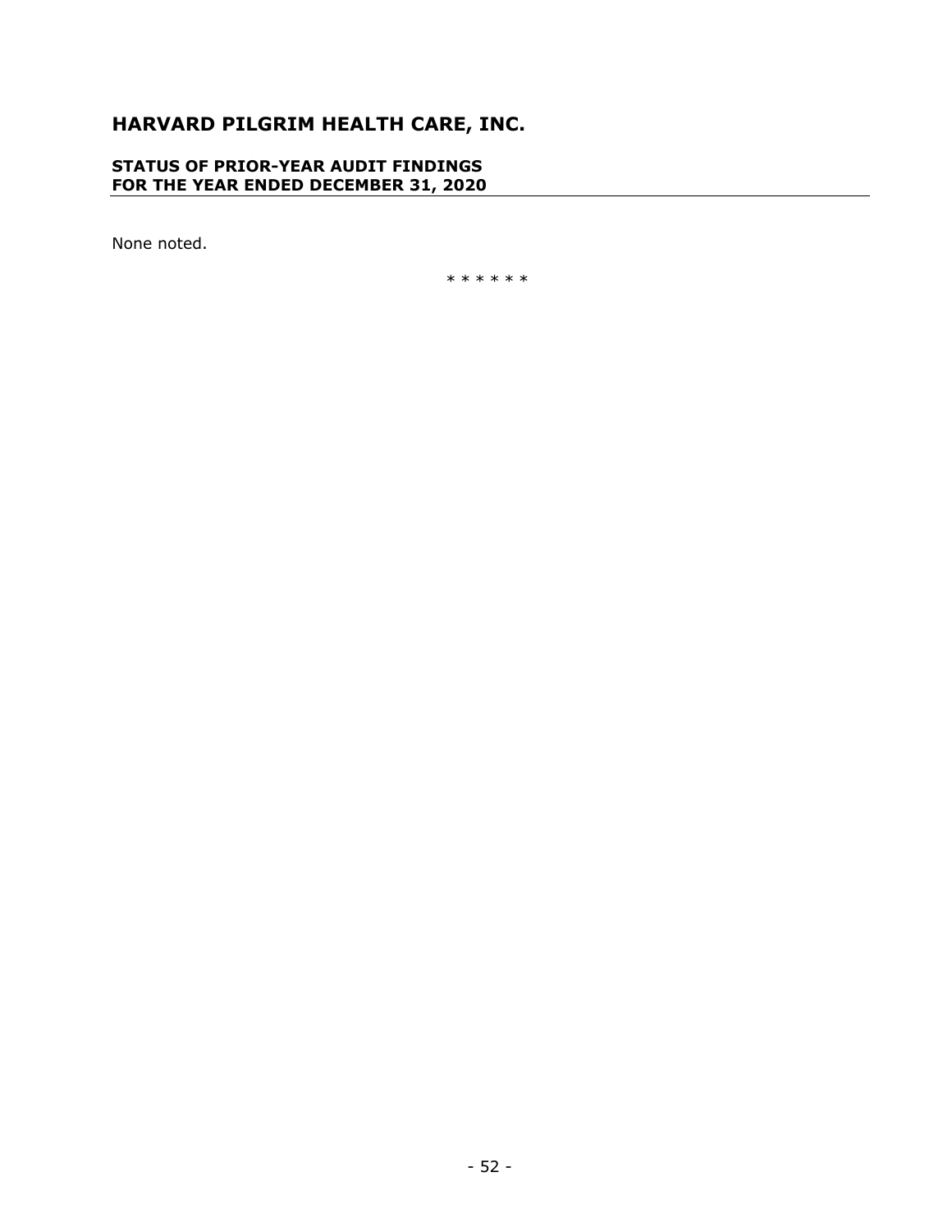# HARVARD PILGRIM HEALTH CARE, INC.

**STATUS OF PRIOR-YEAR AUDIT FINDINGS**
**FOR THE YEAR ENDED DECEMBER 31, 2020**

None noted.

* * * * * *